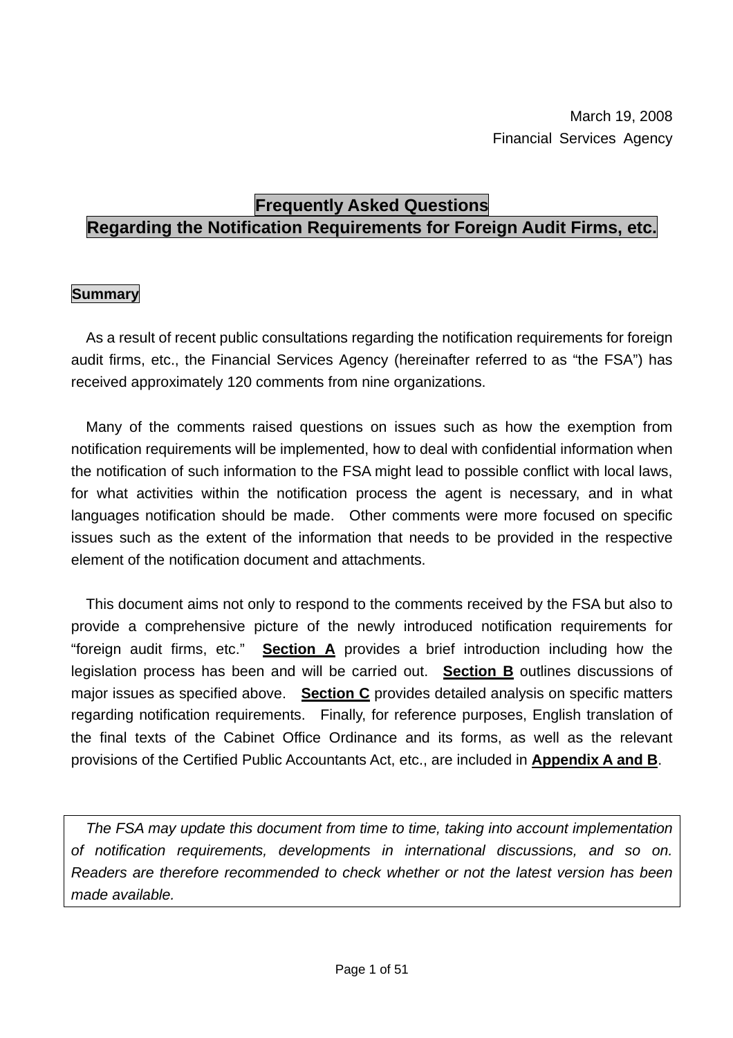March 19, 2008
Financial Services Agency

# Frequently Asked Questions
# Regarding the Notification Requirements for Foreign Audit Firms, etc.

## Summary

As a result of recent public consultations regarding the notification requirements for foreign audit firms, etc., the Financial Services Agency (hereinafter referred to as "the FSA") has received approximately 120 comments from nine organizations.

Many of the comments raised questions on issues such as how the exemption from notification requirements will be implemented, how to deal with confidential information when the notification of such information to the FSA might lead to possible conflict with local laws, for what activities within the notification process the agent is necessary, and in what languages notification should be made. Other comments were more focused on specific issues such as the extent of the information that needs to be provided in the respective element of the notification document and attachments.

This document aims not only to respond to the comments received by the FSA but also to provide a comprehensive picture of the newly introduced notification requirements for "foreign audit firms, etc." **Section A** provides a brief introduction including how the legislation process has been and will be carried out. **Section B** outlines discussions of major issues as specified above. **Section C** provides detailed analysis on specific matters regarding notification requirements. Finally, for reference purposes, English translation of the final texts of the Cabinet Office Ordinance and its forms, as well as the relevant provisions of the Certified Public Accountants Act, etc., are included in **Appendix A and B**.

*The FSA may update this document from time to time, taking into account implementation of notification requirements, developments in international discussions, and so on. Readers are therefore recommended to check whether or not the latest version has been made available.*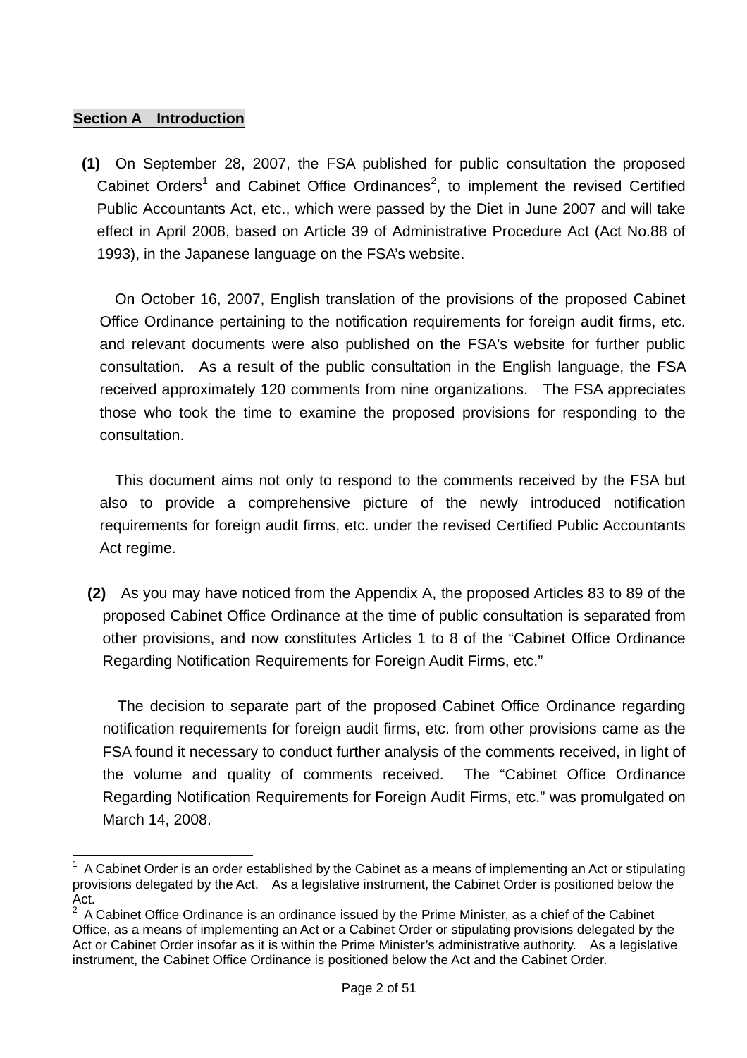## Section A Introduction

**(1)** On September 28, 2007, the FSA published for public consultation the proposed Cabinet Orders[1] and Cabinet Office Ordinances[2], to implement the revised Certified Public Accountants Act, etc., which were passed by the Diet in June 2007 and will take effect in April 2008, based on Article 39 of Administrative Procedure Act (Act No.88 of 1993), in the Japanese language on the FSA's website.

On October 16, 2007, English translation of the provisions of the proposed Cabinet Office Ordinance pertaining to the notification requirements for foreign audit firms, etc. and relevant documents were also published on the FSA's website for further public consultation. As a result of the public consultation in the English language, the FSA received approximately 120 comments from nine organizations. The FSA appreciates those who took the time to examine the proposed provisions for responding to the consultation.

This document aims not only to respond to the comments received by the FSA but also to provide a comprehensive picture of the newly introduced notification requirements for foreign audit firms, etc. under the revised Certified Public Accountants Act regime.

**(2)** As you may have noticed from the Appendix A, the proposed Articles 83 to 89 of the proposed Cabinet Office Ordinance at the time of public consultation is separated from other provisions, and now constitutes Articles 1 to 8 of the "Cabinet Office Ordinance Regarding Notification Requirements for Foreign Audit Firms, etc."

The decision to separate part of the proposed Cabinet Office Ordinance regarding notification requirements for foreign audit firms, etc. from other provisions came as the FSA found it necessary to conduct further analysis of the comments received, in light of the volume and quality of comments received. The "Cabinet Office Ordinance Regarding Notification Requirements for Foreign Audit Firms, etc." was promulgated on March 14, 2008.

---

[1] A Cabinet Order is an order established by the Cabinet as a means of implementing an Act or stipulating provisions delegated by the Act. As a legislative instrument, the Cabinet Order is positioned below the Act.

[2] A Cabinet Office Ordinance is an ordinance issued by the Prime Minister, as a chief of the Cabinet Office, as a means of implementing an Act or a Cabinet Order or stipulating provisions delegated by the Act or Cabinet Order insofar as it is within the Prime Minister's administrative authority. As a legislative instrument, the Cabinet Office Ordinance is positioned below the Act and the Cabinet Order.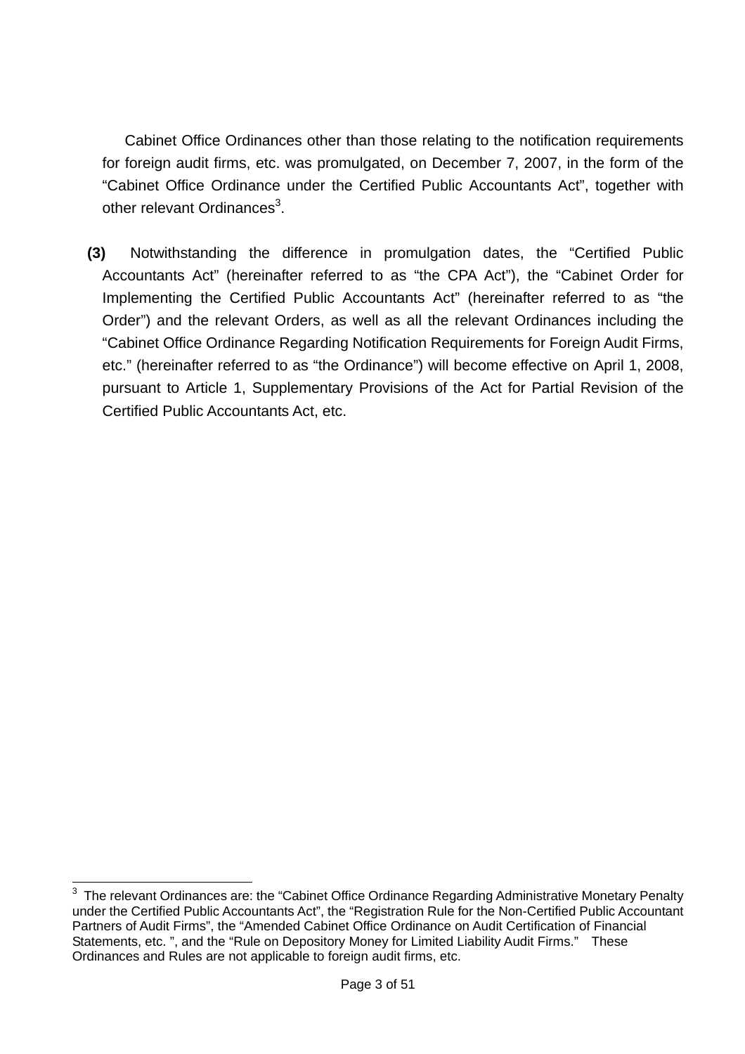Cabinet Office Ordinances other than those relating to the notification requirements for foreign audit firms, etc. was promulgated, on December 7, 2007, in the form of the "Cabinet Office Ordinance under the Certified Public Accountants Act", together with other relevant Ordinances[3].

**(3)** Notwithstanding the difference in promulgation dates, the "Certified Public Accountants Act" (hereinafter referred to as "the CPA Act"), the "Cabinet Order for Implementing the Certified Public Accountants Act" (hereinafter referred to as "the Order") and the relevant Orders, as well as all the relevant Ordinances including the "Cabinet Office Ordinance Regarding Notification Requirements for Foreign Audit Firms, etc." (hereinafter referred to as "the Ordinance") will become effective on April 1, 2008, pursuant to Article 1, Supplementary Provisions of the Act for Partial Revision of the Certified Public Accountants Act, etc.

---

[3] The relevant Ordinances are: the "Cabinet Office Ordinance Regarding Administrative Monetary Penalty under the Certified Public Accountants Act", the "Registration Rule for the Non-Certified Public Accountant Partners of Audit Firms", the "Amended Cabinet Office Ordinance on Audit Certification of Financial Statements, etc. ", and the "Rule on Depository Money for Limited Liability Audit Firms." These Ordinances and Rules are not applicable to foreign audit firms, etc.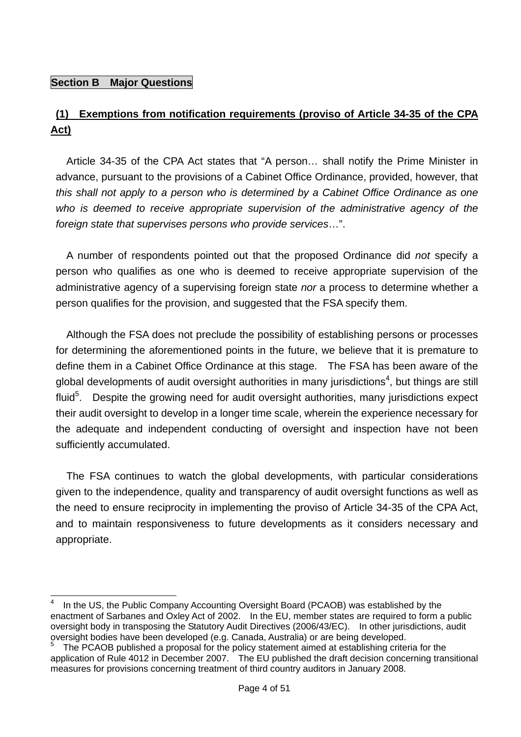## Section B　Major Questions

### (1)　Exemptions from notification requirements (proviso of Article 34-35 of the CPA Act)

Article 34-35 of the CPA Act states that "A person… shall notify the Prime Minister in advance, pursuant to the provisions of a Cabinet Office Ordinance, provided, however, that *this shall not apply to a person who is determined by a Cabinet Office Ordinance as one who is deemed to receive appropriate supervision of the administrative agency of the foreign state that supervises persons who provide services*…".

A number of respondents pointed out that the proposed Ordinance did *not* specify a person who qualifies as one who is deemed to receive appropriate supervision of the administrative agency of a supervising foreign state *nor* a process to determine whether a person qualifies for the provision, and suggested that the FSA specify them.

Although the FSA does not preclude the possibility of establishing persons or processes for determining the aforementioned points in the future, we believe that it is premature to define them in a Cabinet Office Ordinance at this stage.　The FSA has been aware of the global developments of audit oversight authorities in many jurisdictions[4], but things are still fluid[5].　Despite the growing need for audit oversight authorities, many jurisdictions expect their audit oversight to develop in a longer time scale, wherein the experience necessary for the adequate and independent conducting of oversight and inspection have not been sufficiently accumulated.

The FSA continues to watch the global developments, with particular considerations given to the independence, quality and transparency of audit oversight functions as well as the need to ensure reciprocity in implementing the proviso of Article 34-35 of the CPA Act, and to maintain responsiveness to future developments as it considers necessary and appropriate.

---

[4] In the US, the Public Company Accounting Oversight Board (PCAOB) was established by the enactment of Sarbanes and Oxley Act of 2002.　In the EU, member states are required to form a public oversight body in transposing the Statutory Audit Directives (2006/43/EC).　In other jurisdictions, audit oversight bodies have been developed (e.g. Canada, Australia) or are being developed.

[5] The PCAOB published a proposal for the policy statement aimed at establishing criteria for the application of Rule 4012 in December 2007.　The EU published the draft decision concerning transitional measures for provisions concerning treatment of third country auditors in January 2008.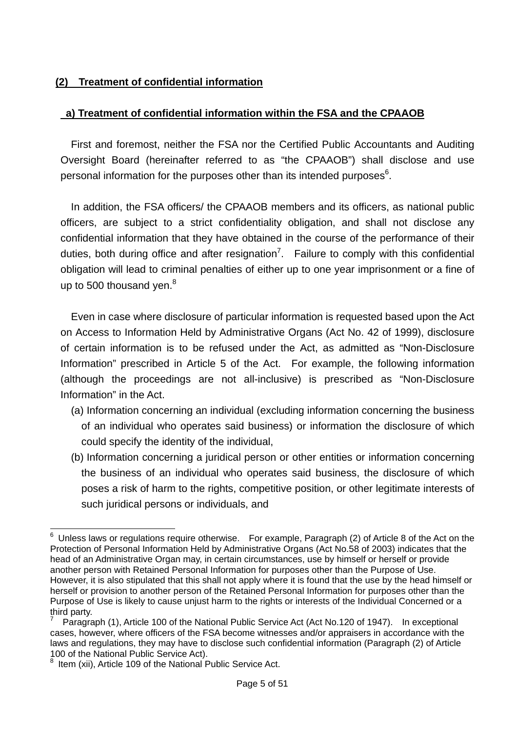## (2) Treatment of confidential information

### a) Treatment of confidential information within the FSA and the CPAAOB

First and foremost, neither the FSA nor the Certified Public Accountants and Auditing Oversight Board (hereinafter referred to as "the CPAAOB") shall disclose and use personal information for the purposes other than its intended purposes[6].

In addition, the FSA officers/ the CPAAOB members and its officers, as national public officers, are subject to a strict confidentiality obligation, and shall not disclose any confidential information that they have obtained in the course of the performance of their duties, both during office and after resignation[7]. Failure to comply with this confidential obligation will lead to criminal penalties of either up to one year imprisonment or a fine of up to 500 thousand yen.[8]

Even in case where disclosure of particular information is requested based upon the Act on Access to Information Held by Administrative Organs (Act No. 42 of 1999), disclosure of certain information is to be refused under the Act, as admitted as "Non-Disclosure Information" prescribed in Article 5 of the Act. For example, the following information (although the proceedings are not all-inclusive) is prescribed as "Non-Disclosure Information" in the Act.

(a) Information concerning an individual (excluding information concerning the business of an individual who operates said business) or information the disclosure of which could specify the identity of the individual,

(b) Information concerning a juridical person or other entities or information concerning the business of an individual who operates said business, the disclosure of which poses a risk of harm to the rights, competitive position, or other legitimate interests of such juridical persons or individuals, and

---

[6] Unless laws or regulations require otherwise. For example, Paragraph (2) of Article 8 of the Act on the Protection of Personal Information Held by Administrative Organs (Act No.58 of 2003) indicates that the head of an Administrative Organ may, in certain circumstances, use by himself or herself or provide another person with Retained Personal Information for purposes other than the Purpose of Use. However, it is also stipulated that this shall not apply where it is found that the use by the head himself or herself or provision to another person of the Retained Personal Information for purposes other than the Purpose of Use is likely to cause unjust harm to the rights or interests of the Individual Concerned or a third party.

[7] Paragraph (1), Article 100 of the National Public Service Act (Act No.120 of 1947). In exceptional cases, however, where officers of the FSA become witnesses and/or appraisers in accordance with the laws and regulations, they may have to disclose such confidential information (Paragraph (2) of Article 100 of the National Public Service Act).

[8] Item (xii), Article 109 of the National Public Service Act.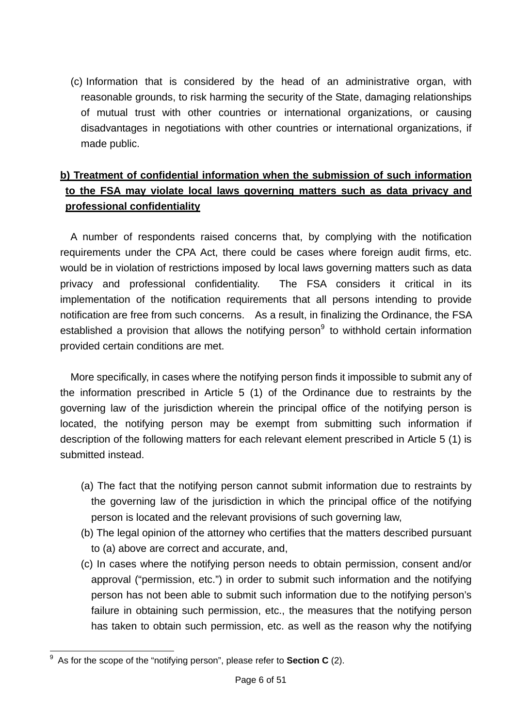(c) Information that is considered by the head of an administrative organ, with reasonable grounds, to risk harming the security of the State, damaging relationships of mutual trust with other countries or international organizations, or causing disadvantages in negotiations with other countries or international organizations, if made public.

**b) Treatment of confidential information when the submission of such information to the FSA may violate local laws governing matters such as data privacy and professional confidentiality**

A number of respondents raised concerns that, by complying with the notification requirements under the CPA Act, there could be cases where foreign audit firms, etc. would be in violation of restrictions imposed by local laws governing matters such as data privacy and professional confidentiality. The FSA considers it critical in its implementation of the notification requirements that all persons intending to provide notification are free from such concerns. As a result, in finalizing the Ordinance, the FSA established a provision that allows the notifying person[9] to withhold certain information provided certain conditions are met.

More specifically, in cases where the notifying person finds it impossible to submit any of the information prescribed in Article 5 (1) of the Ordinance due to restraints by the governing law of the jurisdiction wherein the principal office of the notifying person is located, the notifying person may be exempt from submitting such information if description of the following matters for each relevant element prescribed in Article 5 (1) is submitted instead.

(a) The fact that the notifying person cannot submit information due to restraints by the governing law of the jurisdiction in which the principal office of the notifying person is located and the relevant provisions of such governing law,

(b) The legal opinion of the attorney who certifies that the matters described pursuant to (a) above are correct and accurate, and,

(c) In cases where the notifying person needs to obtain permission, consent and/or approval ("permission, etc.") in order to submit such information and the notifying person has not been able to submit such information due to the notifying person's failure in obtaining such permission, etc., the measures that the notifying person has taken to obtain such permission, etc. as well as the reason why the notifying

[9] As for the scope of the "notifying person", please refer to **Section C** (2).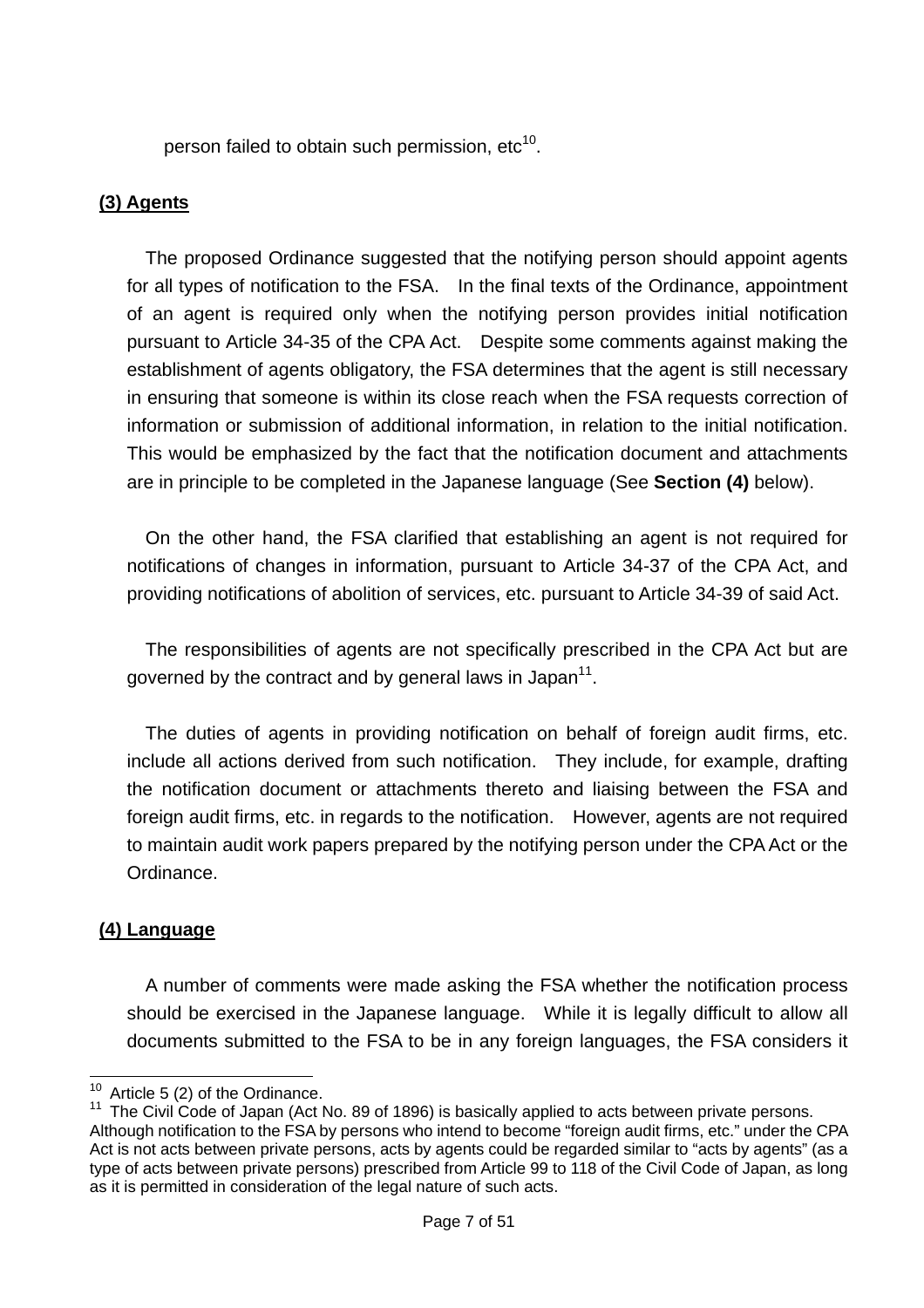person failed to obtain such permission, etc[10].

**(3) Agents**

The proposed Ordinance suggested that the notifying person should appoint agents for all types of notification to the FSA. In the final texts of the Ordinance, appointment of an agent is required only when the notifying person provides initial notification pursuant to Article 34-35 of the CPA Act. Despite some comments against making the establishment of agents obligatory, the FSA determines that the agent is still necessary in ensuring that someone is within its close reach when the FSA requests correction of information or submission of additional information, in relation to the initial notification. This would be emphasized by the fact that the notification document and attachments are in principle to be completed in the Japanese language (See **Section (4)** below).

On the other hand, the FSA clarified that establishing an agent is not required for notifications of changes in information, pursuant to Article 34-37 of the CPA Act, and providing notifications of abolition of services, etc. pursuant to Article 34-39 of said Act.

The responsibilities of agents are not specifically prescribed in the CPA Act but are governed by the contract and by general laws in Japan[11].

The duties of agents in providing notification on behalf of foreign audit firms, etc. include all actions derived from such notification. They include, for example, drafting the notification document or attachments thereto and liaising between the FSA and foreign audit firms, etc. in regards to the notification. However, agents are not required to maintain audit work papers prepared by the notifying person under the CPA Act or the Ordinance.

**(4) Language**

A number of comments were made asking the FSA whether the notification process should be exercised in the Japanese language. While it is legally difficult to allow all documents submitted to the FSA to be in any foreign languages, the FSA considers it

---

[10] Article 5 (2) of the Ordinance.

[11] The Civil Code of Japan (Act No. 89 of 1896) is basically applied to acts between private persons. Although notification to the FSA by persons who intend to become “foreign audit firms, etc.” under the CPA Act is not acts between private persons, acts by agents could be regarded similar to “acts by agents” (as a type of acts between private persons) prescribed from Article 99 to 118 of the Civil Code of Japan, as long as it is permitted in consideration of the legal nature of such acts.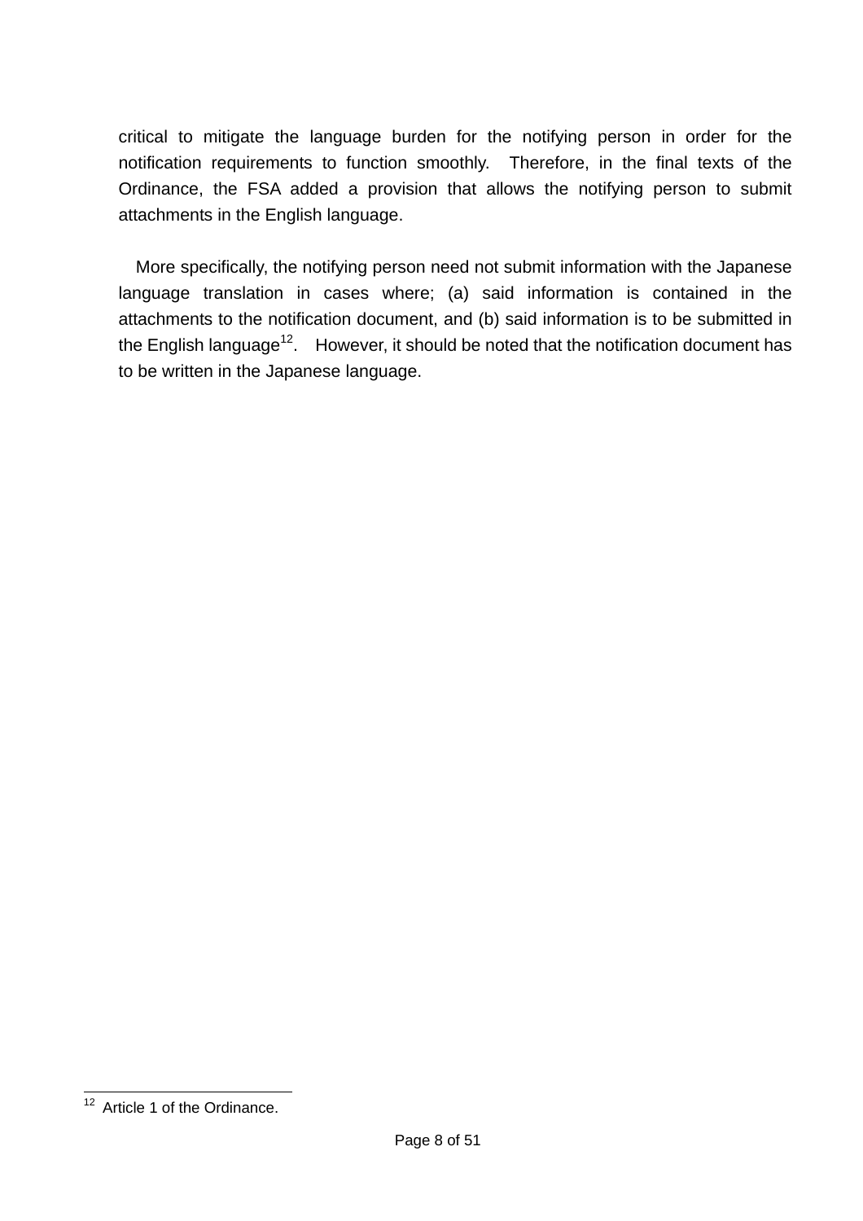critical to mitigate the language burden for the notifying person in order for the notification requirements to function smoothly. Therefore, in the final texts of the Ordinance, the FSA added a provision that allows the notifying person to submit attachments in the English language.

More specifically, the notifying person need not submit information with the Japanese language translation in cases where; (a) said information is contained in the attachments to the notification document, and (b) said information is to be submitted in the English language[12]. However, it should be noted that the notification document has to be written in the Japanese language.

---

[12] Article 1 of the Ordinance.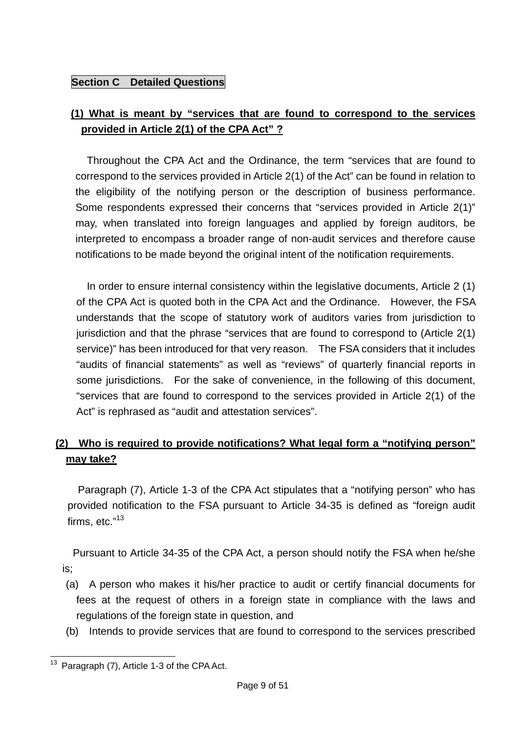## Section C Detailed Questions

### (1) What is meant by "services that are found to correspond to the services provided in Article 2(1) of the CPA Act" ?

Throughout the CPA Act and the Ordinance, the term "services that are found to correspond to the services provided in Article 2(1) of the Act" can be found in relation to the eligibility of the notifying person or the description of business performance. Some respondents expressed their concerns that "services provided in Article 2(1)" may, when translated into foreign languages and applied by foreign auditors, be interpreted to encompass a broader range of non-audit services and therefore cause notifications to be made beyond the original intent of the notification requirements.

In order to ensure internal consistency within the legislative documents, Article 2 (1) of the CPA Act is quoted both in the CPA Act and the Ordinance. However, the FSA understands that the scope of statutory work of auditors varies from jurisdiction to jurisdiction and that the phrase "services that are found to correspond to (Article 2(1) service)" has been introduced for that very reason. The FSA considers that it includes "audits of financial statements" as well as "reviews" of quarterly financial reports in some jurisdictions. For the sake of convenience, in the following of this document, "services that are found to correspond to the services provided in Article 2(1) of the Act" is rephrased as "audit and attestation services".

### (2) Who is required to provide notifications? What legal form a "notifying person" may take?

Paragraph (7), Article 1-3 of the CPA Act stipulates that a "notifying person" who has provided notification to the FSA pursuant to Article 34-35 is defined as "foreign audit firms, etc."[13]

Pursuant to Article 34-35 of the CPA Act, a person should notify the FSA when he/she is;

(a) A person who makes it his/her practice to audit or certify financial documents for fees at the request of others in a foreign state in compliance with the laws and regulations of the foreign state in question, and

(b) Intends to provide services that are found to correspond to the services prescribed

[13] Paragraph (7), Article 1-3 of the CPA Act.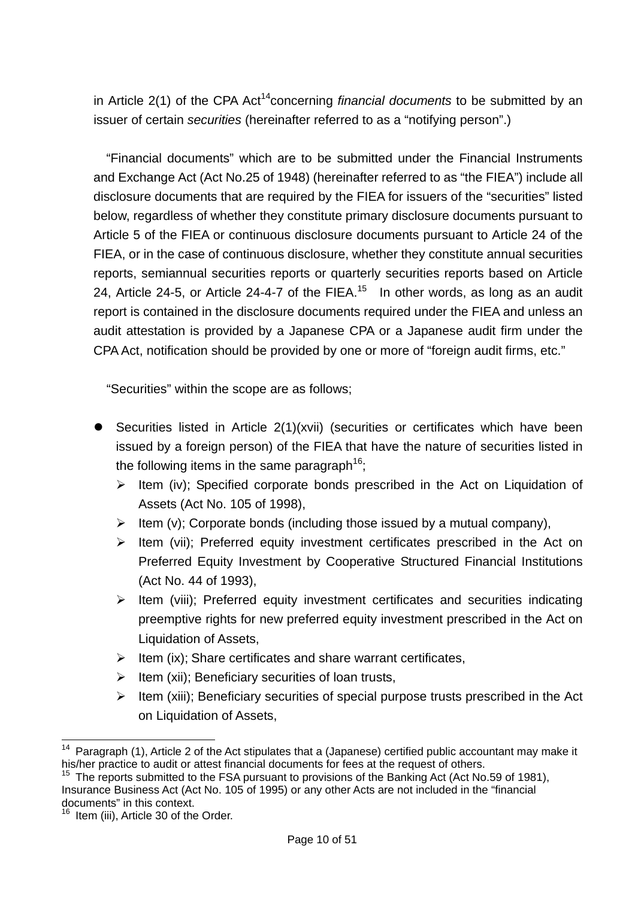in Article 2(1) of the CPA Act[14] concerning *financial documents* to be submitted by an issuer of certain *securities* (hereinafter referred to as a “notifying person”.)

“Financial documents” which are to be submitted under the Financial Instruments and Exchange Act (Act No.25 of 1948) (hereinafter referred to as “the FIEA”) include all disclosure documents that are required by the FIEA for issuers of the “securities” listed below, regardless of whether they constitute primary disclosure documents pursuant to Article 5 of the FIEA or continuous disclosure documents pursuant to Article 24 of the FIEA, or in the case of continuous disclosure, whether they constitute annual securities reports, semiannual securities reports or quarterly securities reports based on Article 24, Article 24-5, or Article 24-4-7 of the FIEA.[15] In other words, as long as an audit report is contained in the disclosure documents required under the FIEA and unless an audit attestation is provided by a Japanese CPA or a Japanese audit firm under the CPA Act, notification should be provided by one or more of “foreign audit firms, etc.”

“Securities” within the scope are as follows;

- Securities listed in Article 2(1)(xvii) (securities or certificates which have been issued by a foreign person) of the FIEA that have the nature of securities listed in the following items in the same paragraph[16];
    - Item (iv); Specified corporate bonds prescribed in the Act on Liquidation of Assets (Act No. 105 of 1998),
    - Item (v); Corporate bonds (including those issued by a mutual company),
    - Item (vii); Preferred equity investment certificates prescribed in the Act on Preferred Equity Investment by Cooperative Structured Financial Institutions (Act No. 44 of 1993),
    - Item (viii); Preferred equity investment certificates and securities indicating preemptive rights for new preferred equity investment prescribed in the Act on Liquidation of Assets,
    - Item (ix); Share certificates and share warrant certificates,
    - Item (xii); Beneficiary securities of loan trusts,
    - Item (xiii); Beneficiary securities of special purpose trusts prescribed in the Act on Liquidation of Assets,

---

[14] Paragraph (1), Article 2 of the Act stipulates that a (Japanese) certified public accountant may make it his/her practice to audit or attest financial documents for fees at the request of others.

[15] The reports submitted to the FSA pursuant to provisions of the Banking Act (Act No.59 of 1981), Insurance Business Act (Act No. 105 of 1995) or any other Acts are not included in the “financial documents” in this context.

[16] Item (iii), Article 30 of the Order.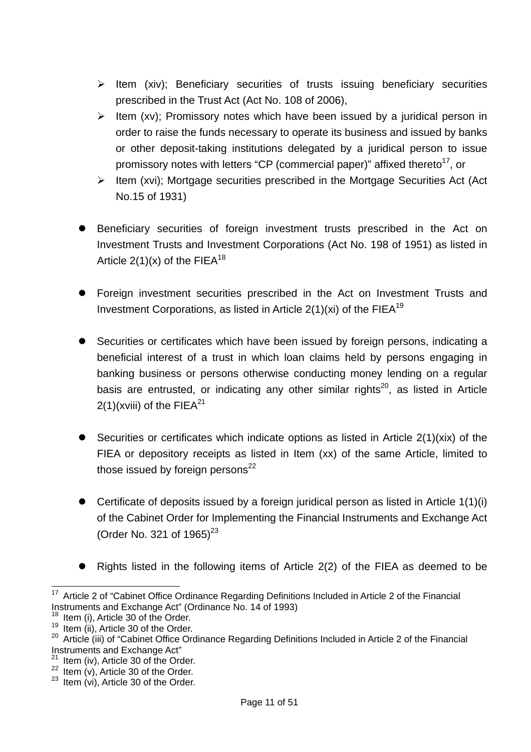- Item (xiv); Beneficiary securities of trusts issuing beneficiary securities prescribed in the Trust Act (Act No. 108 of 2006),
- Item (xv); Promissory notes which have been issued by a juridical person in order to raise the funds necessary to operate its business and issued by banks or other deposit-taking institutions delegated by a juridical person to issue promissory notes with letters "CP (commercial paper)" affixed thereto[17], or
- Item (xvi); Mortgage securities prescribed in the Mortgage Securities Act (Act No.15 of 1931)

- Beneficiary securities of foreign investment trusts prescribed in the Act on Investment Trusts and Investment Corporations (Act No. 198 of 1951) as listed in Article 2(1)(x) of the FIEA[18]

- Foreign investment securities prescribed in the Act on Investment Trusts and Investment Corporations, as listed in Article 2(1)(xi) of the FIEA[19]

- Securities or certificates which have been issued by foreign persons, indicating a beneficial interest of a trust in which loan claims held by persons engaging in banking business or persons otherwise conducting money lending on a regular basis are entrusted, or indicating any other similar rights[20], as listed in Article 2(1)(xviii) of the FIEA[21]

- Securities or certificates which indicate options as listed in Article 2(1)(xix) of the FIEA or depository receipts as listed in Item (xx) of the same Article, limited to those issued by foreign persons[22]

- Certificate of deposits issued by a foreign juridical person as listed in Article 1(1)(i) of the Cabinet Order for Implementing the Financial Instruments and Exchange Act (Order No. 321 of 1965)[23]

- Rights listed in the following items of Article 2(2) of the FIEA as deemed to be

---

[17] Article 2 of "Cabinet Office Ordinance Regarding Definitions Included in Article 2 of the Financial Instruments and Exchange Act" (Ordinance No. 14 of 1993)
[18] Item (i), Article 30 of the Order.
[19] Item (ii), Article 30 of the Order.
[20] Article (iii) of "Cabinet Office Ordinance Regarding Definitions Included in Article 2 of the Financial Instruments and Exchange Act"
[21] Item (iv), Article 30 of the Order.
[22] Item (v), Article 30 of the Order.
[23] Item (vi), Article 30 of the Order.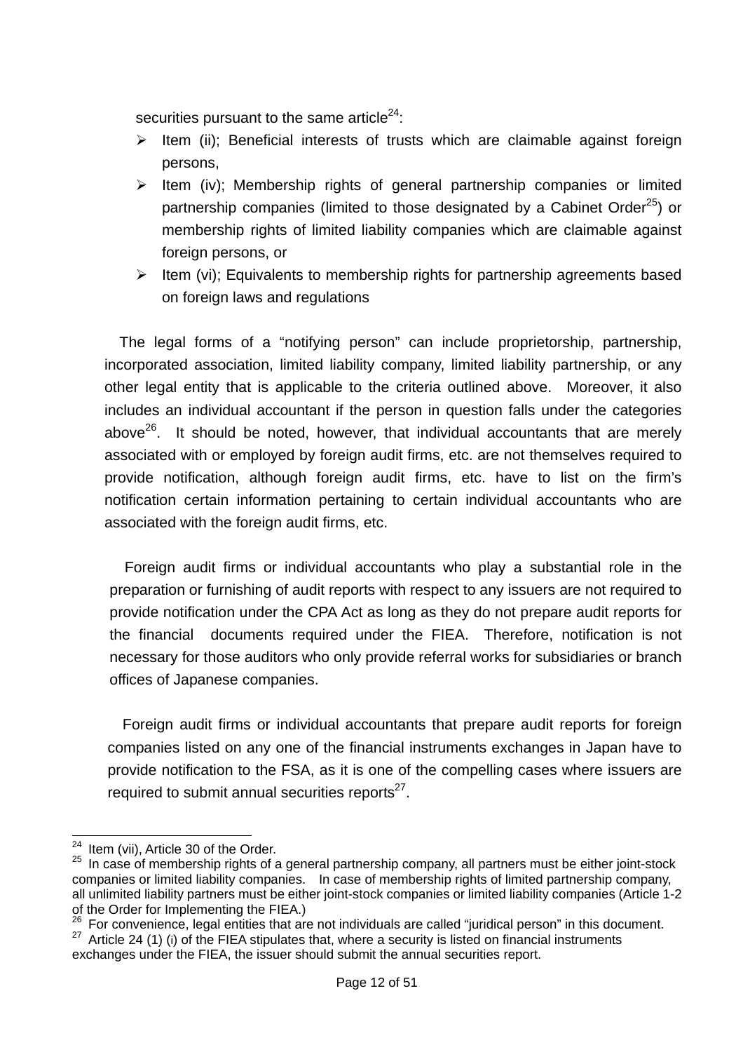securities pursuant to the same article[24]:

- Item (ii); Beneficial interests of trusts which are claimable against foreign persons,
- Item (iv); Membership rights of general partnership companies or limited partnership companies (limited to those designated by a Cabinet Order[25]) or membership rights of limited liability companies which are claimable against foreign persons, or
- Item (vi); Equivalents to membership rights for partnership agreements based on foreign laws and regulations

The legal forms of a "notifying person" can include proprietorship, partnership, incorporated association, limited liability company, limited liability partnership, or any other legal entity that is applicable to the criteria outlined above. Moreover, it also includes an individual accountant if the person in question falls under the categories above[26]. It should be noted, however, that individual accountants that are merely associated with or employed by foreign audit firms, etc. are not themselves required to provide notification, although foreign audit firms, etc. have to list on the firm's notification certain information pertaining to certain individual accountants who are associated with the foreign audit firms, etc.

Foreign audit firms or individual accountants who play a substantial role in the preparation or furnishing of audit reports with respect to any issuers are not required to provide notification under the CPA Act as long as they do not prepare audit reports for the financial documents required under the FIEA. Therefore, notification is not necessary for those auditors who only provide referral works for subsidiaries or branch offices of Japanese companies.

Foreign audit firms or individual accountants that prepare audit reports for foreign companies listed on any one of the financial instruments exchanges in Japan have to provide notification to the FSA, as it is one of the compelling cases where issuers are required to submit annual securities reports[27].

---

[24] Item (vii), Article 30 of the Order.

[25] In case of membership rights of a general partnership company, all partners must be either joint-stock companies or limited liability companies. In case of membership rights of limited partnership company, all unlimited liability partners must be either joint-stock companies or limited liability companies (Article 1-2 of the Order for Implementing the FIEA.)

[26] For convenience, legal entities that are not individuals are called "juridical person" in this document.

[27] Article 24 (1) (i) of the FIEA stipulates that, where a security is listed on financial instruments exchanges under the FIEA, the issuer should submit the annual securities report.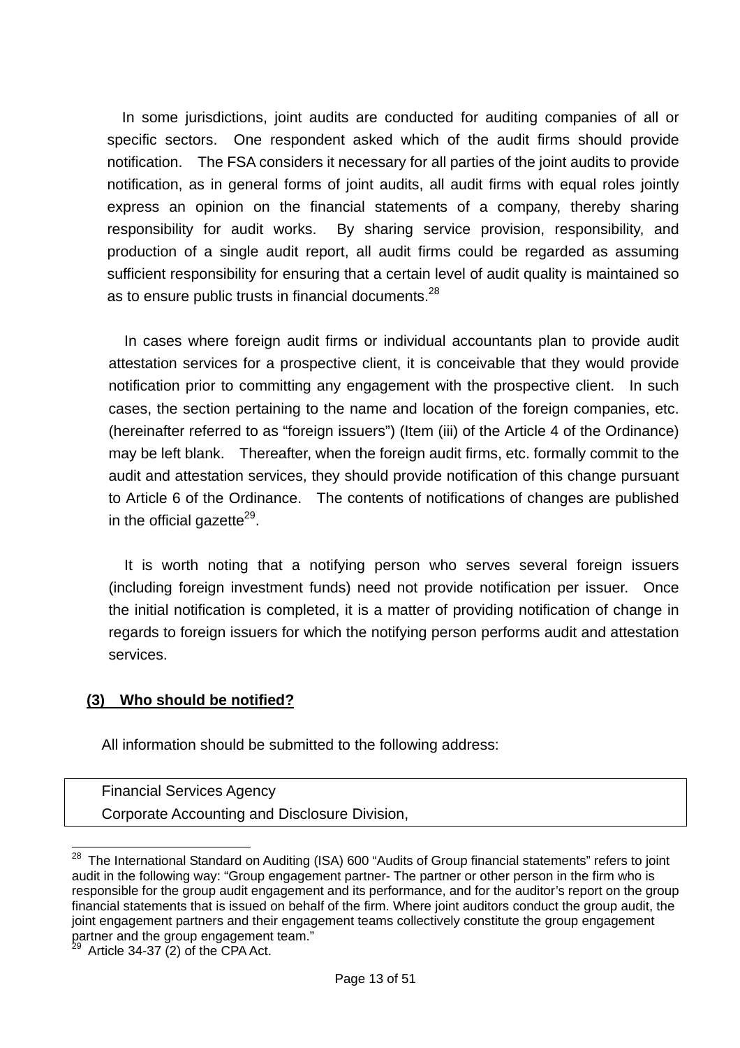In some jurisdictions, joint audits are conducted for auditing companies of all or specific sectors. One respondent asked which of the audit firms should provide notification. The FSA considers it necessary for all parties of the joint audits to provide notification, as in general forms of joint audits, all audit firms with equal roles jointly express an opinion on the financial statements of a company, thereby sharing responsibility for audit works. By sharing service provision, responsibility, and production of a single audit report, all audit firms could be regarded as assuming sufficient responsibility for ensuring that a certain level of audit quality is maintained so as to ensure public trusts in financial documents.[28]

In cases where foreign audit firms or individual accountants plan to provide audit attestation services for a prospective client, it is conceivable that they would provide notification prior to committing any engagement with the prospective client. In such cases, the section pertaining to the name and location of the foreign companies, etc. (hereinafter referred to as "foreign issuers") (Item (iii) of the Article 4 of the Ordinance) may be left blank. Thereafter, when the foreign audit firms, etc. formally commit to the audit and attestation services, they should provide notification of this change pursuant to Article 6 of the Ordinance. The contents of notifications of changes are published in the official gazette[29].

It is worth noting that a notifying person who serves several foreign issuers (including foreign investment funds) need not provide notification per issuer. Once the initial notification is completed, it is a matter of providing notification of change in regards to foreign issuers for which the notifying person performs audit and attestation services.

**(3) Who should be notified?**

All information should be submitted to the following address:

| Financial Services Agency<br>Corporate Accounting and Disclosure Division, |
|---|

[28] The International Standard on Auditing (ISA) 600 "Audits of Group financial statements" refers to joint audit in the following way: "Group engagement partner- The partner or other person in the firm who is responsible for the group audit engagement and its performance, and for the auditor's report on the group financial statements that is issued on behalf of the firm. Where joint auditors conduct the group audit, the joint engagement partners and their engagement teams collectively constitute the group engagement partner and the group engagement team."

[29] Article 34-37 (2) of the CPA Act.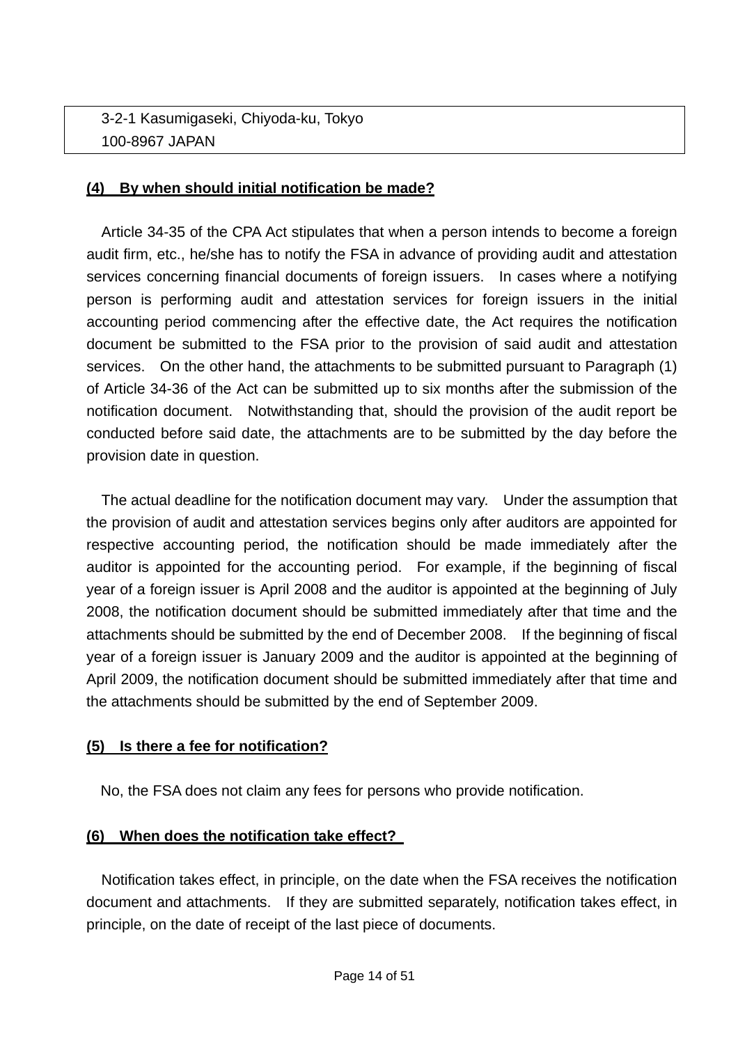| 3-2-1 Kasumigaseki, Chiyoda-ku, Tokyo<br>100-8967 JAPAN |
|---|

**(4) By when should initial notification be made?**

Article 34-35 of the CPA Act stipulates that when a person intends to become a foreign audit firm, etc., he/she has to notify the FSA in advance of providing audit and attestation services concerning financial documents of foreign issuers. In cases where a notifying person is performing audit and attestation services for foreign issuers in the initial accounting period commencing after the effective date, the Act requires the notification document be submitted to the FSA prior to the provision of said audit and attestation services. On the other hand, the attachments to be submitted pursuant to Paragraph (1) of Article 34-36 of the Act can be submitted up to six months after the submission of the notification document. Notwithstanding that, should the provision of the audit report be conducted before said date, the attachments are to be submitted by the day before the provision date in question.

The actual deadline for the notification document may vary. Under the assumption that the provision of audit and attestation services begins only after auditors are appointed for respective accounting period, the notification should be made immediately after the auditor is appointed for the accounting period. For example, if the beginning of fiscal year of a foreign issuer is April 2008 and the auditor is appointed at the beginning of July 2008, the notification document should be submitted immediately after that time and the attachments should be submitted by the end of December 2008. If the beginning of fiscal year of a foreign issuer is January 2009 and the auditor is appointed at the beginning of April 2009, the notification document should be submitted immediately after that time and the attachments should be submitted by the end of September 2009.

**(5) Is there a fee for notification?**

No, the FSA does not claim any fees for persons who provide notification.

**(6) When does the notification take effect?**

Notification takes effect, in principle, on the date when the FSA receives the notification document and attachments. If they are submitted separately, notification takes effect, in principle, on the date of receipt of the last piece of documents.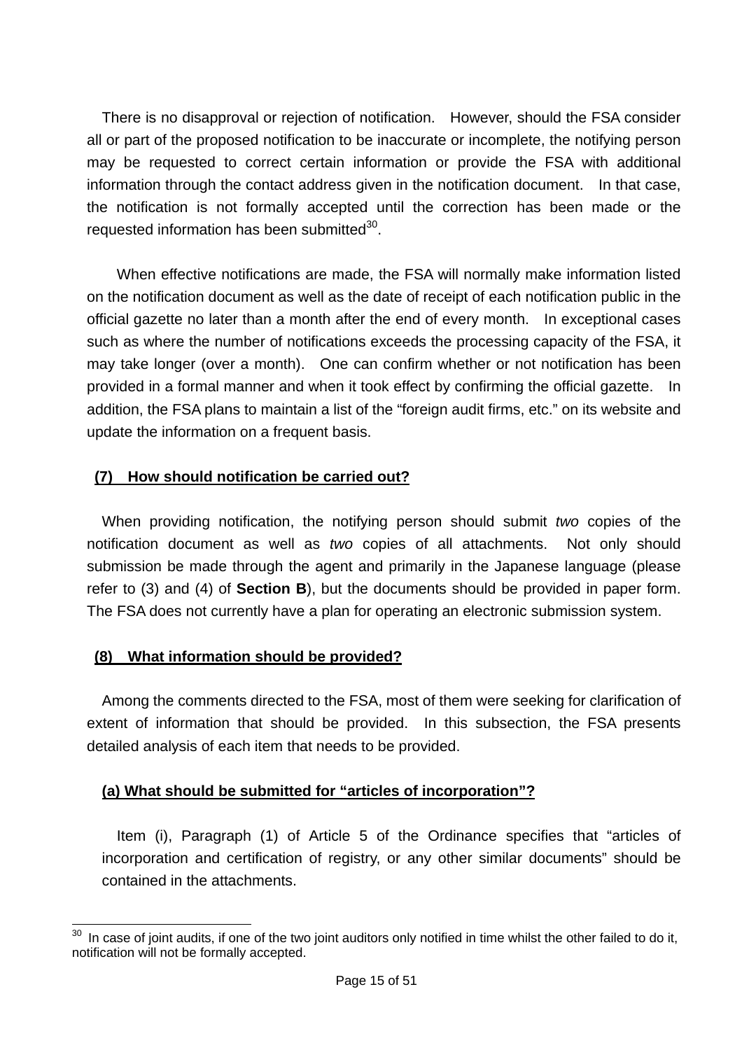There is no disapproval or rejection of notification. However, should the FSA consider all or part of the proposed notification to be inaccurate or incomplete, the notifying person may be requested to correct certain information or provide the FSA with additional information through the contact address given in the notification document. In that case, the notification is not formally accepted until the correction has been made or the requested information has been submitted[30].

When effective notifications are made, the FSA will normally make information listed on the notification document as well as the date of receipt of each notification public in the official gazette no later than a month after the end of every month. In exceptional cases such as where the number of notifications exceeds the processing capacity of the FSA, it may take longer (over a month). One can confirm whether or not notification has been provided in a formal manner and when it took effect by confirming the official gazette. In addition, the FSA plans to maintain a list of the "foreign audit firms, etc." on its website and update the information on a frequent basis.

## (7) How should notification be carried out?

When providing notification, the notifying person should submit *two* copies of the notification document as well as *two* copies of all attachments. Not only should submission be made through the agent and primarily in the Japanese language (please refer to (3) and (4) of **Section B**), but the documents should be provided in paper form. The FSA does not currently have a plan for operating an electronic submission system.

## (8) What information should be provided?

Among the comments directed to the FSA, most of them were seeking for clarification of extent of information that should be provided. In this subsection, the FSA presents detailed analysis of each item that needs to be provided.

### (a) What should be submitted for "articles of incorporation"?

Item (i), Paragraph (1) of Article 5 of the Ordinance specifies that "articles of incorporation and certification of registry, or any other similar documents" should be contained in the attachments.

---

[30] In case of joint audits, if one of the two joint auditors only notified in time whilst the other failed to do it, notification will not be formally accepted.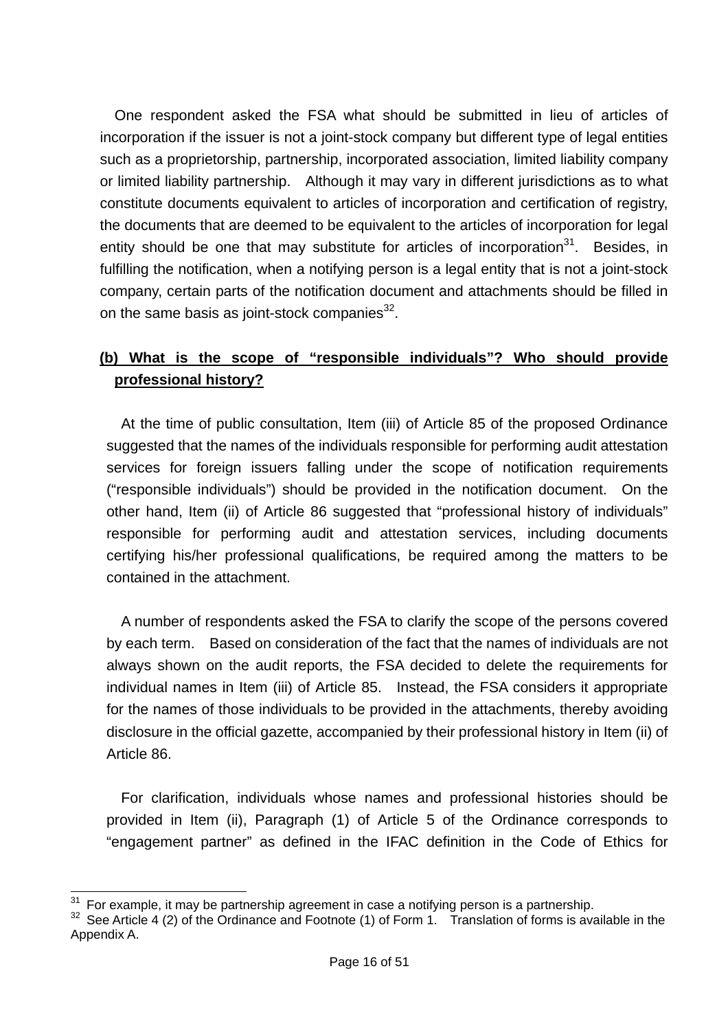One respondent asked the FSA what should be submitted in lieu of articles of incorporation if the issuer is not a joint-stock company but different type of legal entities such as a proprietorship, partnership, incorporated association, limited liability company or limited liability partnership. Although it may vary in different jurisdictions as to what constitute documents equivalent to articles of incorporation and certification of registry, the documents that are deemed to be equivalent to the articles of incorporation for legal entity should be one that may substitute for articles of incorporation[31]. Besides, in fulfilling the notification, when a notifying person is a legal entity that is not a joint-stock company, certain parts of the notification document and attachments should be filled in on the same basis as joint-stock companies[32].

**(b) What is the scope of "responsible individuals"? Who should provide professional history?**

At the time of public consultation, Item (iii) of Article 85 of the proposed Ordinance suggested that the names of the individuals responsible for performing audit attestation services for foreign issuers falling under the scope of notification requirements ("responsible individuals") should be provided in the notification document. On the other hand, Item (ii) of Article 86 suggested that "professional history of individuals" responsible for performing audit and attestation services, including documents certifying his/her professional qualifications, be required among the matters to be contained in the attachment.

A number of respondents asked the FSA to clarify the scope of the persons covered by each term. Based on consideration of the fact that the names of individuals are not always shown on the audit reports, the FSA decided to delete the requirements for individual names in Item (iii) of Article 85. Instead, the FSA considers it appropriate for the names of those individuals to be provided in the attachments, thereby avoiding disclosure in the official gazette, accompanied by their professional history in Item (ii) of Article 86.

For clarification, individuals whose names and professional histories should be provided in Item (ii), Paragraph (1) of Article 5 of the Ordinance corresponds to "engagement partner" as defined in the IFAC definition in the Code of Ethics for

---

[31] For example, it may be partnership agreement in case a notifying person is a partnership.

[32] See Article 4 (2) of the Ordinance and Footnote (1) of Form 1. Translation of forms is available in the Appendix A.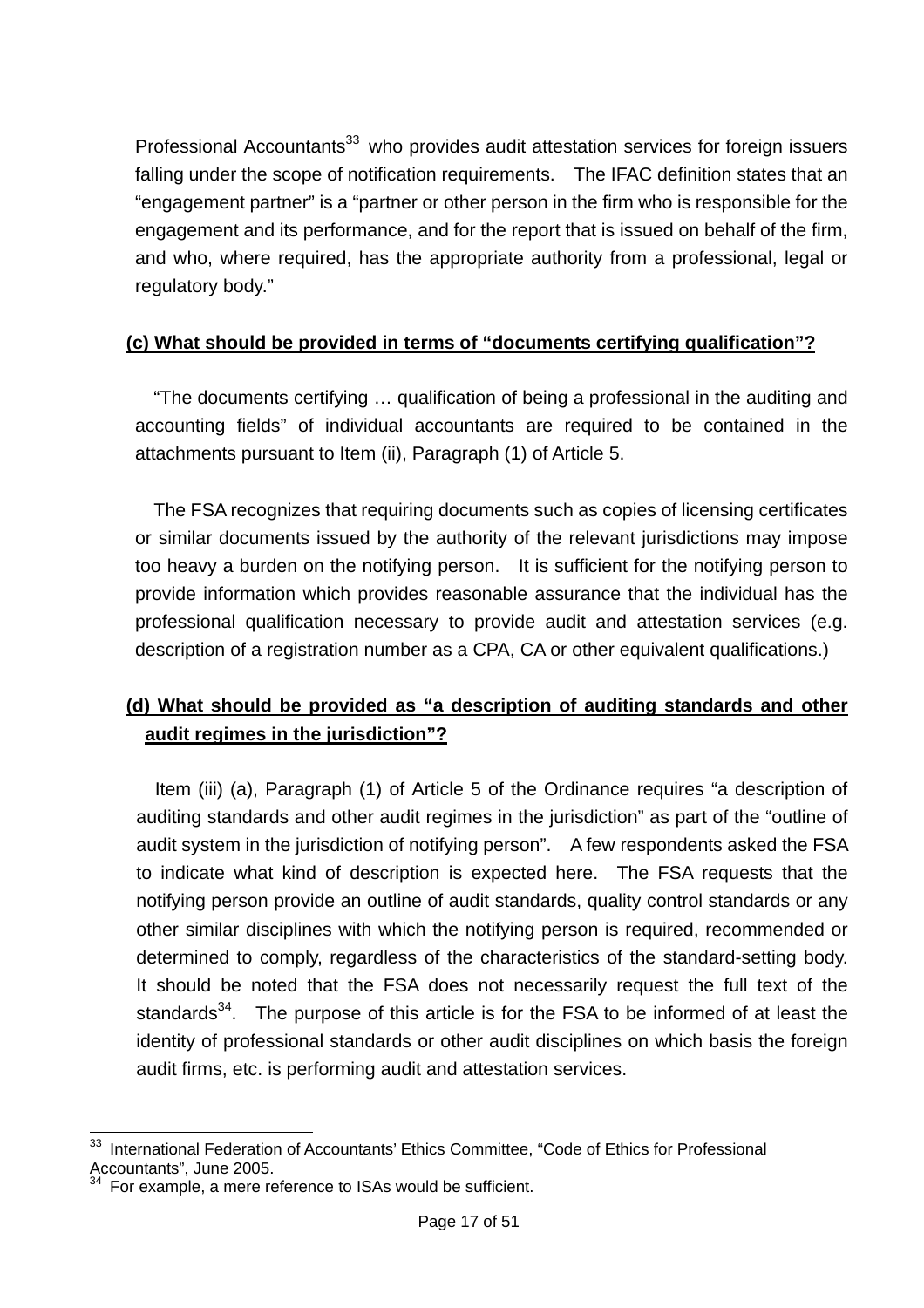Professional Accountants[33] who provides audit attestation services for foreign issuers falling under the scope of notification requirements. The IFAC definition states that an "engagement partner" is a "partner or other person in the firm who is responsible for the engagement and its performance, and for the report that is issued on behalf of the firm, and who, where required, has the appropriate authority from a professional, legal or regulatory body."

**(c) What should be provided in terms of "documents certifying qualification"?**

"The documents certifying … qualification of being a professional in the auditing and accounting fields" of individual accountants are required to be contained in the attachments pursuant to Item (ii), Paragraph (1) of Article 5.

The FSA recognizes that requiring documents such as copies of licensing certificates or similar documents issued by the authority of the relevant jurisdictions may impose too heavy a burden on the notifying person. It is sufficient for the notifying person to provide information which provides reasonable assurance that the individual has the professional qualification necessary to provide audit and attestation services (e.g. description of a registration number as a CPA, CA or other equivalent qualifications.)

**(d) What should be provided as "a description of auditing standards and other audit regimes in the jurisdiction"?**

Item (iii) (a), Paragraph (1) of Article 5 of the Ordinance requires "a description of auditing standards and other audit regimes in the jurisdiction" as part of the "outline of audit system in the jurisdiction of notifying person". A few respondents asked the FSA to indicate what kind of description is expected here. The FSA requests that the notifying person provide an outline of audit standards, quality control standards or any other similar disciplines with which the notifying person is required, recommended or determined to comply, regardless of the characteristics of the standard-setting body. It should be noted that the FSA does not necessarily request the full text of the standards[34]. The purpose of this article is for the FSA to be informed of at least the identity of professional standards or other audit disciplines on which basis the foreign audit firms, etc. is performing audit and attestation services.

---

[33] International Federation of Accountants' Ethics Committee, "Code of Ethics for Professional Accountants", June 2005.

[34] For example, a mere reference to ISAs would be sufficient.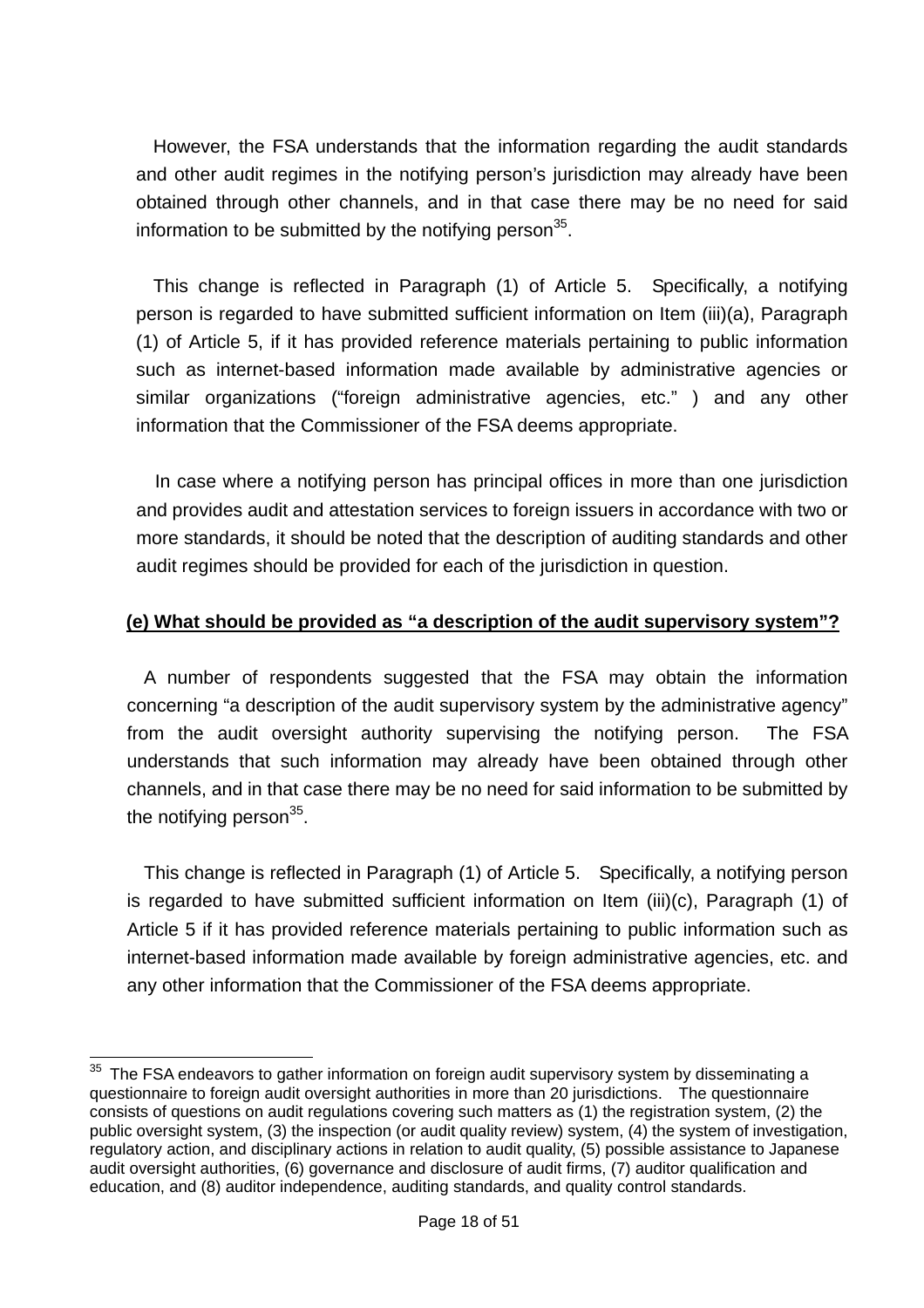However, the FSA understands that the information regarding the audit standards and other audit regimes in the notifying person's jurisdiction may already have been obtained through other channels, and in that case there may be no need for said information to be submitted by the notifying person[35].

This change is reflected in Paragraph (1) of Article 5. Specifically, a notifying person is regarded to have submitted sufficient information on Item (iii)(a), Paragraph (1) of Article 5, if it has provided reference materials pertaining to public information such as internet-based information made available by administrative agencies or similar organizations ("foreign administrative agencies, etc." ) and any other information that the Commissioner of the FSA deems appropriate.

In case where a notifying person has principal offices in more than one jurisdiction and provides audit and attestation services to foreign issuers in accordance with two or more standards, it should be noted that the description of auditing standards and other audit regimes should be provided for each of the jurisdiction in question.

**(e) What should be provided as "a description of the audit supervisory system"?**

A number of respondents suggested that the FSA may obtain the information concerning "a description of the audit supervisory system by the administrative agency" from the audit oversight authority supervising the notifying person. The FSA understands that such information may already have been obtained through other channels, and in that case there may be no need for said information to be submitted by the notifying person[35].

This change is reflected in Paragraph (1) of Article 5. Specifically, a notifying person is regarded to have submitted sufficient information on Item (iii)(c), Paragraph (1) of Article 5 if it has provided reference materials pertaining to public information such as internet-based information made available by foreign administrative agencies, etc. and any other information that the Commissioner of the FSA deems appropriate.

---

[35] The FSA endeavors to gather information on foreign audit supervisory system by disseminating a questionnaire to foreign audit oversight authorities in more than 20 jurisdictions. The questionnaire consists of questions on audit regulations covering such matters as (1) the registration system, (2) the public oversight system, (3) the inspection (or audit quality review) system, (4) the system of investigation, regulatory action, and disciplinary actions in relation to audit quality, (5) possible assistance to Japanese audit oversight authorities, (6) governance and disclosure of audit firms, (7) auditor qualification and education, and (8) auditor independence, auditing standards, and quality control standards.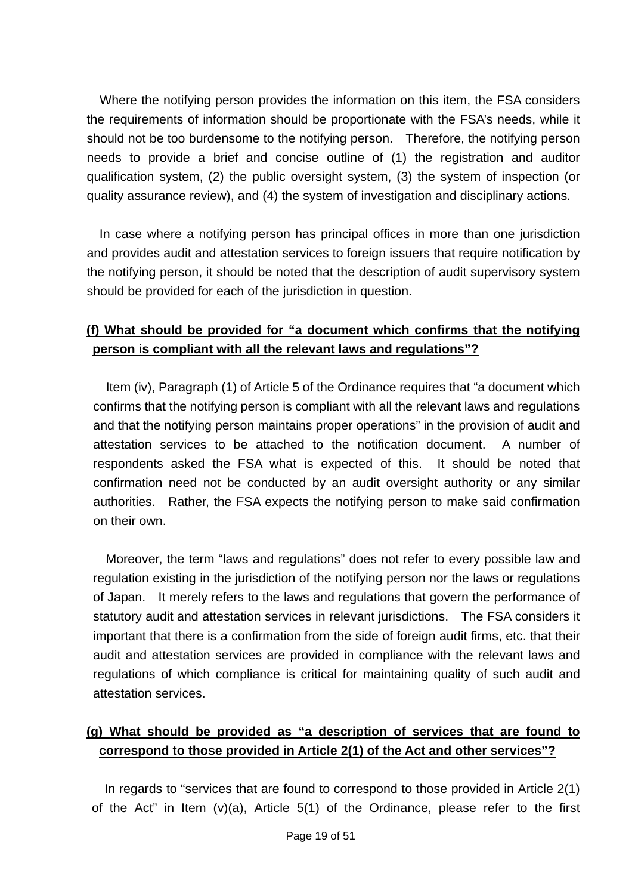Where the notifying person provides the information on this item, the FSA considers the requirements of information should be proportionate with the FSA's needs, while it should not be too burdensome to the notifying person. Therefore, the notifying person needs to provide a brief and concise outline of (1) the registration and auditor qualification system, (2) the public oversight system, (3) the system of inspection (or quality assurance review), and (4) the system of investigation and disciplinary actions.

In case where a notifying person has principal offices in more than one jurisdiction and provides audit and attestation services to foreign issuers that require notification by the notifying person, it should be noted that the description of audit supervisory system should be provided for each of the jurisdiction in question.

**(f) What should be provided for "a document which confirms that the notifying person is compliant with all the relevant laws and regulations"?**

Item (iv), Paragraph (1) of Article 5 of the Ordinance requires that "a document which confirms that the notifying person is compliant with all the relevant laws and regulations and that the notifying person maintains proper operations" in the provision of audit and attestation services to be attached to the notification document. A number of respondents asked the FSA what is expected of this. It should be noted that confirmation need not be conducted by an audit oversight authority or any similar authorities. Rather, the FSA expects the notifying person to make said confirmation on their own.

Moreover, the term "laws and regulations" does not refer to every possible law and regulation existing in the jurisdiction of the notifying person nor the laws or regulations of Japan. It merely refers to the laws and regulations that govern the performance of statutory audit and attestation services in relevant jurisdictions. The FSA considers it important that there is a confirmation from the side of foreign audit firms, etc. that their audit and attestation services are provided in compliance with the relevant laws and regulations of which compliance is critical for maintaining quality of such audit and attestation services.

**(g) What should be provided as "a description of services that are found to correspond to those provided in Article 2(1) of the Act and other services"?**

In regards to "services that are found to correspond to those provided in Article 2(1) of the Act" in Item (v)(a), Article 5(1) of the Ordinance, please refer to the first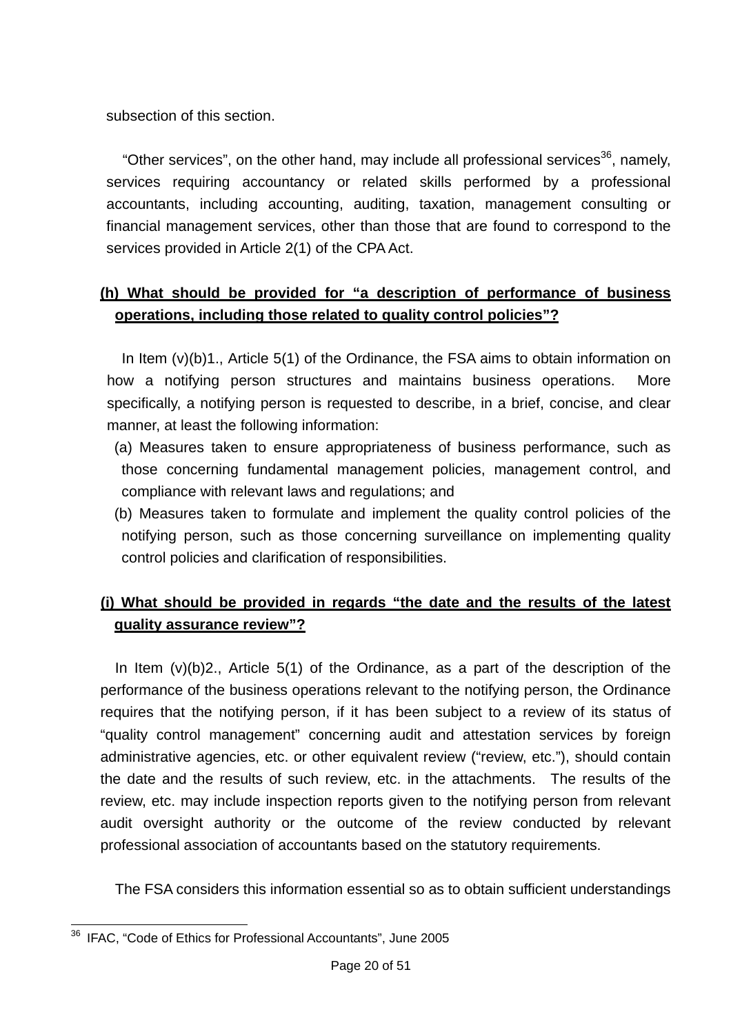subsection of this section.

"Other services", on the other hand, may include all professional services[36], namely, services requiring accountancy or related skills performed by a professional accountants, including accounting, auditing, taxation, management consulting or financial management services, other than those that are found to correspond to the services provided in Article 2(1) of the CPA Act.

**(h) What should be provided for "a description of performance of business operations, including those related to quality control policies"?**

In Item (v)(b)1., Article 5(1) of the Ordinance, the FSA aims to obtain information on how a notifying person structures and maintains business operations. More specifically, a notifying person is requested to describe, in a brief, concise, and clear manner, at least the following information:

(a) Measures taken to ensure appropriateness of business performance, such as those concerning fundamental management policies, management control, and compliance with relevant laws and regulations; and

(b) Measures taken to formulate and implement the quality control policies of the notifying person, such as those concerning surveillance on implementing quality control policies and clarification of responsibilities.

**(i) What should be provided in regards "the date and the results of the latest quality assurance review"?**

In Item (v)(b)2., Article 5(1) of the Ordinance, as a part of the description of the performance of the business operations relevant to the notifying person, the Ordinance requires that the notifying person, if it has been subject to a review of its status of "quality control management" concerning audit and attestation services by foreign administrative agencies, etc. or other equivalent review ("review, etc."), should contain the date and the results of such review, etc. in the attachments. The results of the review, etc. may include inspection reports given to the notifying person from relevant audit oversight authority or the outcome of the review conducted by relevant professional association of accountants based on the statutory requirements.

The FSA considers this information essential so as to obtain sufficient understandings

---

[36] IFAC, "Code of Ethics for Professional Accountants", June 2005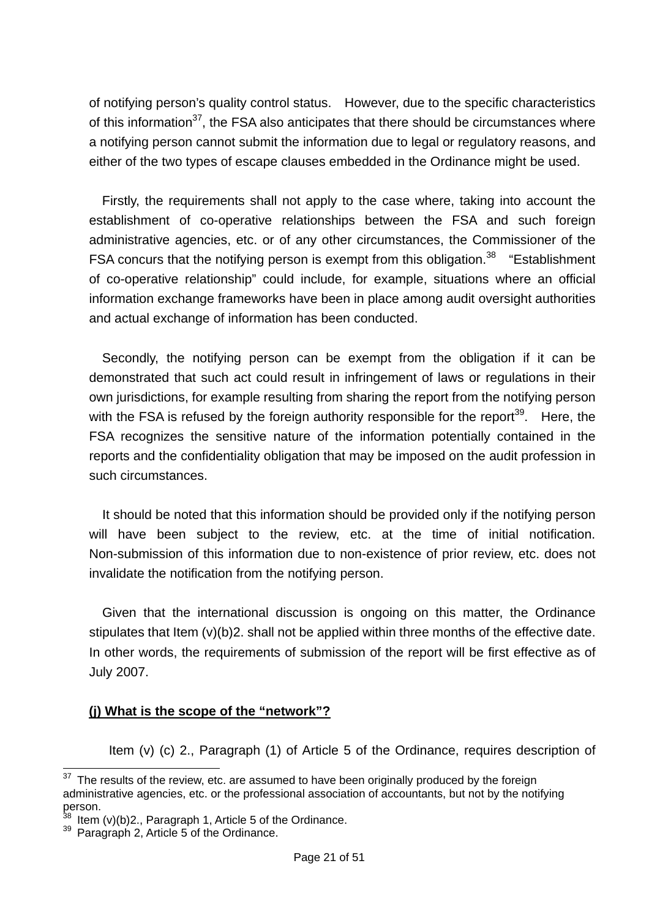of notifying person's quality control status. However, due to the specific characteristics of this information[37], the FSA also anticipates that there should be circumstances where a notifying person cannot submit the information due to legal or regulatory reasons, and either of the two types of escape clauses embedded in the Ordinance might be used.

Firstly, the requirements shall not apply to the case where, taking into account the establishment of co-operative relationships between the FSA and such foreign administrative agencies, etc. or of any other circumstances, the Commissioner of the FSA concurs that the notifying person is exempt from this obligation.[38] "Establishment of co-operative relationship" could include, for example, situations where an official information exchange frameworks have been in place among audit oversight authorities and actual exchange of information has been conducted.

Secondly, the notifying person can be exempt from the obligation if it can be demonstrated that such act could result in infringement of laws or regulations in their own jurisdictions, for example resulting from sharing the report from the notifying person with the FSA is refused by the foreign authority responsible for the report[39]. Here, the FSA recognizes the sensitive nature of the information potentially contained in the reports and the confidentiality obligation that may be imposed on the audit profession in such circumstances.

It should be noted that this information should be provided only if the notifying person will have been subject to the review, etc. at the time of initial notification. Non-submission of this information due to non-existence of prior review, etc. does not invalidate the notification from the notifying person.

Given that the international discussion is ongoing on this matter, the Ordinance stipulates that Item (v)(b)2. shall not be applied within three months of the effective date. In other words, the requirements of submission of the report will be first effective as of July 2007.

**(j) What is the scope of the "network"?**

Item (v) (c) 2., Paragraph (1) of Article 5 of the Ordinance, requires description of

---

[37] The results of the review, etc. are assumed to have been originally produced by the foreign administrative agencies, etc. or the professional association of accountants, but not by the notifying person.

[38] Item (v)(b)2., Paragraph 1, Article 5 of the Ordinance.

[39] Paragraph 2, Article 5 of the Ordinance.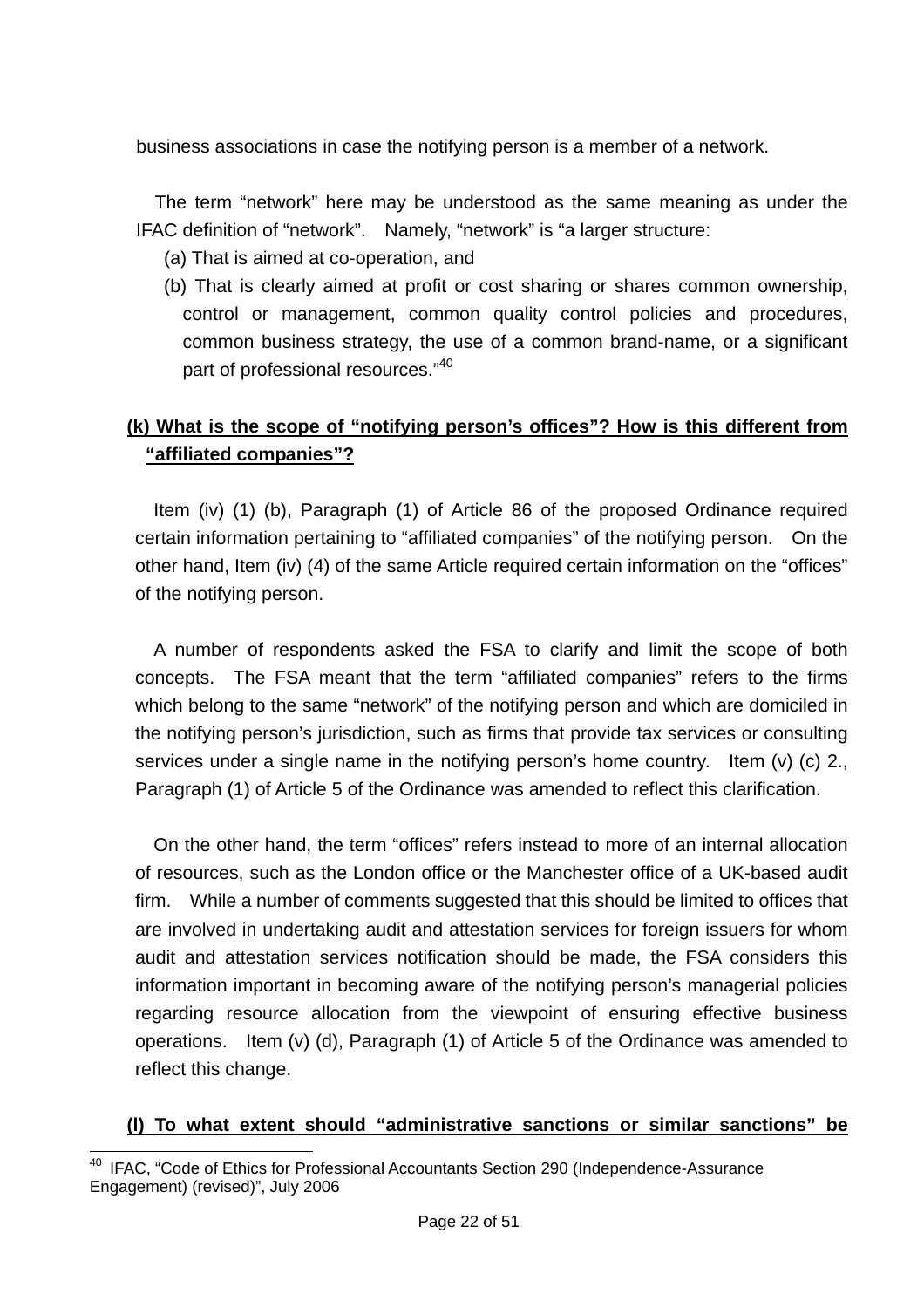business associations in case the notifying person is a member of a network.

The term "network" here may be understood as the same meaning as under the IFAC definition of "network". Namely, "network" is "a larger structure:

(a) That is aimed at co-operation, and

(b) That is clearly aimed at profit or cost sharing or shares common ownership, control or management, common quality control policies and procedures, common business strategy, the use of a common brand-name, or a significant part of professional resources."[40]

**(k) What is the scope of "notifying person's offices"? How is this different from "affiliated companies"?**

Item (iv) (1) (b), Paragraph (1) of Article 86 of the proposed Ordinance required certain information pertaining to "affiliated companies" of the notifying person. On the other hand, Item (iv) (4) of the same Article required certain information on the "offices" of the notifying person.

A number of respondents asked the FSA to clarify and limit the scope of both concepts. The FSA meant that the term "affiliated companies" refers to the firms which belong to the same "network" of the notifying person and which are domiciled in the notifying person's jurisdiction, such as firms that provide tax services or consulting services under a single name in the notifying person's home country. Item (v) (c) 2., Paragraph (1) of Article 5 of the Ordinance was amended to reflect this clarification.

On the other hand, the term "offices" refers instead to more of an internal allocation of resources, such as the London office or the Manchester office of a UK-based audit firm. While a number of comments suggested that this should be limited to offices that are involved in undertaking audit and attestation services for foreign issuers for whom audit and attestation services notification should be made, the FSA considers this information important in becoming aware of the notifying person's managerial policies regarding resource allocation from the viewpoint of ensuring effective business operations. Item (v) (d), Paragraph (1) of Article 5 of the Ordinance was amended to reflect this change.

**(l) To what extent should "administrative sanctions or similar sanctions" be**

[40] IFAC, "Code of Ethics for Professional Accountants Section 290 (Independence-Assurance Engagement) (revised)", July 2006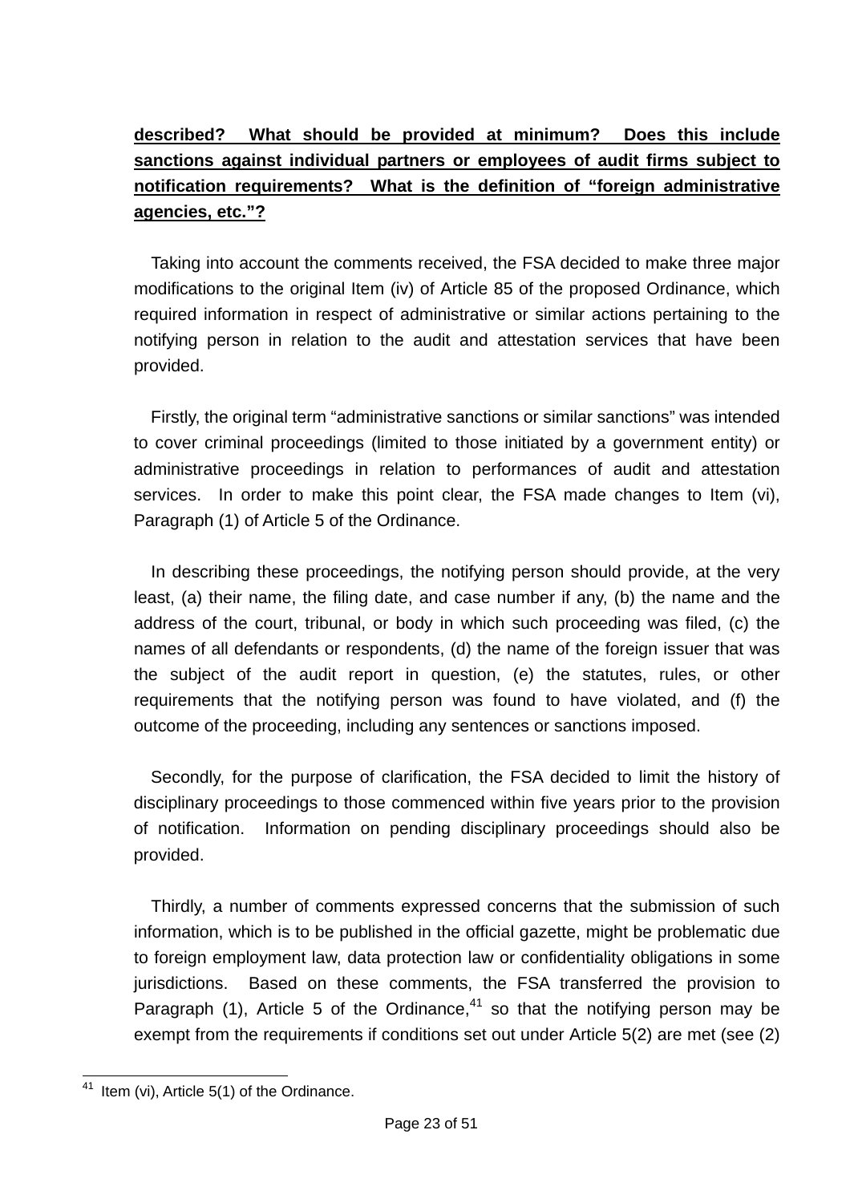**described? What should be provided at minimum? Does this include sanctions against individual partners or employees of audit firms subject to notification requirements? What is the definition of "foreign administrative agencies, etc."?**

Taking into account the comments received, the FSA decided to make three major modifications to the original Item (iv) of Article 85 of the proposed Ordinance, which required information in respect of administrative or similar actions pertaining to the notifying person in relation to the audit and attestation services that have been provided.

Firstly, the original term "administrative sanctions or similar sanctions" was intended to cover criminal proceedings (limited to those initiated by a government entity) or administrative proceedings in relation to performances of audit and attestation services. In order to make this point clear, the FSA made changes to Item (vi), Paragraph (1) of Article 5 of the Ordinance.

In describing these proceedings, the notifying person should provide, at the very least, (a) their name, the filing date, and case number if any, (b) the name and the address of the court, tribunal, or body in which such proceeding was filed, (c) the names of all defendants or respondents, (d) the name of the foreign issuer that was the subject of the audit report in question, (e) the statutes, rules, or other requirements that the notifying person was found to have violated, and (f) the outcome of the proceeding, including any sentences or sanctions imposed.

Secondly, for the purpose of clarification, the FSA decided to limit the history of disciplinary proceedings to those commenced within five years prior to the provision of notification. Information on pending disciplinary proceedings should also be provided.

Thirdly, a number of comments expressed concerns that the submission of such information, which is to be published in the official gazette, might be problematic due to foreign employment law, data protection law or confidentiality obligations in some jurisdictions. Based on these comments, the FSA transferred the provision to Paragraph (1), Article 5 of the Ordinance,[41] so that the notifying person may be exempt from the requirements if conditions set out under Article 5(2) are met (see (2)

[41] Item (vi), Article 5(1) of the Ordinance.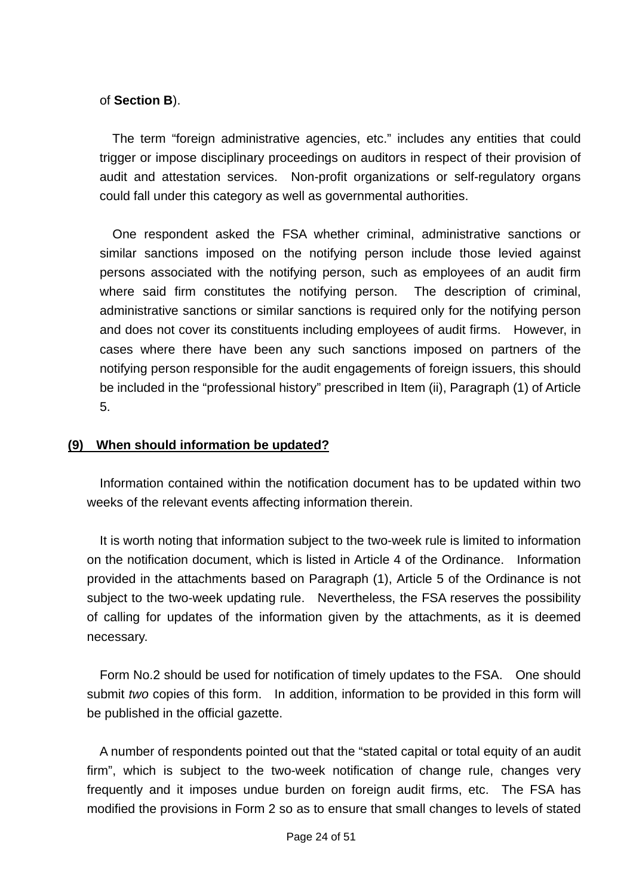of **Section B**).

The term “foreign administrative agencies, etc.” includes any entities that could trigger or impose disciplinary proceedings on auditors in respect of their provision of audit and attestation services. Non-profit organizations or self-regulatory organs could fall under this category as well as governmental authorities.

One respondent asked the FSA whether criminal, administrative sanctions or similar sanctions imposed on the notifying person include those levied against persons associated with the notifying person, such as employees of an audit firm where said firm constitutes the notifying person. The description of criminal, administrative sanctions or similar sanctions is required only for the notifying person and does not cover its constituents including employees of audit firms. However, in cases where there have been any such sanctions imposed on partners of the notifying person responsible for the audit engagements of foreign issuers, this should be included in the “professional history” prescribed in Item (ii), Paragraph (1) of Article 5.

### (9) When should information be updated?

Information contained within the notification document has to be updated within two weeks of the relevant events affecting information therein.

It is worth noting that information subject to the two-week rule is limited to information on the notification document, which is listed in Article 4 of the Ordinance. Information provided in the attachments based on Paragraph (1), Article 5 of the Ordinance is not subject to the two-week updating rule. Nevertheless, the FSA reserves the possibility of calling for updates of the information given by the attachments, as it is deemed necessary.

Form No.2 should be used for notification of timely updates to the FSA. One should submit *two* copies of this form. In addition, information to be provided in this form will be published in the official gazette.

A number of respondents pointed out that the “stated capital or total equity of an audit firm”, which is subject to the two-week notification of change rule, changes very frequently and it imposes undue burden on foreign audit firms, etc. The FSA has modified the provisions in Form 2 so as to ensure that small changes to levels of stated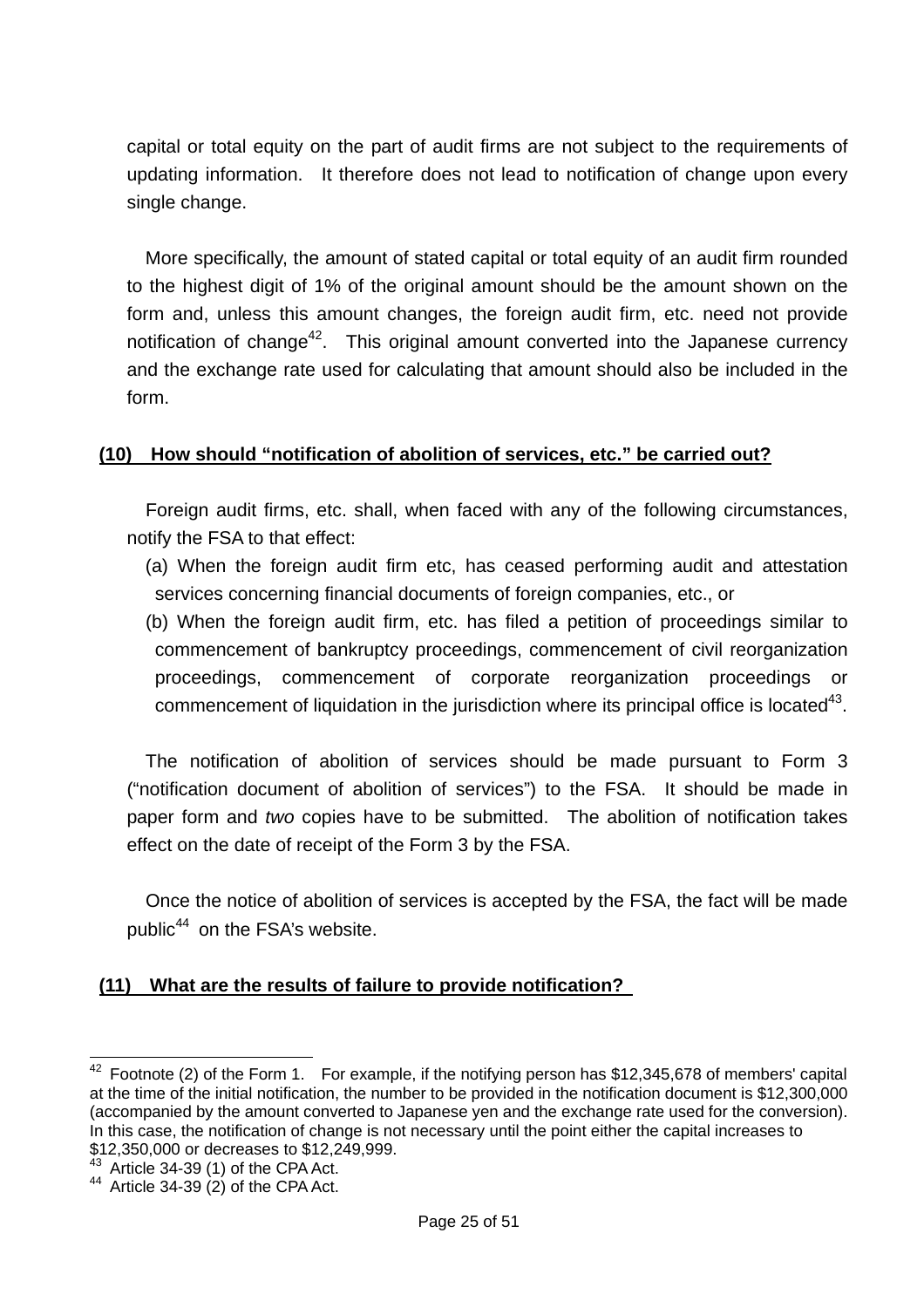capital or total equity on the part of audit firms are not subject to the requirements of updating information. It therefore does not lead to notification of change upon every single change.

More specifically, the amount of stated capital or total equity of an audit firm rounded to the highest digit of 1% of the original amount should be the amount shown on the form and, unless this amount changes, the foreign audit firm, etc. need not provide notification of change[42]. This original amount converted into the Japanese currency and the exchange rate used for calculating that amount should also be included in the form.

### (10) How should "notification of abolition of services, etc." be carried out?

Foreign audit firms, etc. shall, when faced with any of the following circumstances, notify the FSA to that effect:

(a) When the foreign audit firm etc, has ceased performing audit and attestation services concerning financial documents of foreign companies, etc., or

(b) When the foreign audit firm, etc. has filed a petition of proceedings similar to commencement of bankruptcy proceedings, commencement of civil reorganization proceedings, commencement of corporate reorganization proceedings or commencement of liquidation in the jurisdiction where its principal office is located[43].

The notification of abolition of services should be made pursuant to Form 3 ("notification document of abolition of services") to the FSA. It should be made in paper form and *two* copies have to be submitted. The abolition of notification takes effect on the date of receipt of the Form 3 by the FSA.

Once the notice of abolition of services is accepted by the FSA, the fact will be made public[44] on the FSA's website.

### (11) What are the results of failure to provide notification?

---

[42] Footnote (2) of the Form 1. For example, if the notifying person has $12,345,678 of members' capital at the time of the initial notification, the number to be provided in the notification document is $12,300,000 (accompanied by the amount converted to Japanese yen and the exchange rate used for the conversion). In this case, the notification of change is not necessary until the point either the capital increases to $12,350,000 or decreases to $12,249,999.

[43] Article 34-39 (1) of the CPA Act.

[44] Article 34-39 (2) of the CPA Act.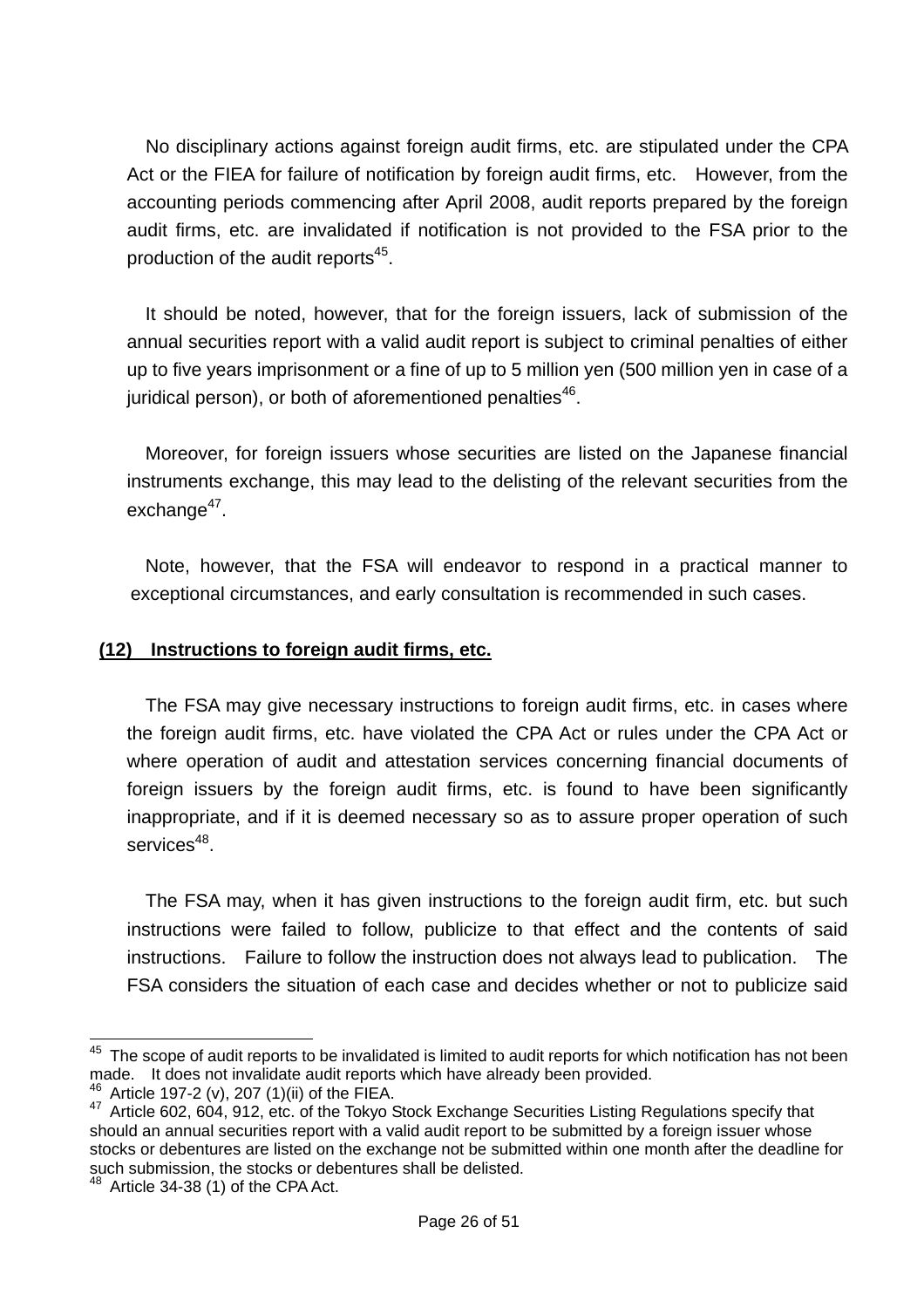No disciplinary actions against foreign audit firms, etc. are stipulated under the CPA Act or the FIEA for failure of notification by foreign audit firms, etc. However, from the accounting periods commencing after April 2008, audit reports prepared by the foreign audit firms, etc. are invalidated if notification is not provided to the FSA prior to the production of the audit reports[45].

It should be noted, however, that for the foreign issuers, lack of submission of the annual securities report with a valid audit report is subject to criminal penalties of either up to five years imprisonment or a fine of up to 5 million yen (500 million yen in case of a juridical person), or both of aforementioned penalties[46].

Moreover, for foreign issuers whose securities are listed on the Japanese financial instruments exchange, this may lead to the delisting of the relevant securities from the exchange[47].

Note, however, that the FSA will endeavor to respond in a practical manner to exceptional circumstances, and early consultation is recommended in such cases.

## (12) Instructions to foreign audit firms, etc.

The FSA may give necessary instructions to foreign audit firms, etc. in cases where the foreign audit firms, etc. have violated the CPA Act or rules under the CPA Act or where operation of audit and attestation services concerning financial documents of foreign issuers by the foreign audit firms, etc. is found to have been significantly inappropriate, and if it is deemed necessary so as to assure proper operation of such services[48].

The FSA may, when it has given instructions to the foreign audit firm, etc. but such instructions were failed to follow, publicize to that effect and the contents of said instructions. Failure to follow the instruction does not always lead to publication. The FSA considers the situation of each case and decides whether or not to publicize said

---

[45] The scope of audit reports to be invalidated is limited to audit reports for which notification has not been made. It does not invalidate audit reports which have already been provided.

[46] Article 197-2 (v), 207 (1)(ii) of the FIEA.

[47] Article 602, 604, 912, etc. of the Tokyo Stock Exchange Securities Listing Regulations specify that should an annual securities report with a valid audit report to be submitted by a foreign issuer whose stocks or debentures are listed on the exchange not be submitted within one month after the deadline for such submission, the stocks or debentures shall be delisted.

[48] Article 34-38 (1) of the CPA Act.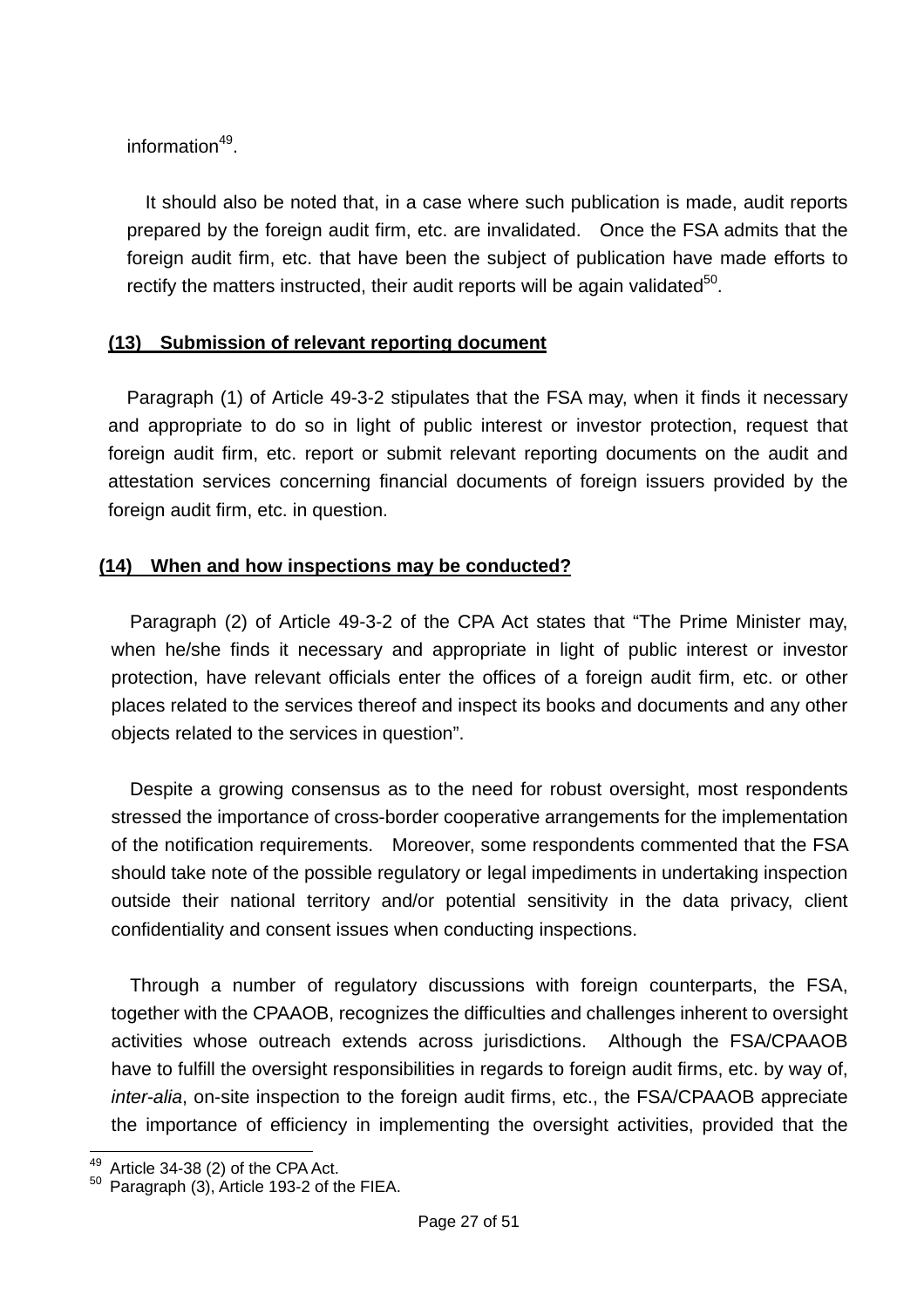information[49].

It should also be noted that, in a case where such publication is made, audit reports prepared by the foreign audit firm, etc. are invalidated. Once the FSA admits that the foreign audit firm, etc. that have been the subject of publication have made efforts to rectify the matters instructed, their audit reports will be again validated[50].

## (13) Submission of relevant reporting document

Paragraph (1) of Article 49-3-2 stipulates that the FSA may, when it finds it necessary and appropriate to do so in light of public interest or investor protection, request that foreign audit firm, etc. report or submit relevant reporting documents on the audit and attestation services concerning financial documents of foreign issuers provided by the foreign audit firm, etc. in question.

## (14) When and how inspections may be conducted?

Paragraph (2) of Article 49-3-2 of the CPA Act states that "The Prime Minister may, when he/she finds it necessary and appropriate in light of public interest or investor protection, have relevant officials enter the offices of a foreign audit firm, etc. or other places related to the services thereof and inspect its books and documents and any other objects related to the services in question".

Despite a growing consensus as to the need for robust oversight, most respondents stressed the importance of cross-border cooperative arrangements for the implementation of the notification requirements. Moreover, some respondents commented that the FSA should take note of the possible regulatory or legal impediments in undertaking inspection outside their national territory and/or potential sensitivity in the data privacy, client confidentiality and consent issues when conducting inspections.

Through a number of regulatory discussions with foreign counterparts, the FSA, together with the CPAAOB, recognizes the difficulties and challenges inherent to oversight activities whose outreach extends across jurisdictions. Although the FSA/CPAAOB have to fulfill the oversight responsibilities in regards to foreign audit firms, etc. by way of, *inter-alia*, on-site inspection to the foreign audit firms, etc., the FSA/CPAAOB appreciate the importance of efficiency in implementing the oversight activities, provided that the

---

[49] Article 34-38 (2) of the CPA Act.
[50] Paragraph (3), Article 193-2 of the FIEA.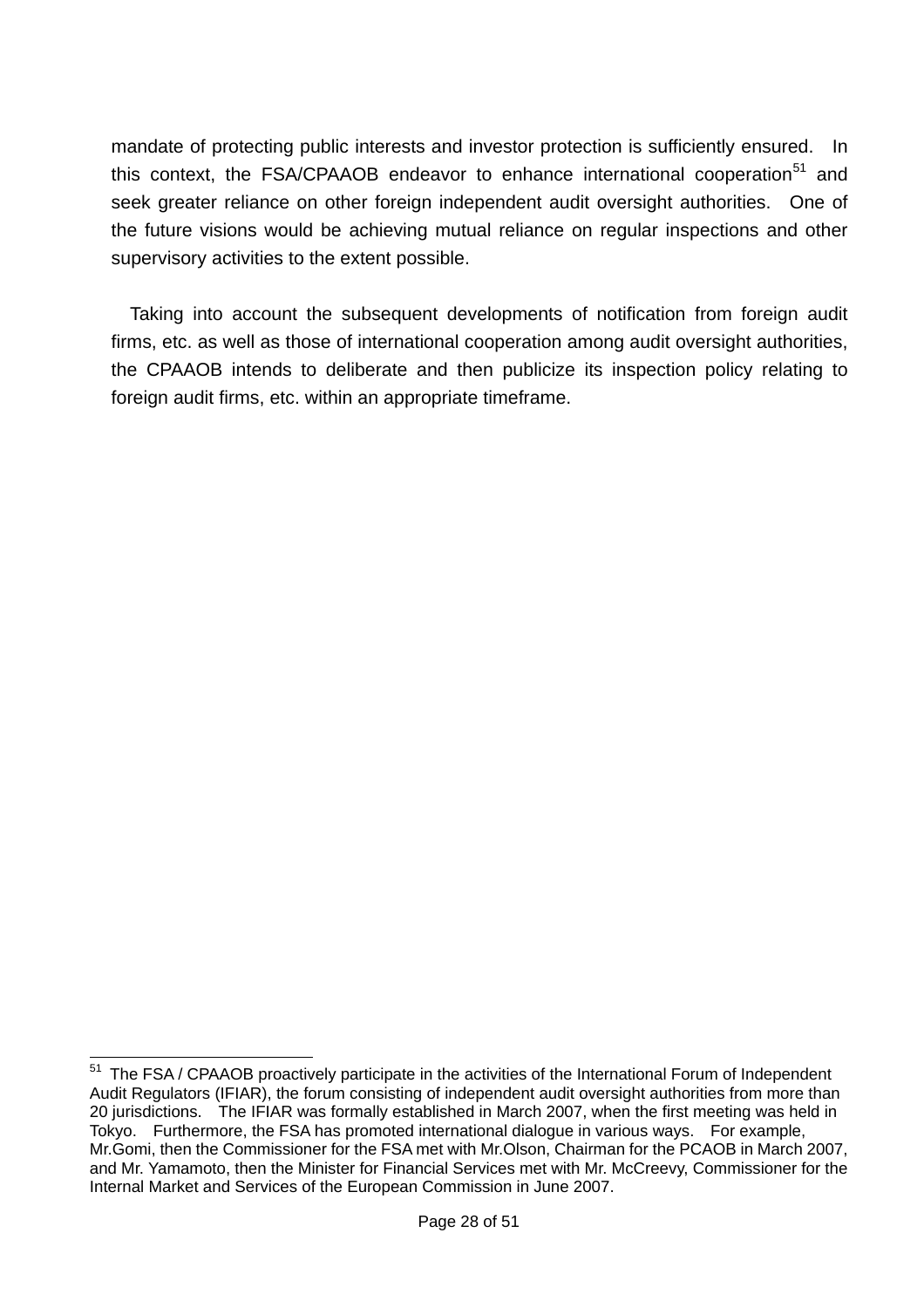mandate of protecting public interests and investor protection is sufficiently ensured. In this context, the FSA/CPAAOB endeavor to enhance international cooperation[51] and seek greater reliance on other foreign independent audit oversight authorities. One of the future visions would be achieving mutual reliance on regular inspections and other supervisory activities to the extent possible.

Taking into account the subsequent developments of notification from foreign audit firms, etc. as well as those of international cooperation among audit oversight authorities, the CPAAOB intends to deliberate and then publicize its inspection policy relating to foreign audit firms, etc. within an appropriate timeframe.

---

[51] The FSA / CPAAOB proactively participate in the activities of the International Forum of Independent Audit Regulators (IFIAR), the forum consisting of independent audit oversight authorities from more than 20 jurisdictions. The IFIAR was formally established in March 2007, when the first meeting was held in Tokyo. Furthermore, the FSA has promoted international dialogue in various ways. For example, Mr.Gomi, then the Commissioner for the FSA met with Mr.Olson, Chairman for the PCAOB in March 2007, and Mr. Yamamoto, then the Minister for Financial Services met with Mr. McCreevy, Commissioner for the Internal Market and Services of the European Commission in June 2007.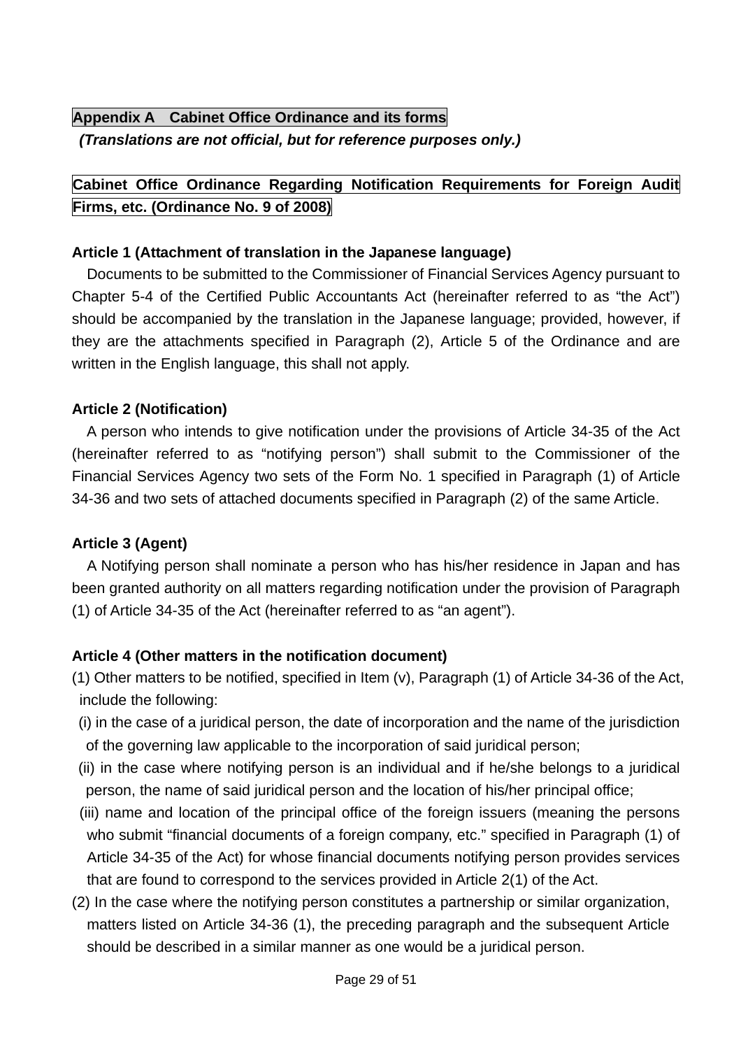## Appendix A　Cabinet Office Ordinance and its forms

*(Translations are not official, but for reference purposes only.)*

## Cabinet Office Ordinance Regarding Notification Requirements for Foreign Audit Firms, etc. (Ordinance No. 9 of 2008)

**Article 1 (Attachment of translation in the Japanese language)**

Documents to be submitted to the Commissioner of Financial Services Agency pursuant to Chapter 5-4 of the Certified Public Accountants Act (hereinafter referred to as "the Act") should be accompanied by the translation in the Japanese language; provided, however, if they are the attachments specified in Paragraph (2), Article 5 of the Ordinance and are written in the English language, this shall not apply.

**Article 2 (Notification)**

A person who intends to give notification under the provisions of Article 34-35 of the Act (hereinafter referred to as "notifying person") shall submit to the Commissioner of the Financial Services Agency two sets of the Form No. 1 specified in Paragraph (1) of Article 34-36 and two sets of attached documents specified in Paragraph (2) of the same Article.

**Article 3 (Agent)**

A Notifying person shall nominate a person who has his/her residence in Japan and has been granted authority on all matters regarding notification under the provision of Paragraph (1) of Article 34-35 of the Act (hereinafter referred to as "an agent").

**Article 4 (Other matters in the notification document)**

(1) Other matters to be notified, specified in Item (v), Paragraph (1) of Article 34-36 of the Act, include the following:

(i) in the case of a juridical person, the date of incorporation and the name of the jurisdiction of the governing law applicable to the incorporation of said juridical person;

(ii) in the case where notifying person is an individual and if he/she belongs to a juridical person, the name of said juridical person and the location of his/her principal office;

(iii) name and location of the principal office of the foreign issuers (meaning the persons who submit "financial documents of a foreign company, etc." specified in Paragraph (1) of Article 34-35 of the Act) for whose financial documents notifying person provides services that are found to correspond to the services provided in Article 2(1) of the Act.

(2) In the case where the notifying person constitutes a partnership or similar organization, matters listed on Article 34-36 (1), the preceding paragraph and the subsequent Article should be described in a similar manner as one would be a juridical person.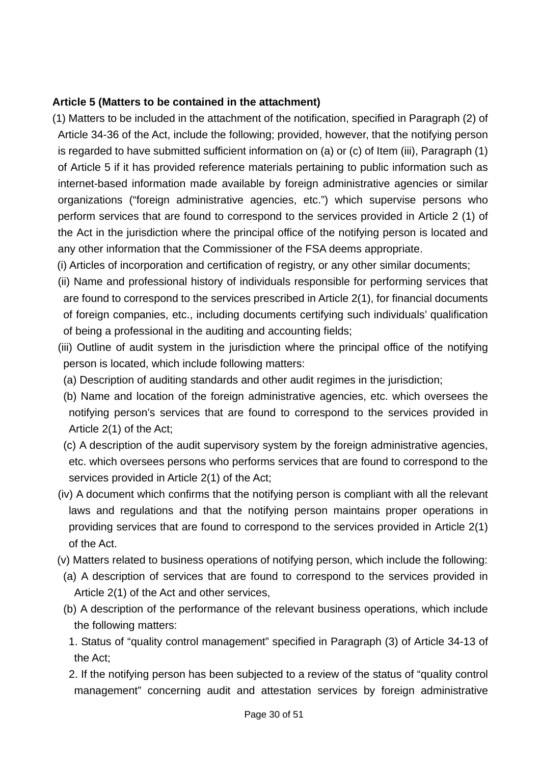**Article 5 (Matters to be contained in the attachment)**

(1) Matters to be included in the attachment of the notification, specified in Paragraph (2) of Article 34-36 of the Act, include the following; provided, however, that the notifying person is regarded to have submitted sufficient information on (a) or (c) of Item (iii), Paragraph (1) of Article 5 if it has provided reference materials pertaining to public information such as internet-based information made available by foreign administrative agencies or similar organizations ("foreign administrative agencies, etc.") which supervise persons who perform services that are found to correspond to the services provided in Article 2 (1) of the Act in the jurisdiction where the principal office of the notifying person is located and any other information that the Commissioner of the FSA deems appropriate.

(i) Articles of incorporation and certification of registry, or any other similar documents;

(ii) Name and professional history of individuals responsible for performing services that are found to correspond to the services prescribed in Article 2(1), for financial documents of foreign companies, etc., including documents certifying such individuals' qualification of being a professional in the auditing and accounting fields;

(iii) Outline of audit system in the jurisdiction where the principal office of the notifying person is located, which include following matters:

(a) Description of auditing standards and other audit regimes in the jurisdiction;

(b) Name and location of the foreign administrative agencies, etc. which oversees the notifying person's services that are found to correspond to the services provided in Article 2(1) of the Act;

(c) A description of the audit supervisory system by the foreign administrative agencies, etc. which oversees persons who performs services that are found to correspond to the services provided in Article 2(1) of the Act;

(iv) A document which confirms that the notifying person is compliant with all the relevant laws and regulations and that the notifying person maintains proper operations in providing services that are found to correspond to the services provided in Article 2(1) of the Act.

(v) Matters related to business operations of notifying person, which include the following:

(a) A description of services that are found to correspond to the services provided in Article 2(1) of the Act and other services,

(b) A description of the performance of the relevant business operations, which include the following matters:

1. Status of "quality control management" specified in Paragraph (3) of Article 34-13 of the Act;

2. If the notifying person has been subjected to a review of the status of "quality control management" concerning audit and attestation services by foreign administrative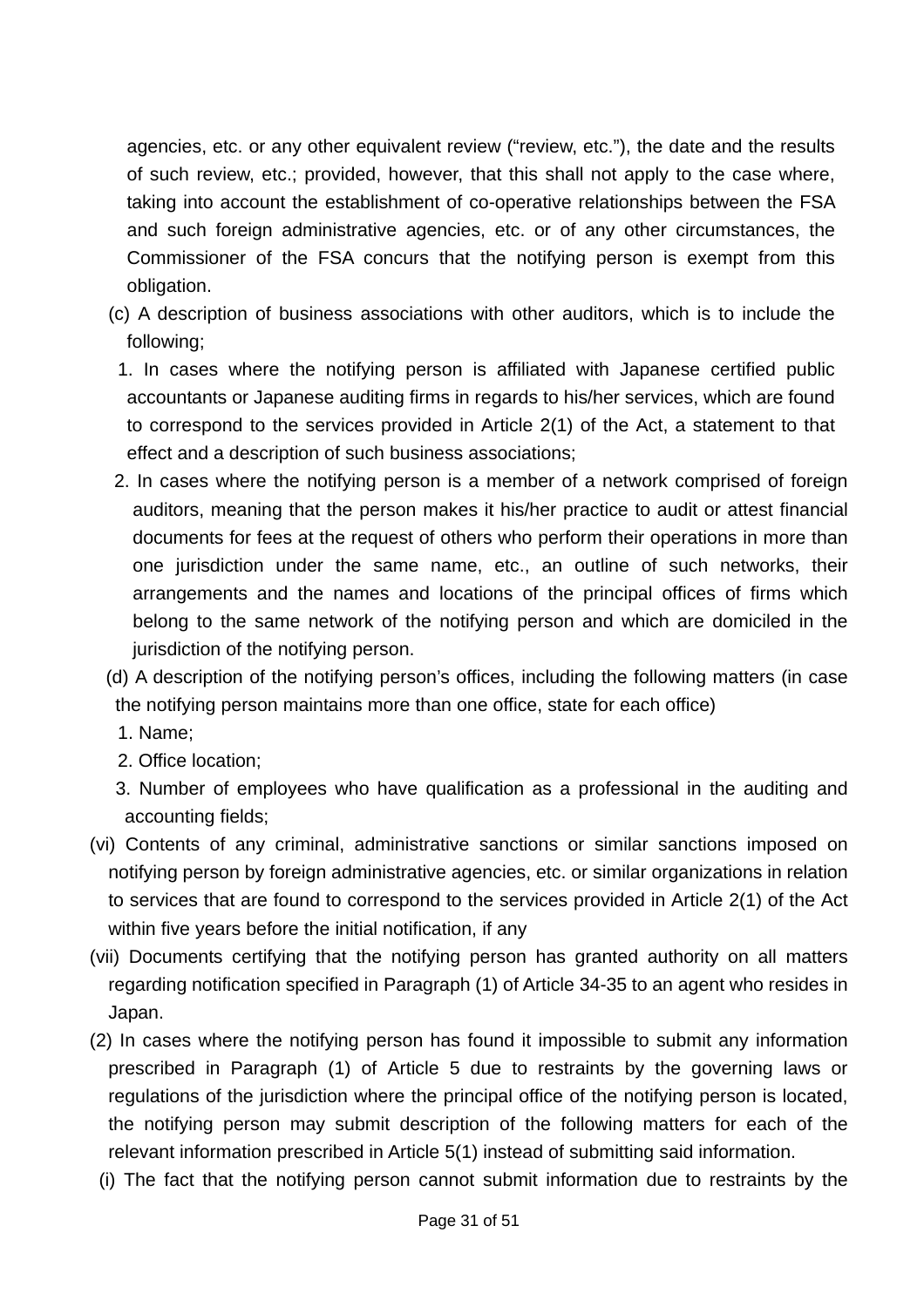agencies, etc. or any other equivalent review (“review, etc.”), the date and the results of such review, etc.; provided, however, that this shall not apply to the case where, taking into account the establishment of co-operative relationships between the FSA and such foreign administrative agencies, etc. or of any other circumstances, the Commissioner of the FSA concurs that the notifying person is exempt from this obligation.

(c) A description of business associations with other auditors, which is to include the following;

1. In cases where the notifying person is affiliated with Japanese certified public accountants or Japanese auditing firms in regards to his/her services, which are found to correspond to the services provided in Article 2(1) of the Act, a statement to that effect and a description of such business associations;

2. In cases where the notifying person is a member of a network comprised of foreign auditors, meaning that the person makes it his/her practice to audit or attest financial documents for fees at the request of others who perform their operations in more than one jurisdiction under the same name, etc., an outline of such networks, their arrangements and the names and locations of the principal offices of firms which belong to the same network of the notifying person and which are domiciled in the jurisdiction of the notifying person.

(d) A description of the notifying person’s offices, including the following matters (in case the notifying person maintains more than one office, state for each office)

1. Name;

2. Office location;

3. Number of employees who have qualification as a professional in the auditing and accounting fields;

(vi) Contents of any criminal, administrative sanctions or similar sanctions imposed on notifying person by foreign administrative agencies, etc. or similar organizations in relation to services that are found to correspond to the services provided in Article 2(1) of the Act within five years before the initial notification, if any

(vii) Documents certifying that the notifying person has granted authority on all matters regarding notification specified in Paragraph (1) of Article 34-35 to an agent who resides in Japan.

(2) In cases where the notifying person has found it impossible to submit any information prescribed in Paragraph (1) of Article 5 due to restraints by the governing laws or regulations of the jurisdiction where the principal office of the notifying person is located, the notifying person may submit description of the following matters for each of the relevant information prescribed in Article 5(1) instead of submitting said information.

(i) The fact that the notifying person cannot submit information due to restraints by the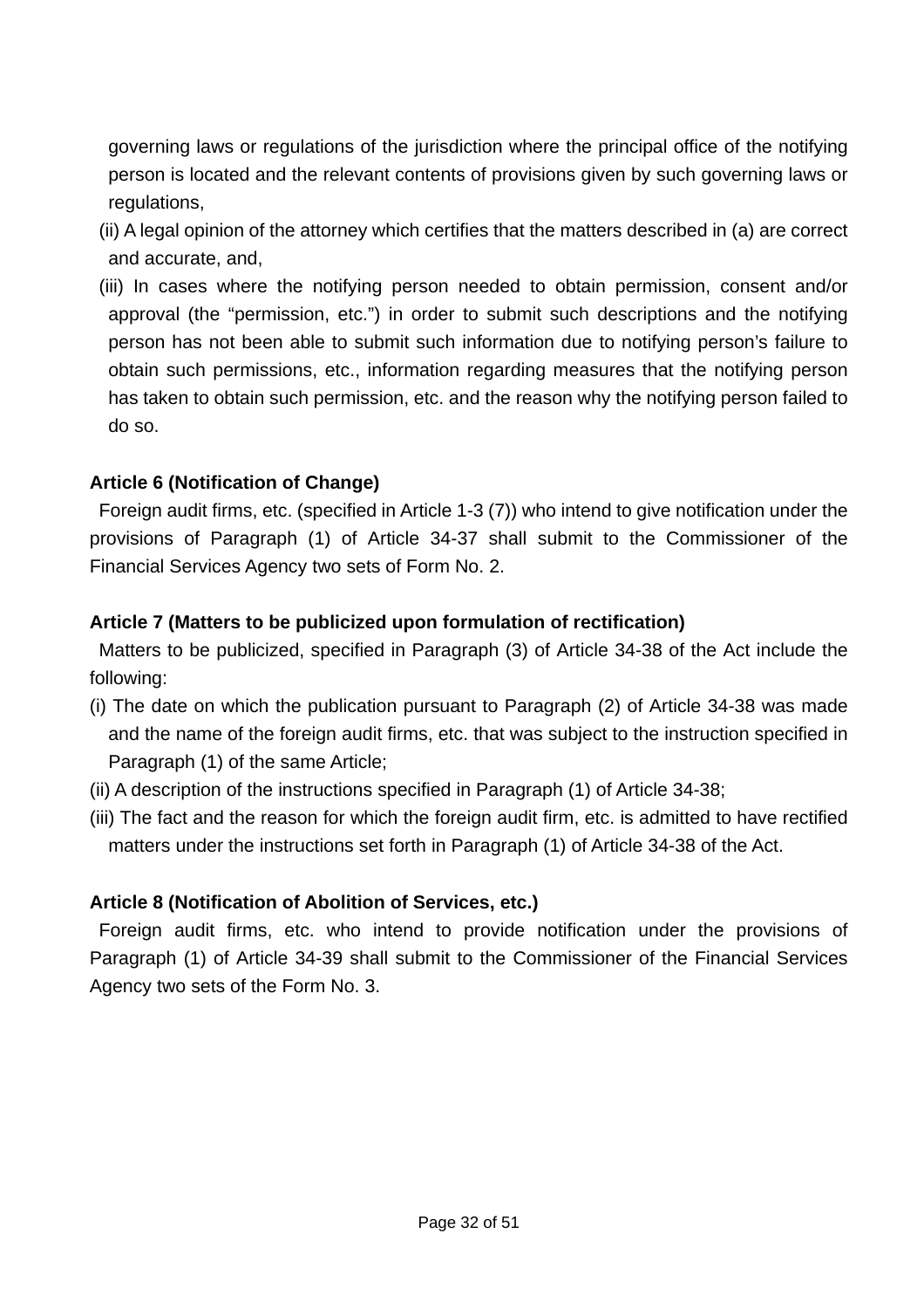governing laws or regulations of the jurisdiction where the principal office of the notifying person is located and the relevant contents of provisions given by such governing laws or regulations,

(ii) A legal opinion of the attorney which certifies that the matters described in (a) are correct and accurate, and,

(iii) In cases where the notifying person needed to obtain permission, consent and/or approval (the "permission, etc.") in order to submit such descriptions and the notifying person has not been able to submit such information due to notifying person's failure to obtain such permissions, etc., information regarding measures that the notifying person has taken to obtain such permission, etc. and the reason why the notifying person failed to do so.

**Article 6 (Notification of Change)**

Foreign audit firms, etc. (specified in Article 1-3 (7)) who intend to give notification under the provisions of Paragraph (1) of Article 34-37 shall submit to the Commissioner of the Financial Services Agency two sets of Form No. 2.

**Article 7 (Matters to be publicized upon formulation of rectification)**

Matters to be publicized, specified in Paragraph (3) of Article 34-38 of the Act include the following:

(i) The date on which the publication pursuant to Paragraph (2) of Article 34-38 was made and the name of the foreign audit firms, etc. that was subject to the instruction specified in Paragraph (1) of the same Article;

(ii) A description of the instructions specified in Paragraph (1) of Article 34-38;

(iii) The fact and the reason for which the foreign audit firm, etc. is admitted to have rectified matters under the instructions set forth in Paragraph (1) of Article 34-38 of the Act.

**Article 8 (Notification of Abolition of Services, etc.)**

Foreign audit firms, etc. who intend to provide notification under the provisions of Paragraph (1) of Article 34-39 shall submit to the Commissioner of the Financial Services Agency two sets of the Form No. 3.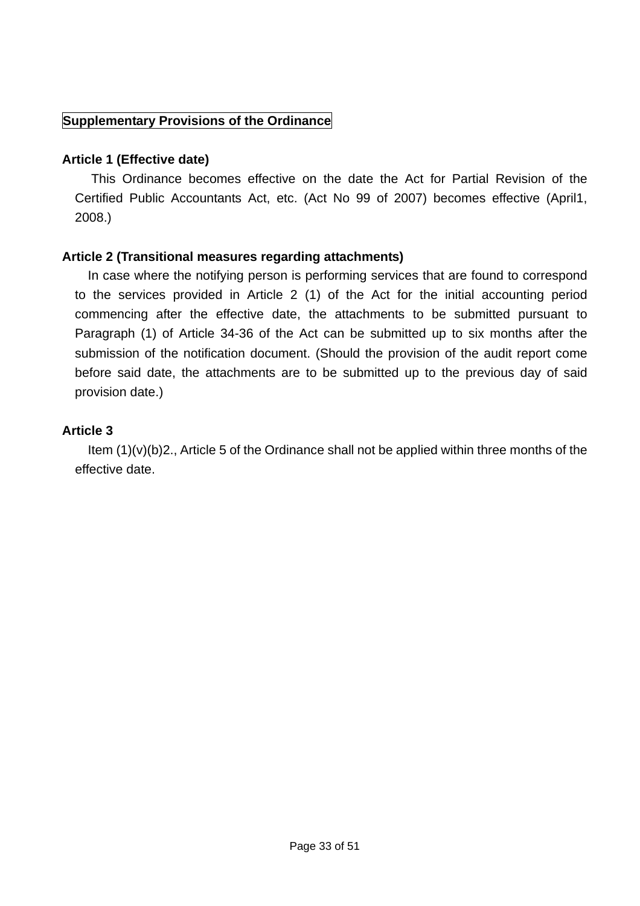**Supplementary Provisions of the Ordinance**

**Article 1 (Effective date)**

This Ordinance becomes effective on the date the Act for Partial Revision of the Certified Public Accountants Act, etc. (Act No 99 of 2007) becomes effective (April1, 2008.)

**Article 2 (Transitional measures regarding attachments)**

In case where the notifying person is performing services that are found to correspond to the services provided in Article 2 (1) of the Act for the initial accounting period commencing after the effective date, the attachments to be submitted pursuant to Paragraph (1) of Article 34-36 of the Act can be submitted up to six months after the submission of the notification document. (Should the provision of the audit report come before said date, the attachments are to be submitted up to the previous day of said provision date.)

**Article 3**

Item (1)(v)(b)2., Article 5 of the Ordinance shall not be applied within three months of the effective date.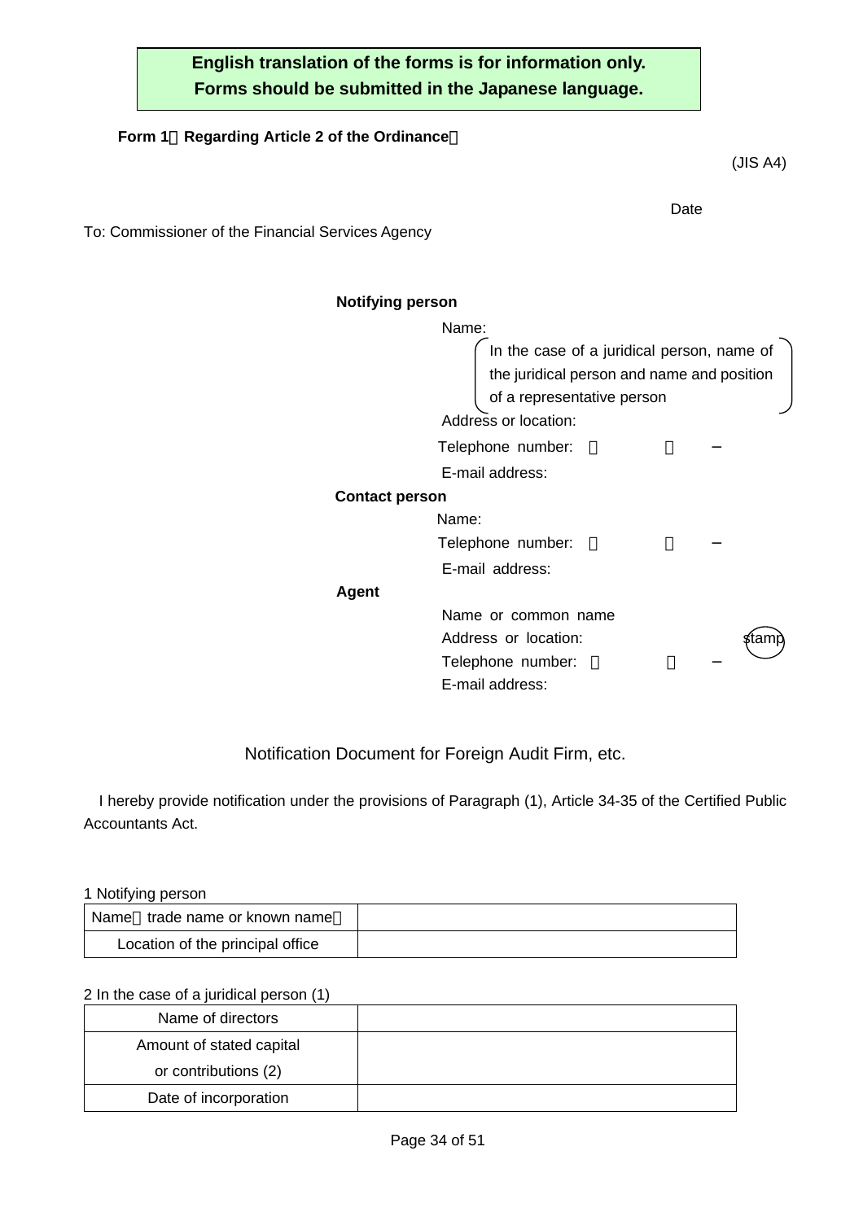**English translation of the forms is for information only.**
**Forms should be submitted in the Japanese language.**

**Form 1（Regarding Article 2 of the Ordinance）**

(JIS A4)

Date

To: Commissioner of the Financial Services Agency

**Notifying person**

Name:
(In the case of a juridical person, name of the juridical person and name and position of a representative person)
Address or location:
Telephone number: （ ） −
E-mail address:

**Contact person**

Name:
Telephone number: （ ） −
E-mail address:

**Agent**

Name or common name
Address or location: stamp
Telephone number: （ ） −
E-mail address:

Notification Document for Foreign Audit Firm, etc.

I hereby provide notification under the provisions of Paragraph (1), Article 34-35 of the Certified Public Accountants Act.

1 Notifying person

| Name（trade name or known name） | |
|---|---|
| Location of the principal office | |

2 In the case of a juridical person (1)

| Name of directors | |
|---|---|
| Amount of stated capital or contributions (2) | |
| Date of incorporation | |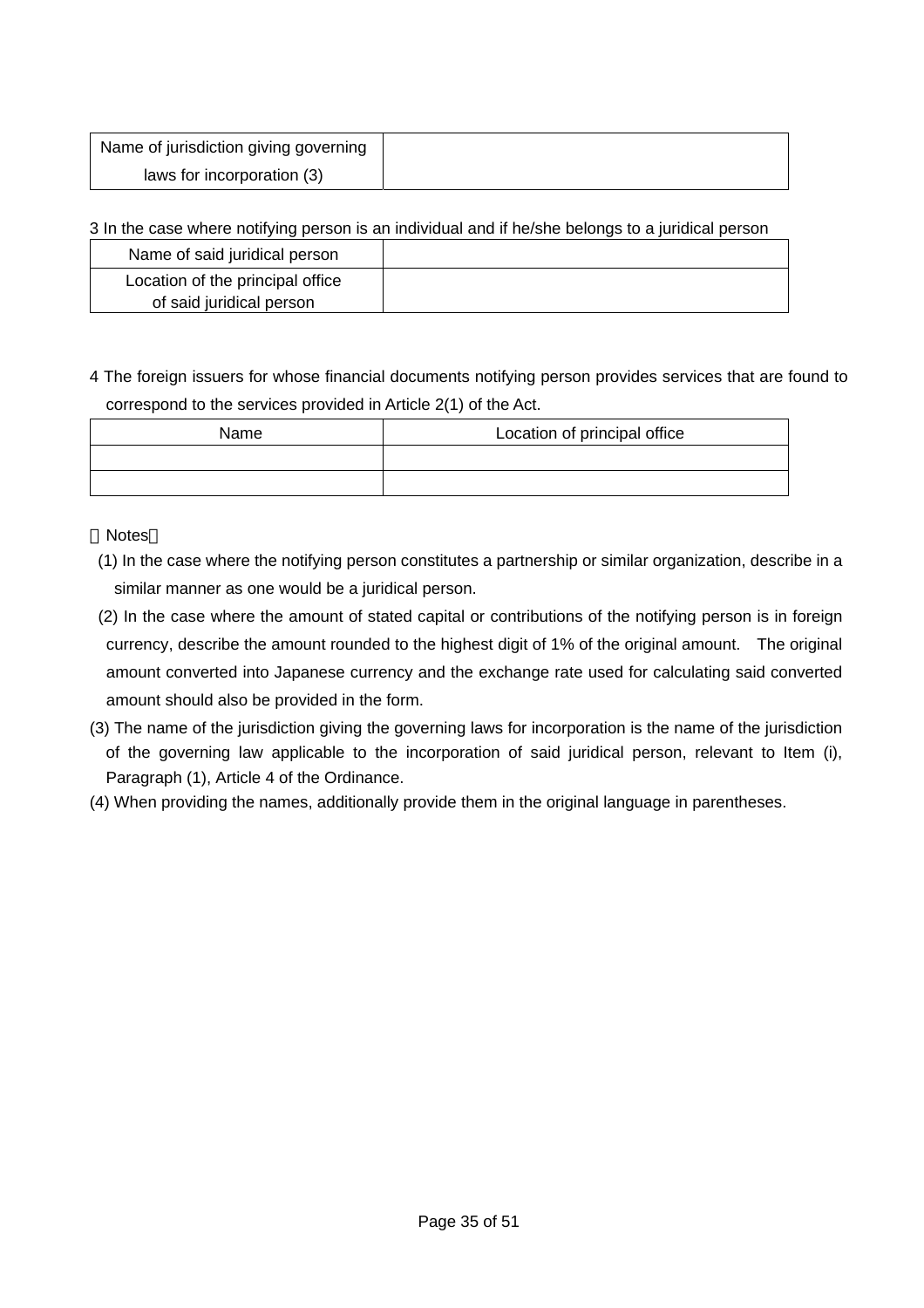| Name of jurisdiction giving governing laws for incorporation (3) | |
|---|---|

3 In the case where notifying person is an individual and if he/she belongs to a juridical person

| Name of said juridical person | |
|---|---|
| Location of the principal office of said juridical person | |

4 The foreign issuers for whose financial documents notifying person provides services that are found to correspond to the services provided in Article 2(1) of the Act.

| Name | Location of principal office |
|---|---|
| | |
| | |

（Notes）

(1) In the case where the notifying person constitutes a partnership or similar organization, describe in a similar manner as one would be a juridical person.

(2) In the case where the amount of stated capital or contributions of the notifying person is in foreign currency, describe the amount rounded to the highest digit of 1% of the original amount. The original amount converted into Japanese currency and the exchange rate used for calculating said converted amount should also be provided in the form.

(3) The name of the jurisdiction giving the governing laws for incorporation is the name of the jurisdiction of the governing law applicable to the incorporation of said juridical person, relevant to Item (i), Paragraph (1), Article 4 of the Ordinance.

(4) When providing the names, additionally provide them in the original language in parentheses.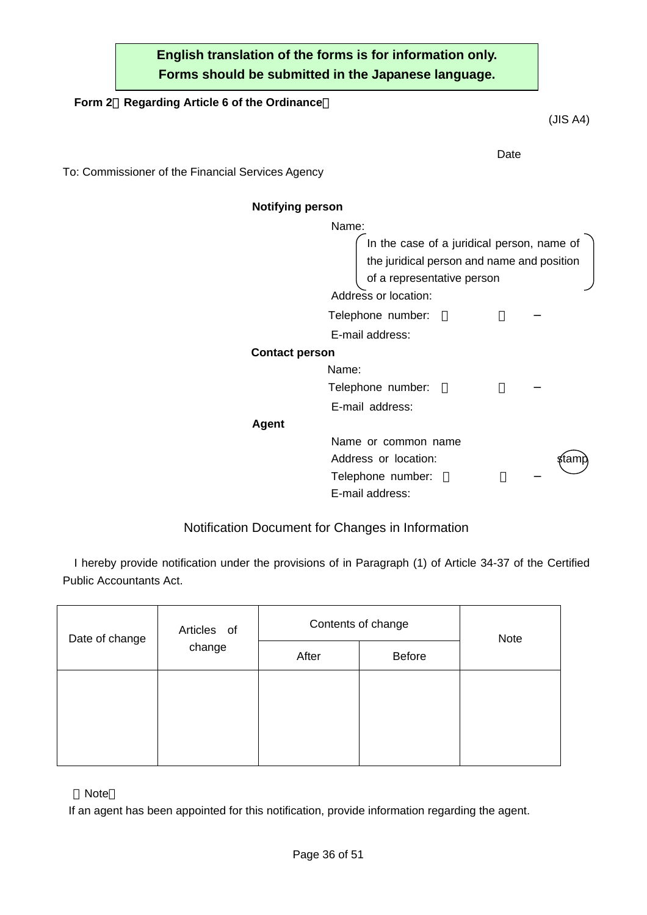**English translation of the forms is for information only.**
**Forms should be submitted in the Japanese language.**

**Form 2（Regarding Article 6 of the Ordinance）**

(JIS A4)

Date

To: Commissioner of the Financial Services Agency

**Notifying person**

Name:

(In the case of a juridical person, name of the juridical person and name and position of a representative person)

Address or location:

Telephone number: （ ） −

E-mail address:

**Contact person**

Name:

Telephone number: （ ） −

E-mail address:

**Agent**

Name or common name

Address or location: stamp

Telephone number: （ ） −

E-mail address:

Notification Document for Changes in Information

I hereby provide notification under the provisions of in Paragraph (1) of Article 34-37 of the Certified Public Accountants Act.

| Date of change | Articles of change | Contents of change | | Note |
|---|---|---|---|---|
| | | After | Before | |
| | | | | |

（Note）

If an agent has been appointed for this notification, provide information regarding the agent.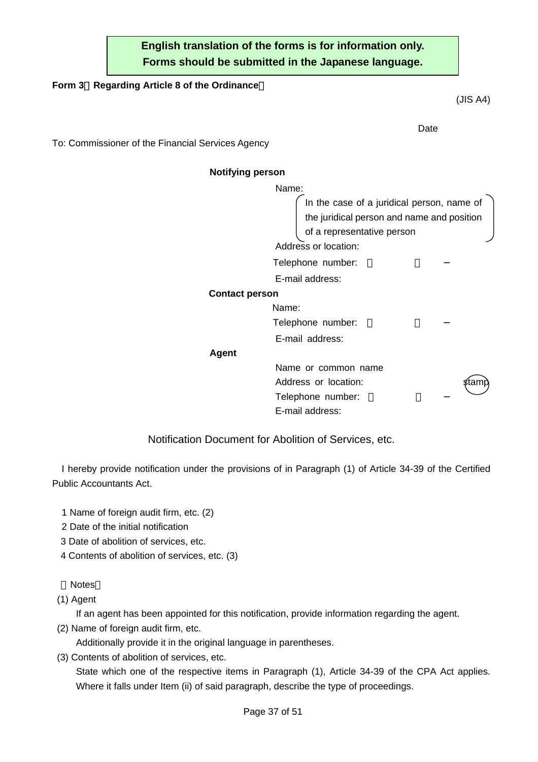**English translation of the forms is for information only.**
**Forms should be submitted in the Japanese language.**

**Form 3（Regarding Article 8 of the Ordinance）**

(JIS A4)

Date

To: Commissioner of the Financial Services Agency

**Notifying person**

Name:

(In the case of a juridical person, name of the juridical person and name and position of a representative person)

Address or location:

Telephone number: （ ） －

E-mail address:

**Contact person**

Name:

Telephone number: （ ） －

E-mail address:

**Agent**

Name or common name

Address or location: stamp

Telephone number: （ ） －

E-mail address:

Notification Document for Abolition of Services, etc.

I hereby provide notification under the provisions of in Paragraph (1) of Article 34-39 of the Certified Public Accountants Act.

1 Name of foreign audit firm, etc. (2)
2 Date of the initial notification
3 Date of abolition of services, etc.
4 Contents of abolition of services, etc. (3)

（Notes）

(1) Agent
If an agent has been appointed for this notification, provide information regarding the agent.

(2) Name of foreign audit firm, etc.
Additionally provide it in the original language in parentheses.

(3) Contents of abolition of services, etc.
State which one of the respective items in Paragraph (1), Article 34-39 of the CPA Act applies. Where it falls under Item (ii) of said paragraph, describe the type of proceedings.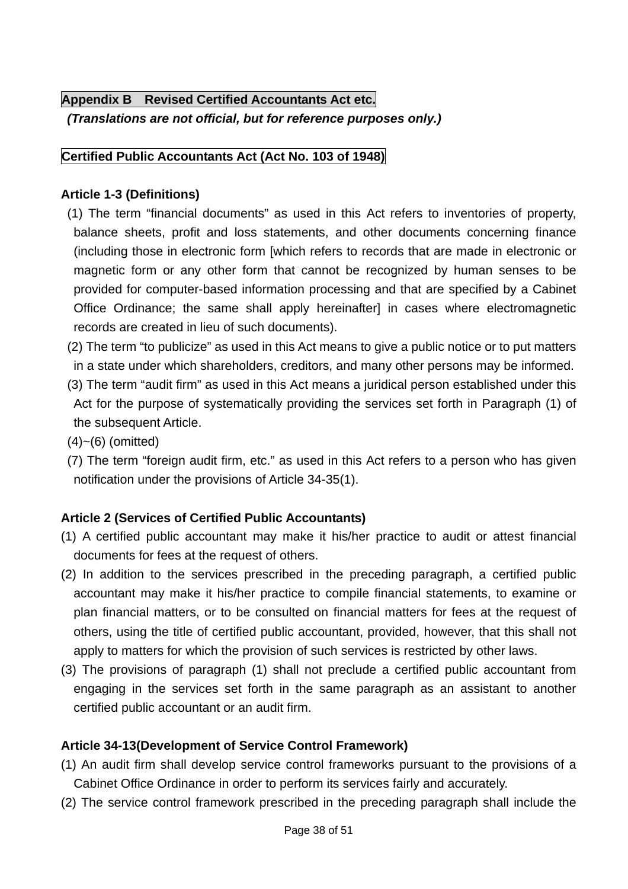**Appendix B　Revised Certified Accountants Act etc.**

***(Translations are not official, but for reference purposes only.)***

**Certified Public Accountants Act (Act No. 103 of 1948)**

**Article 1-3 (Definitions)**

(1) The term “financial documents” as used in this Act refers to inventories of property, balance sheets, profit and loss statements, and other documents concerning finance (including those in electronic form [which refers to records that are made in electronic or magnetic form or any other form that cannot be recognized by human senses to be provided for computer-based information processing and that are specified by a Cabinet Office Ordinance; the same shall apply hereinafter] in cases where electromagnetic records are created in lieu of such documents).

(2) The term “to publicize” as used in this Act means to give a public notice or to put matters in a state under which shareholders, creditors, and many other persons may be informed.

(3) The term “audit firm” as used in this Act means a juridical person established under this Act for the purpose of systematically providing the services set forth in Paragraph (1) of the subsequent Article.

(4)~(6) (omitted)

(7) The term “foreign audit firm, etc.” as used in this Act refers to a person who has given notification under the provisions of Article 34-35(1).

**Article 2 (Services of Certified Public Accountants)**

(1) A certified public accountant may make it his/her practice to audit or attest financial documents for fees at the request of others.

(2) In addition to the services prescribed in the preceding paragraph, a certified public accountant may make it his/her practice to compile financial statements, to examine or plan financial matters, or to be consulted on financial matters for fees at the request of others, using the title of certified public accountant, provided, however, that this shall not apply to matters for which the provision of such services is restricted by other laws.

(3) The provisions of paragraph (1) shall not preclude a certified public accountant from engaging in the services set forth in the same paragraph as an assistant to another certified public accountant or an audit firm.

**Article 34-13(Development of Service Control Framework)**

(1) An audit firm shall develop service control frameworks pursuant to the provisions of a Cabinet Office Ordinance in order to perform its services fairly and accurately.

(2) The service control framework prescribed in the preceding paragraph shall include the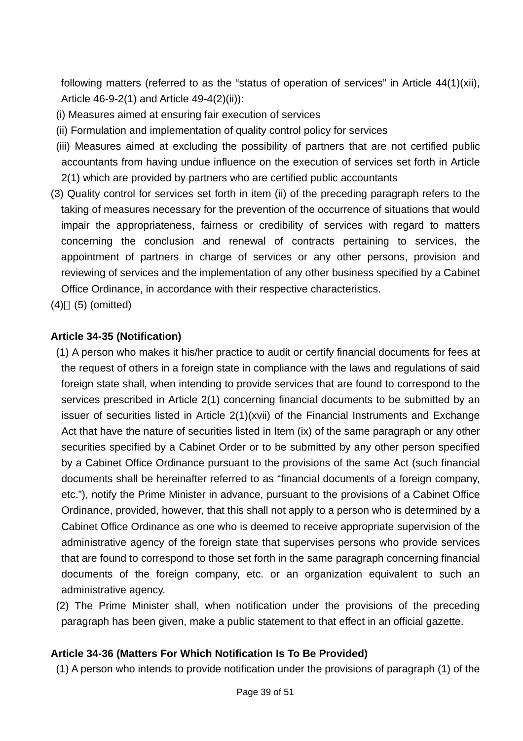following matters (referred to as the “status of operation of services” in Article 44(1)(xii), Article 46-9-2(1) and Article 49-4(2)(ii)):

(i) Measures aimed at ensuring fair execution of services

(ii) Formulation and implementation of quality control policy for services

(iii) Measures aimed at excluding the possibility of partners that are not certified public accountants from having undue influence on the execution of services set forth in Article 2(1) which are provided by partners who are certified public accountants

(3) Quality control for services set forth in item (ii) of the preceding paragraph refers to the taking of measures necessary for the prevention of the occurrence of situations that would impair the appropriateness, fairness or credibility of services with regard to matters concerning the conclusion and renewal of contracts pertaining to services, the appointment of partners in charge of services or any other persons, provision and reviewing of services and the implementation of any other business specified by a Cabinet Office Ordinance, in accordance with their respective characteristics.

(4)，(5) (omitted)

**Article 34-35 (Notification)**

(1) A person who makes it his/her practice to audit or certify financial documents for fees at the request of others in a foreign state in compliance with the laws and regulations of said foreign state shall, when intending to provide services that are found to correspond to the services prescribed in Article 2(1) concerning financial documents to be submitted by an issuer of securities listed in Article 2(1)(xvii) of the Financial Instruments and Exchange Act that have the nature of securities listed in Item (ix) of the same paragraph or any other securities specified by a Cabinet Order or to be submitted by any other person specified by a Cabinet Office Ordinance pursuant to the provisions of the same Act (such financial documents shall be hereinafter referred to as “financial documents of a foreign company, etc.”), notify the Prime Minister in advance, pursuant to the provisions of a Cabinet Office Ordinance, provided, however, that this shall not apply to a person who is determined by a Cabinet Office Ordinance as one who is deemed to receive appropriate supervision of the administrative agency of the foreign state that supervises persons who provide services that are found to correspond to those set forth in the same paragraph concerning financial documents of the foreign company, etc. or an organization equivalent to such an administrative agency.

(2) The Prime Minister shall, when notification under the provisions of the preceding paragraph has been given, make a public statement to that effect in an official gazette.

**Article 34-36 (Matters For Which Notification Is To Be Provided)**

(1) A person who intends to provide notification under the provisions of paragraph (1) of the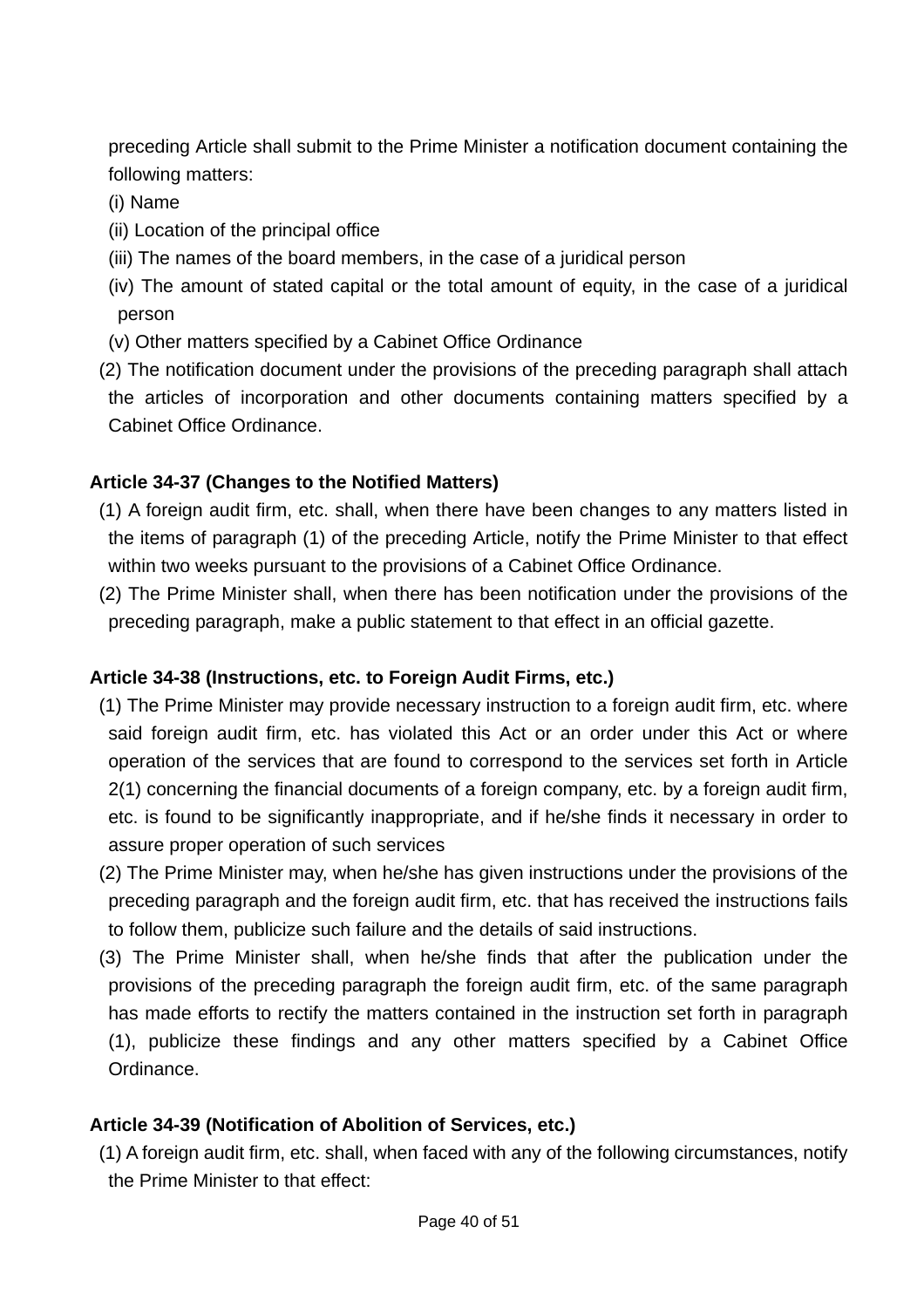preceding Article shall submit to the Prime Minister a notification document containing the following matters:

(i) Name

(ii) Location of the principal office

(iii) The names of the board members, in the case of a juridical person

(iv) The amount of stated capital or the total amount of equity, in the case of a juridical person

(v) Other matters specified by a Cabinet Office Ordinance

(2) The notification document under the provisions of the preceding paragraph shall attach the articles of incorporation and other documents containing matters specified by a Cabinet Office Ordinance.

**Article 34-37 (Changes to the Notified Matters)**

(1) A foreign audit firm, etc. shall, when there have been changes to any matters listed in the items of paragraph (1) of the preceding Article, notify the Prime Minister to that effect within two weeks pursuant to the provisions of a Cabinet Office Ordinance.

(2) The Prime Minister shall, when there has been notification under the provisions of the preceding paragraph, make a public statement to that effect in an official gazette.

**Article 34-38 (Instructions, etc. to Foreign Audit Firms, etc.)**

(1) The Prime Minister may provide necessary instruction to a foreign audit firm, etc. where said foreign audit firm, etc. has violated this Act or an order under this Act or where operation of the services that are found to correspond to the services set forth in Article 2(1) concerning the financial documents of a foreign company, etc. by a foreign audit firm, etc. is found to be significantly inappropriate, and if he/she finds it necessary in order to assure proper operation of such services

(2) The Prime Minister may, when he/she has given instructions under the provisions of the preceding paragraph and the foreign audit firm, etc. that has received the instructions fails to follow them, publicize such failure and the details of said instructions.

(3) The Prime Minister shall, when he/she finds that after the publication under the provisions of the preceding paragraph the foreign audit firm, etc. of the same paragraph has made efforts to rectify the matters contained in the instruction set forth in paragraph (1), publicize these findings and any other matters specified by a Cabinet Office Ordinance.

**Article 34-39 (Notification of Abolition of Services, etc.)**

(1) A foreign audit firm, etc. shall, when faced with any of the following circumstances, notify the Prime Minister to that effect: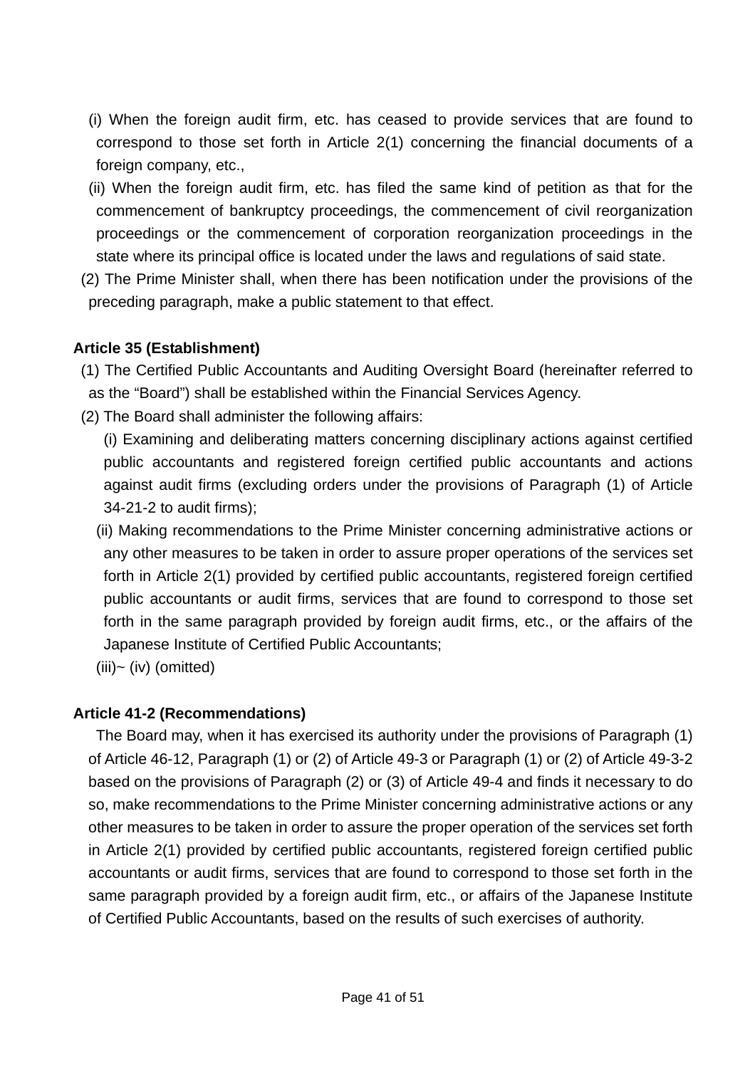(i) When the foreign audit firm, etc. has ceased to provide services that are found to correspond to those set forth in Article 2(1) concerning the financial documents of a foreign company, etc.,

(ii) When the foreign audit firm, etc. has filed the same kind of petition as that for the commencement of bankruptcy proceedings, the commencement of civil reorganization proceedings or the commencement of corporation reorganization proceedings in the state where its principal office is located under the laws and regulations of said state.

(2) The Prime Minister shall, when there has been notification under the provisions of the preceding paragraph, make a public statement to that effect.

**Article 35 (Establishment)**

(1) The Certified Public Accountants and Auditing Oversight Board (hereinafter referred to as the “Board”) shall be established within the Financial Services Agency.

(2) The Board shall administer the following affairs:

(i) Examining and deliberating matters concerning disciplinary actions against certified public accountants and registered foreign certified public accountants and actions against audit firms (excluding orders under the provisions of Paragraph (1) of Article 34-21-2 to audit firms);

(ii) Making recommendations to the Prime Minister concerning administrative actions or any other measures to be taken in order to assure proper operations of the services set forth in Article 2(1) provided by certified public accountants, registered foreign certified public accountants or audit firms, services that are found to correspond to those set forth in the same paragraph provided by foreign audit firms, etc., or the affairs of the Japanese Institute of Certified Public Accountants;

(iii)~ (iv) (omitted)

**Article 41-2 (Recommendations)**

The Board may, when it has exercised its authority under the provisions of Paragraph (1) of Article 46-12, Paragraph (1) or (2) of Article 49-3 or Paragraph (1) or (2) of Article 49-3-2 based on the provisions of Paragraph (2) or (3) of Article 49-4 and finds it necessary to do so, make recommendations to the Prime Minister concerning administrative actions or any other measures to be taken in order to assure the proper operation of the services set forth in Article 2(1) provided by certified public accountants, registered foreign certified public accountants or audit firms, services that are found to correspond to those set forth in the same paragraph provided by a foreign audit firm, etc., or affairs of the Japanese Institute of Certified Public Accountants, based on the results of such exercises of authority.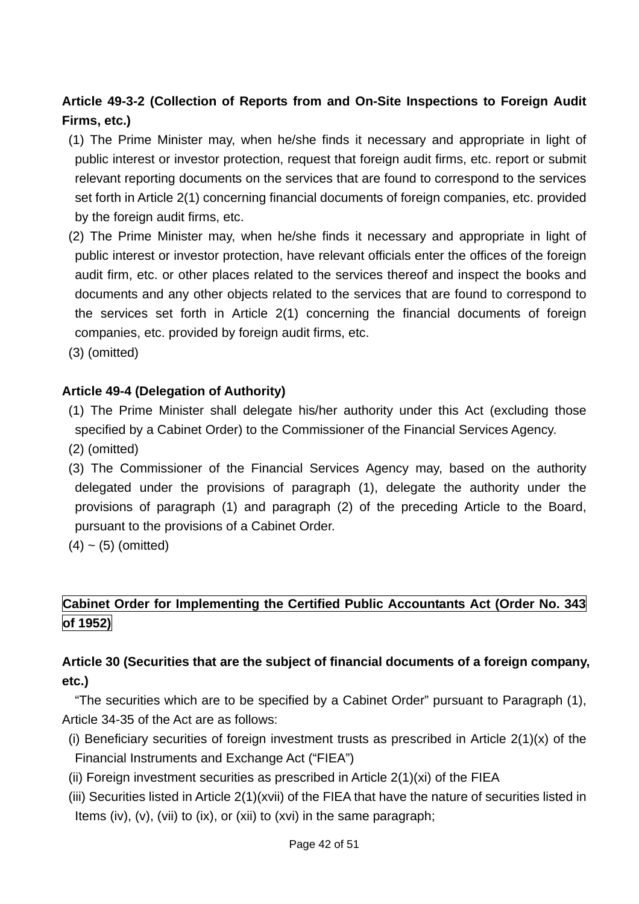**Article 49-3-2 (Collection of Reports from and On-Site Inspections to Foreign Audit Firms, etc.)**

(1) The Prime Minister may, when he/she finds it necessary and appropriate in light of public interest or investor protection, request that foreign audit firms, etc. report or submit relevant reporting documents on the services that are found to correspond to the services set forth in Article 2(1) concerning financial documents of foreign companies, etc. provided by the foreign audit firms, etc.

(2) The Prime Minister may, when he/she finds it necessary and appropriate in light of public interest or investor protection, have relevant officials enter the offices of the foreign audit firm, etc. or other places related to the services thereof and inspect the books and documents and any other objects related to the services that are found to correspond to the services set forth in Article 2(1) concerning the financial documents of foreign companies, etc. provided by foreign audit firms, etc.

(3) (omitted)

**Article 49-4 (Delegation of Authority)**

(1) The Prime Minister shall delegate his/her authority under this Act (excluding those specified by a Cabinet Order) to the Commissioner of the Financial Services Agency.

(2) (omitted)

(3) The Commissioner of the Financial Services Agency may, based on the authority delegated under the provisions of paragraph (1), delegate the authority under the provisions of paragraph (1) and paragraph (2) of the preceding Article to the Board, pursuant to the provisions of a Cabinet Order.

(4) ~ (5) (omitted)

**Cabinet Order for Implementing the Certified Public Accountants Act (Order No. 343 of 1952)**

**Article 30 (Securities that are the subject of financial documents of a foreign company, etc.)**

"The securities which are to be specified by a Cabinet Order" pursuant to Paragraph (1), Article 34-35 of the Act are as follows:

(i) Beneficiary securities of foreign investment trusts as prescribed in Article 2(1)(x) of the Financial Instruments and Exchange Act ("FIEA")

(ii) Foreign investment securities as prescribed in Article 2(1)(xi) of the FIEA

(iii) Securities listed in Article 2(1)(xvii) of the FIEA that have the nature of securities listed in Items (iv), (v), (vii) to (ix), or (xii) to (xvi) in the same paragraph;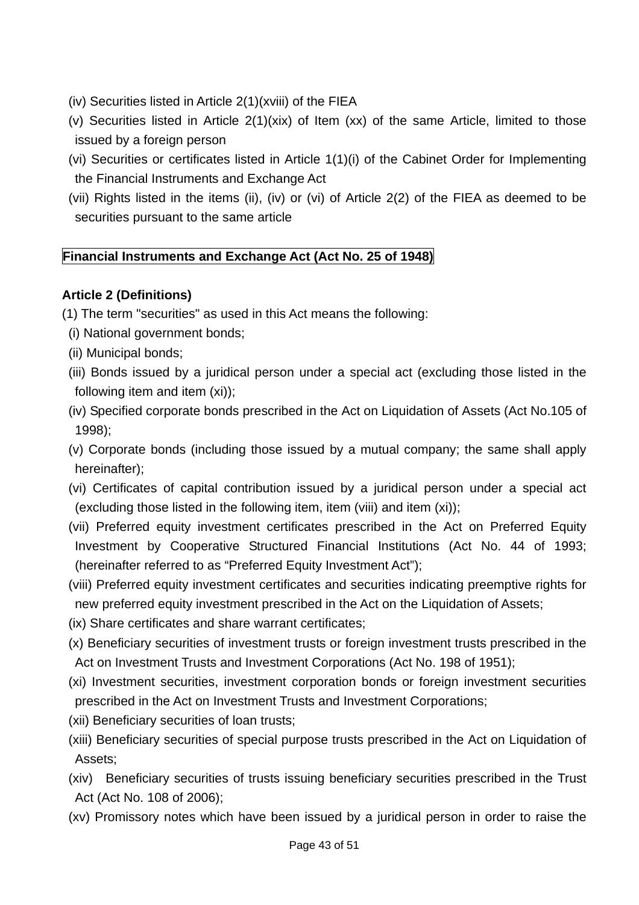(iv) Securities listed in Article 2(1)(xviii) of the FIEA

(v) Securities listed in Article 2(1)(xix) of Item (xx) of the same Article, limited to those issued by a foreign person

(vi) Securities or certificates listed in Article 1(1)(i) of the Cabinet Order for Implementing the Financial Instruments and Exchange Act

(vii) Rights listed in the items (ii), (iv) or (vi) of Article 2(2) of the FIEA as deemed to be securities pursuant to the same article

**Financial Instruments and Exchange Act (Act No. 25 of 1948)**

**Article 2 (Definitions)**

(1) The term "securities" as used in this Act means the following:

(i) National government bonds;

(ii) Municipal bonds;

(iii) Bonds issued by a juridical person under a special act (excluding those listed in the following item and item (xi));

(iv) Specified corporate bonds prescribed in the Act on Liquidation of Assets (Act No.105 of 1998);

(v) Corporate bonds (including those issued by a mutual company; the same shall apply hereinafter);

(vi) Certificates of capital contribution issued by a juridical person under a special act (excluding those listed in the following item, item (viii) and item (xi));

(vii) Preferred equity investment certificates prescribed in the Act on Preferred Equity Investment by Cooperative Structured Financial Institutions (Act No. 44 of 1993; (hereinafter referred to as “Preferred Equity Investment Act”);

(viii) Preferred equity investment certificates and securities indicating preemptive rights for new preferred equity investment prescribed in the Act on the Liquidation of Assets;

(ix) Share certificates and share warrant certificates;

(x) Beneficiary securities of investment trusts or foreign investment trusts prescribed in the Act on Investment Trusts and Investment Corporations (Act No. 198 of 1951);

(xi) Investment securities, investment corporation bonds or foreign investment securities prescribed in the Act on Investment Trusts and Investment Corporations;

(xii) Beneficiary securities of loan trusts;

(xiii) Beneficiary securities of special purpose trusts prescribed in the Act on Liquidation of Assets;

(xiv) Beneficiary securities of trusts issuing beneficiary securities prescribed in the Trust Act (Act No. 108 of 2006);

(xv) Promissory notes which have been issued by a juridical person in order to raise the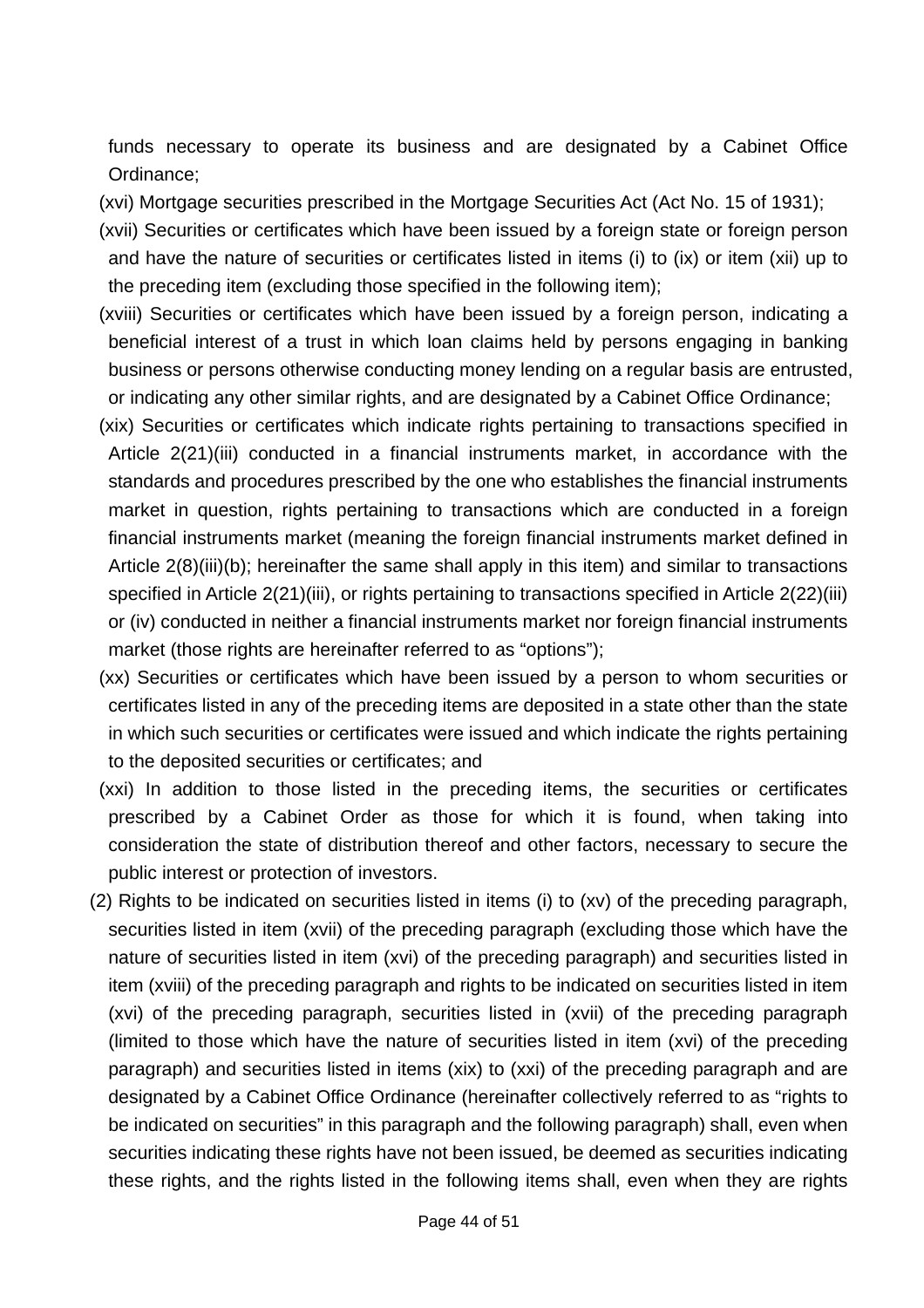funds necessary to operate its business and are designated by a Cabinet Office Ordinance;

(xvi) Mortgage securities prescribed in the Mortgage Securities Act (Act No. 15 of 1931);

(xvii) Securities or certificates which have been issued by a foreign state or foreign person and have the nature of securities or certificates listed in items (i) to (ix) or item (xii) up to the preceding item (excluding those specified in the following item);

(xviii) Securities or certificates which have been issued by a foreign person, indicating a beneficial interest of a trust in which loan claims held by persons engaging in banking business or persons otherwise conducting money lending on a regular basis are entrusted, or indicating any other similar rights, and are designated by a Cabinet Office Ordinance;

(xix) Securities or certificates which indicate rights pertaining to transactions specified in Article 2(21)(iii) conducted in a financial instruments market, in accordance with the standards and procedures prescribed by the one who establishes the financial instruments market in question, rights pertaining to transactions which are conducted in a foreign financial instruments market (meaning the foreign financial instruments market defined in Article 2(8)(iii)(b); hereinafter the same shall apply in this item) and similar to transactions specified in Article 2(21)(iii), or rights pertaining to transactions specified in Article 2(22)(iii) or (iv) conducted in neither a financial instruments market nor foreign financial instruments market (those rights are hereinafter referred to as “options”);

(xx) Securities or certificates which have been issued by a person to whom securities or certificates listed in any of the preceding items are deposited in a state other than the state in which such securities or certificates were issued and which indicate the rights pertaining to the deposited securities or certificates; and

(xxi) In addition to those listed in the preceding items, the securities or certificates prescribed by a Cabinet Order as those for which it is found, when taking into consideration the state of distribution thereof and other factors, necessary to secure the public interest or protection of investors.

(2) Rights to be indicated on securities listed in items (i) to (xv) of the preceding paragraph, securities listed in item (xvii) of the preceding paragraph (excluding those which have the nature of securities listed in item (xvi) of the preceding paragraph) and securities listed in item (xviii) of the preceding paragraph and rights to be indicated on securities listed in item (xvi) of the preceding paragraph, securities listed in (xvii) of the preceding paragraph (limited to those which have the nature of securities listed in item (xvi) of the preceding paragraph) and securities listed in items (xix) to (xxi) of the preceding paragraph and are designated by a Cabinet Office Ordinance (hereinafter collectively referred to as “rights to be indicated on securities” in this paragraph and the following paragraph) shall, even when securities indicating these rights have not been issued, be deemed as securities indicating these rights, and the rights listed in the following items shall, even when they are rights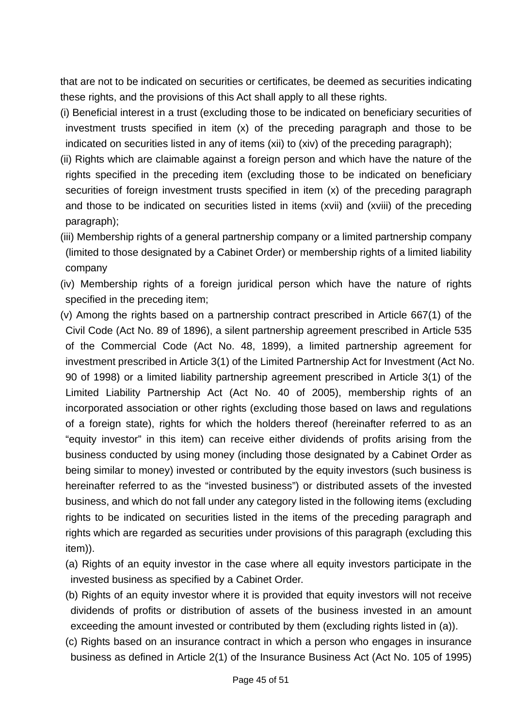that are not to be indicated on securities or certificates, be deemed as securities indicating these rights, and the provisions of this Act shall apply to all these rights.

(i) Beneficial interest in a trust (excluding those to be indicated on beneficiary securities of investment trusts specified in item (x) of the preceding paragraph and those to be indicated on securities listed in any of items (xii) to (xiv) of the preceding paragraph);

(ii) Rights which are claimable against a foreign person and which have the nature of the rights specified in the preceding item (excluding those to be indicated on beneficiary securities of foreign investment trusts specified in item (x) of the preceding paragraph and those to be indicated on securities listed in items (xvii) and (xviii) of the preceding paragraph);

(iii) Membership rights of a general partnership company or a limited partnership company (limited to those designated by a Cabinet Order) or membership rights of a limited liability company

(iv) Membership rights of a foreign juridical person which have the nature of rights specified in the preceding item;

(v) Among the rights based on a partnership contract prescribed in Article 667(1) of the Civil Code (Act No. 89 of 1896), a silent partnership agreement prescribed in Article 535 of the Commercial Code (Act No. 48, 1899), a limited partnership agreement for investment prescribed in Article 3(1) of the Limited Partnership Act for Investment (Act No. 90 of 1998) or a limited liability partnership agreement prescribed in Article 3(1) of the Limited Liability Partnership Act (Act No. 40 of 2005), membership rights of an incorporated association or other rights (excluding those based on laws and regulations of a foreign state), rights for which the holders thereof (hereinafter referred to as an “equity investor” in this item) can receive either dividends of profits arising from the business conducted by using money (including those designated by a Cabinet Order as being similar to money) invested or contributed by the equity investors (such business is hereinafter referred to as the “invested business”) or distributed assets of the invested business, and which do not fall under any category listed in the following items (excluding rights to be indicated on securities listed in the items of the preceding paragraph and rights which are regarded as securities under provisions of this paragraph (excluding this item)).

(a) Rights of an equity investor in the case where all equity investors participate in the invested business as specified by a Cabinet Order.

(b) Rights of an equity investor where it is provided that equity investors will not receive dividends of profits or distribution of assets of the business invested in an amount exceeding the amount invested or contributed by them (excluding rights listed in (a)).

(c) Rights based on an insurance contract in which a person who engages in insurance business as defined in Article 2(1) of the Insurance Business Act (Act No. 105 of 1995)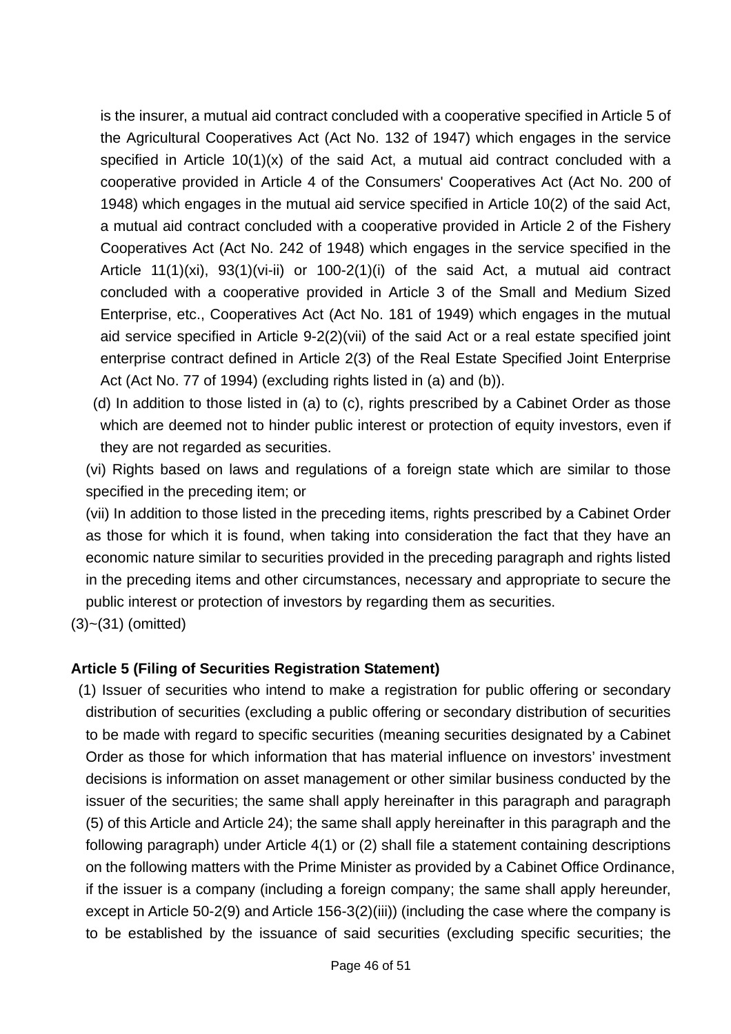is the insurer, a mutual aid contract concluded with a cooperative specified in Article 5 of the Agricultural Cooperatives Act (Act No. 132 of 1947) which engages in the service specified in Article 10(1)(x) of the said Act, a mutual aid contract concluded with a cooperative provided in Article 4 of the Consumers' Cooperatives Act (Act No. 200 of 1948) which engages in the mutual aid service specified in Article 10(2) of the said Act, a mutual aid contract concluded with a cooperative provided in Article 2 of the Fishery Cooperatives Act (Act No. 242 of 1948) which engages in the service specified in the Article 11(1)(xi), 93(1)(vi-ii) or 100-2(1)(i) of the said Act, a mutual aid contract concluded with a cooperative provided in Article 3 of the Small and Medium Sized Enterprise, etc., Cooperatives Act (Act No. 181 of 1949) which engages in the mutual aid service specified in Article 9-2(2)(vii) of the said Act or a real estate specified joint enterprise contract defined in Article 2(3) of the Real Estate Specified Joint Enterprise Act (Act No. 77 of 1994) (excluding rights listed in (a) and (b)).

(d) In addition to those listed in (a) to (c), rights prescribed by a Cabinet Order as those which are deemed not to hinder public interest or protection of equity investors, even if they are not regarded as securities.

(vi) Rights based on laws and regulations of a foreign state which are similar to those specified in the preceding item; or

(vii) In addition to those listed in the preceding items, rights prescribed by a Cabinet Order as those for which it is found, when taking into consideration the fact that they have an economic nature similar to securities provided in the preceding paragraph and rights listed in the preceding items and other circumstances, necessary and appropriate to secure the public interest or protection of investors by regarding them as securities.

(3)~(31) (omitted)

**Article 5 (Filing of Securities Registration Statement)**

(1) Issuer of securities who intend to make a registration for public offering or secondary distribution of securities (excluding a public offering or secondary distribution of securities to be made with regard to specific securities (meaning securities designated by a Cabinet Order as those for which information that has material influence on investors' investment decisions is information on asset management or other similar business conducted by the issuer of the securities; the same shall apply hereinafter in this paragraph and paragraph (5) of this Article and Article 24); the same shall apply hereinafter in this paragraph and the following paragraph) under Article 4(1) or (2) shall file a statement containing descriptions on the following matters with the Prime Minister as provided by a Cabinet Office Ordinance, if the issuer is a company (including a foreign company; the same shall apply hereunder, except in Article 50-2(9) and Article 156-3(2)(iii)) (including the case where the company is to be established by the issuance of said securities (excluding specific securities; the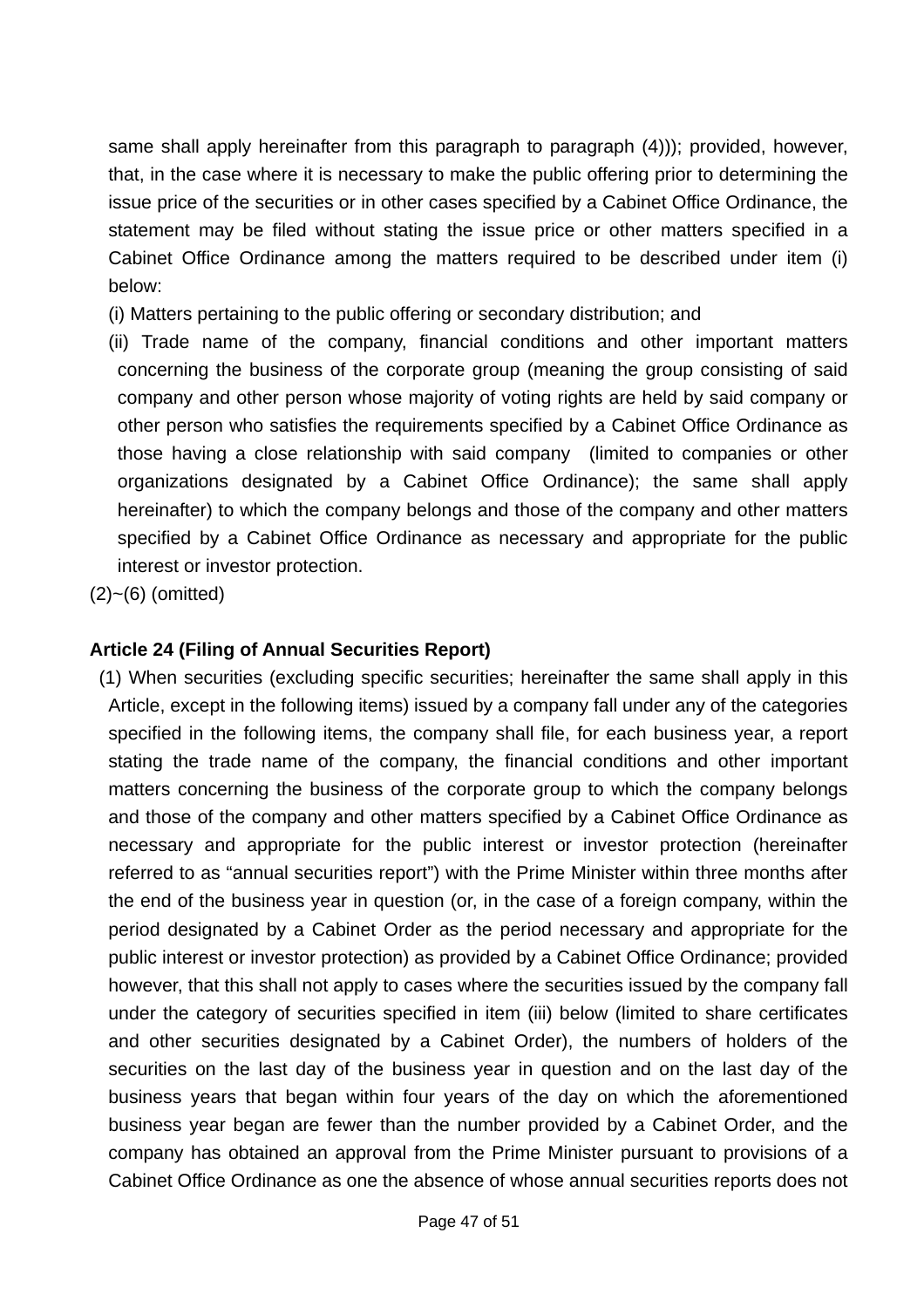same shall apply hereinafter from this paragraph to paragraph (4))); provided, however, that, in the case where it is necessary to make the public offering prior to determining the issue price of the securities or in other cases specified by a Cabinet Office Ordinance, the statement may be filed without stating the issue price or other matters specified in a Cabinet Office Ordinance among the matters required to be described under item (i) below:

(i) Matters pertaining to the public offering or secondary distribution; and

(ii) Trade name of the company, financial conditions and other important matters concerning the business of the corporate group (meaning the group consisting of said company and other person whose majority of voting rights are held by said company or other person who satisfies the requirements specified by a Cabinet Office Ordinance as those having a close relationship with said company (limited to companies or other organizations designated by a Cabinet Office Ordinance); the same shall apply hereinafter) to which the company belongs and those of the company and other matters specified by a Cabinet Office Ordinance as necessary and appropriate for the public interest or investor protection.

(2)~(6) (omitted)

**Article 24 (Filing of Annual Securities Report)**

(1) When securities (excluding specific securities; hereinafter the same shall apply in this Article, except in the following items) issued by a company fall under any of the categories specified in the following items, the company shall file, for each business year, a report stating the trade name of the company, the financial conditions and other important matters concerning the business of the corporate group to which the company belongs and those of the company and other matters specified by a Cabinet Office Ordinance as necessary and appropriate for the public interest or investor protection (hereinafter referred to as "annual securities report") with the Prime Minister within three months after the end of the business year in question (or, in the case of a foreign company, within the period designated by a Cabinet Order as the period necessary and appropriate for the public interest or investor protection) as provided by a Cabinet Office Ordinance; provided however, that this shall not apply to cases where the securities issued by the company fall under the category of securities specified in item (iii) below (limited to share certificates and other securities designated by a Cabinet Order), the numbers of holders of the securities on the last day of the business year in question and on the last day of the business years that began within four years of the day on which the aforementioned business year began are fewer than the number provided by a Cabinet Order, and the company has obtained an approval from the Prime Minister pursuant to provisions of a Cabinet Office Ordinance as one the absence of whose annual securities reports does not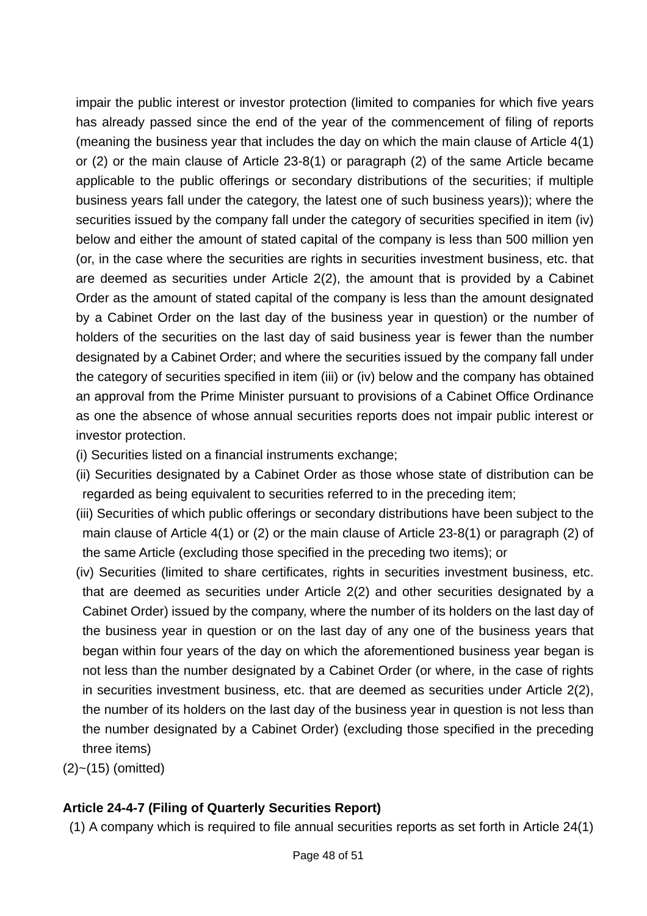impair the public interest or investor protection (limited to companies for which five years has already passed since the end of the year of the commencement of filing of reports (meaning the business year that includes the day on which the main clause of Article 4(1) or (2) or the main clause of Article 23-8(1) or paragraph (2) of the same Article became applicable to the public offerings or secondary distributions of the securities; if multiple business years fall under the category, the latest one of such business years)); where the securities issued by the company fall under the category of securities specified in item (iv) below and either the amount of stated capital of the company is less than 500 million yen (or, in the case where the securities are rights in securities investment business, etc. that are deemed as securities under Article 2(2), the amount that is provided by a Cabinet Order as the amount of stated capital of the company is less than the amount designated by a Cabinet Order on the last day of the business year in question) or the number of holders of the securities on the last day of said business year is fewer than the number designated by a Cabinet Order; and where the securities issued by the company fall under the category of securities specified in item (iii) or (iv) below and the company has obtained an approval from the Prime Minister pursuant to provisions of a Cabinet Office Ordinance as one the absence of whose annual securities reports does not impair public interest or investor protection.

(i) Securities listed on a financial instruments exchange;

(ii) Securities designated by a Cabinet Order as those whose state of distribution can be regarded as being equivalent to securities referred to in the preceding item;

(iii) Securities of which public offerings or secondary distributions have been subject to the main clause of Article 4(1) or (2) or the main clause of Article 23-8(1) or paragraph (2) of the same Article (excluding those specified in the preceding two items); or

(iv) Securities (limited to share certificates, rights in securities investment business, etc. that are deemed as securities under Article 2(2) and other securities designated by a Cabinet Order) issued by the company, where the number of its holders on the last day of the business year in question or on the last day of any one of the business years that began within four years of the day on which the aforementioned business year began is not less than the number designated by a Cabinet Order (or where, in the case of rights in securities investment business, etc. that are deemed as securities under Article 2(2), the number of its holders on the last day of the business year in question is not less than the number designated by a Cabinet Order) (excluding those specified in the preceding three items)

(2)~(15) (omitted)

**Article 24-4-7 (Filing of Quarterly Securities Report)**

(1) A company which is required to file annual securities reports as set forth in Article 24(1)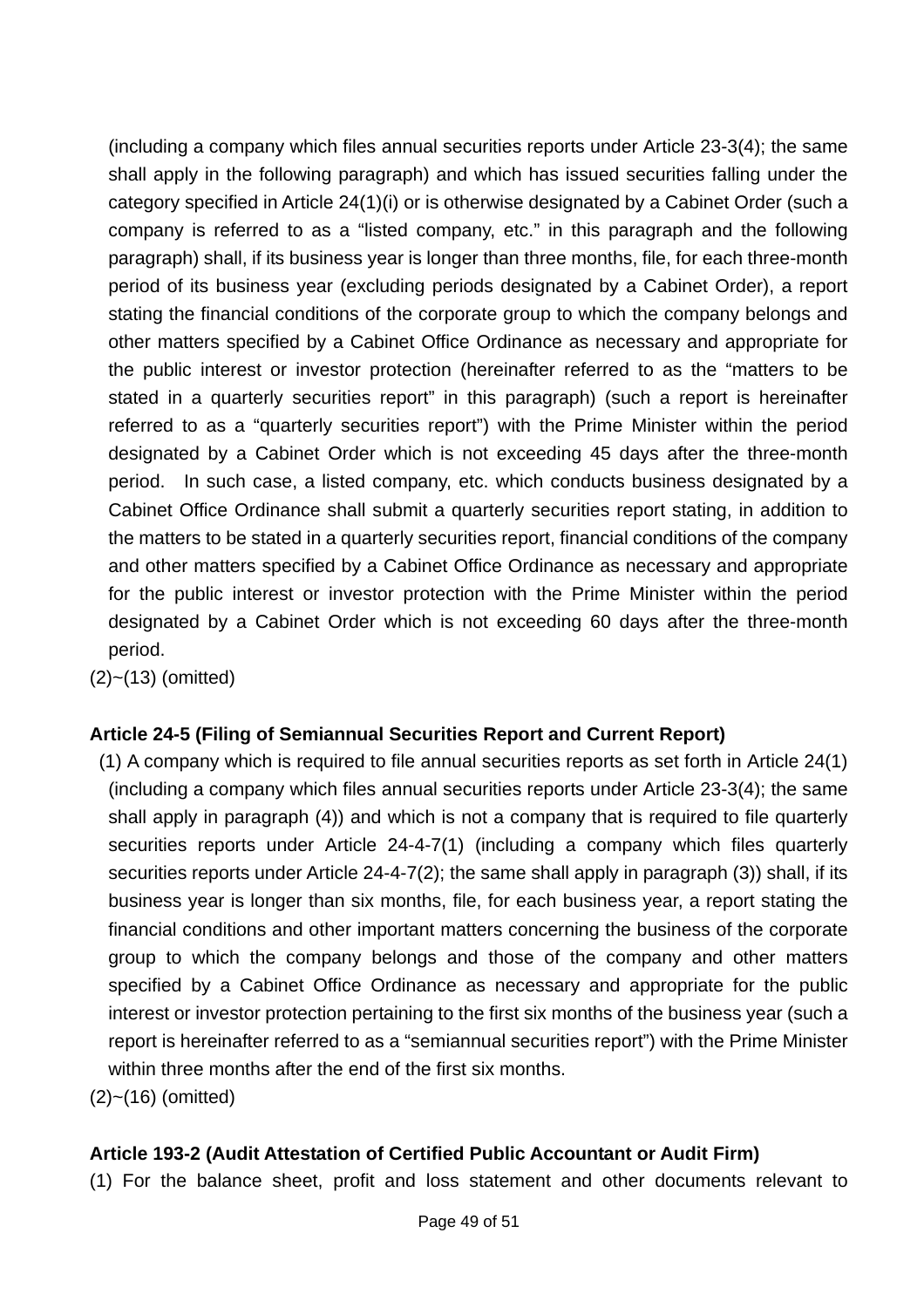(including a company which files annual securities reports under Article 23-3(4); the same shall apply in the following paragraph) and which has issued securities falling under the category specified in Article 24(1)(i) or is otherwise designated by a Cabinet Order (such a company is referred to as a "listed company, etc." in this paragraph and the following paragraph) shall, if its business year is longer than three months, file, for each three-month period of its business year (excluding periods designated by a Cabinet Order), a report stating the financial conditions of the corporate group to which the company belongs and other matters specified by a Cabinet Office Ordinance as necessary and appropriate for the public interest or investor protection (hereinafter referred to as the "matters to be stated in a quarterly securities report" in this paragraph) (such a report is hereinafter referred to as a "quarterly securities report") with the Prime Minister within the period designated by a Cabinet Order which is not exceeding 45 days after the three-month period. In such case, a listed company, etc. which conducts business designated by a Cabinet Office Ordinance shall submit a quarterly securities report stating, in addition to the matters to be stated in a quarterly securities report, financial conditions of the company and other matters specified by a Cabinet Office Ordinance as necessary and appropriate for the public interest or investor protection with the Prime Minister within the period designated by a Cabinet Order which is not exceeding 60 days after the three-month period.

(2)~(13) (omitted)

**Article 24-5 (Filing of Semiannual Securities Report and Current Report)**

(1) A company which is required to file annual securities reports as set forth in Article 24(1) (including a company which files annual securities reports under Article 23-3(4); the same shall apply in paragraph (4)) and which is not a company that is required to file quarterly securities reports under Article 24-4-7(1) (including a company which files quarterly securities reports under Article 24-4-7(2); the same shall apply in paragraph (3)) shall, if its business year is longer than six months, file, for each business year, a report stating the financial conditions and other important matters concerning the business of the corporate group to which the company belongs and those of the company and other matters specified by a Cabinet Office Ordinance as necessary and appropriate for the public interest or investor protection pertaining to the first six months of the business year (such a report is hereinafter referred to as a "semiannual securities report") with the Prime Minister within three months after the end of the first six months.

(2)~(16) (omitted)

**Article 193-2 (Audit Attestation of Certified Public Accountant or Audit Firm)**

(1) For the balance sheet, profit and loss statement and other documents relevant to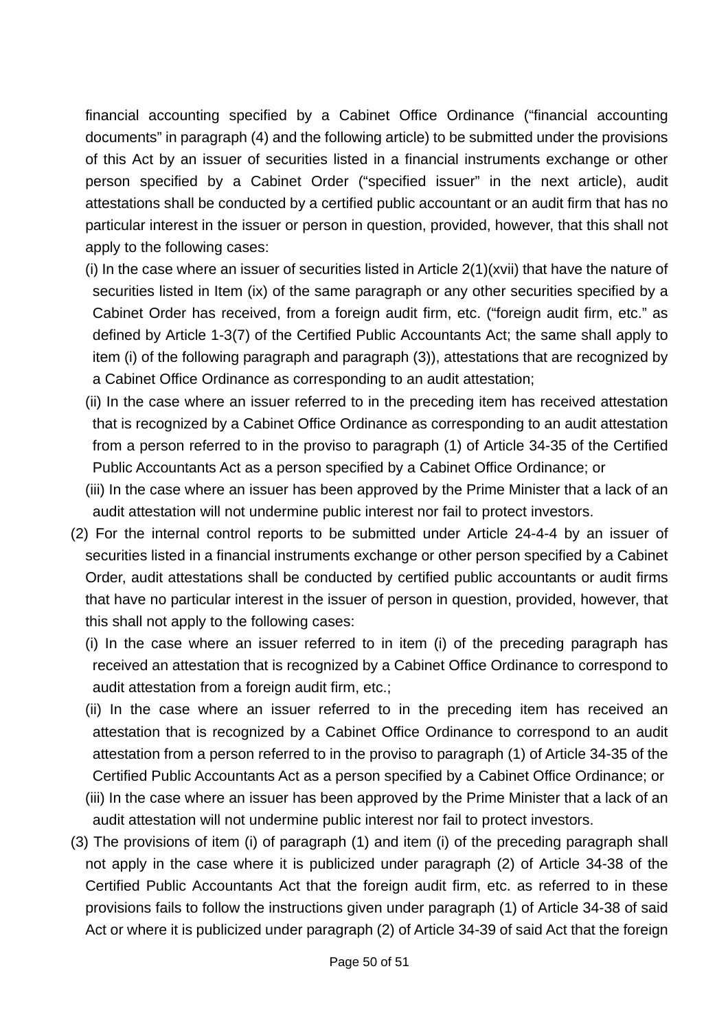financial accounting specified by a Cabinet Office Ordinance ("financial accounting documents" in paragraph (4) and the following article) to be submitted under the provisions of this Act by an issuer of securities listed in a financial instruments exchange or other person specified by a Cabinet Order ("specified issuer" in the next article), audit attestations shall be conducted by a certified public accountant or an audit firm that has no particular interest in the issuer or person in question, provided, however, that this shall not apply to the following cases:

(i) In the case where an issuer of securities listed in Article 2(1)(xvii) that have the nature of securities listed in Item (ix) of the same paragraph or any other securities specified by a Cabinet Order has received, from a foreign audit firm, etc. ("foreign audit firm, etc." as defined by Article 1-3(7) of the Certified Public Accountants Act; the same shall apply to item (i) of the following paragraph and paragraph (3)), attestations that are recognized by a Cabinet Office Ordinance as corresponding to an audit attestation;

(ii) In the case where an issuer referred to in the preceding item has received attestation that is recognized by a Cabinet Office Ordinance as corresponding to an audit attestation from a person referred to in the proviso to paragraph (1) of Article 34-35 of the Certified Public Accountants Act as a person specified by a Cabinet Office Ordinance; or

(iii) In the case where an issuer has been approved by the Prime Minister that a lack of an audit attestation will not undermine public interest nor fail to protect investors.

(2) For the internal control reports to be submitted under Article 24-4-4 by an issuer of securities listed in a financial instruments exchange or other person specified by a Cabinet Order, audit attestations shall be conducted by certified public accountants or audit firms that have no particular interest in the issuer of person in question, provided, however, that this shall not apply to the following cases:

(i) In the case where an issuer referred to in item (i) of the preceding paragraph has received an attestation that is recognized by a Cabinet Office Ordinance to correspond to audit attestation from a foreign audit firm, etc.;

(ii) In the case where an issuer referred to in the preceding item has received an attestation that is recognized by a Cabinet Office Ordinance to correspond to an audit attestation from a person referred to in the proviso to paragraph (1) of Article 34-35 of the Certified Public Accountants Act as a person specified by a Cabinet Office Ordinance; or

(iii) In the case where an issuer has been approved by the Prime Minister that a lack of an audit attestation will not undermine public interest nor fail to protect investors.

(3) The provisions of item (i) of paragraph (1) and item (i) of the preceding paragraph shall not apply in the case where it is publicized under paragraph (2) of Article 34-38 of the Certified Public Accountants Act that the foreign audit firm, etc. as referred to in these provisions fails to follow the instructions given under paragraph (1) of Article 34-38 of said Act or where it is publicized under paragraph (2) of Article 34-39 of said Act that the foreign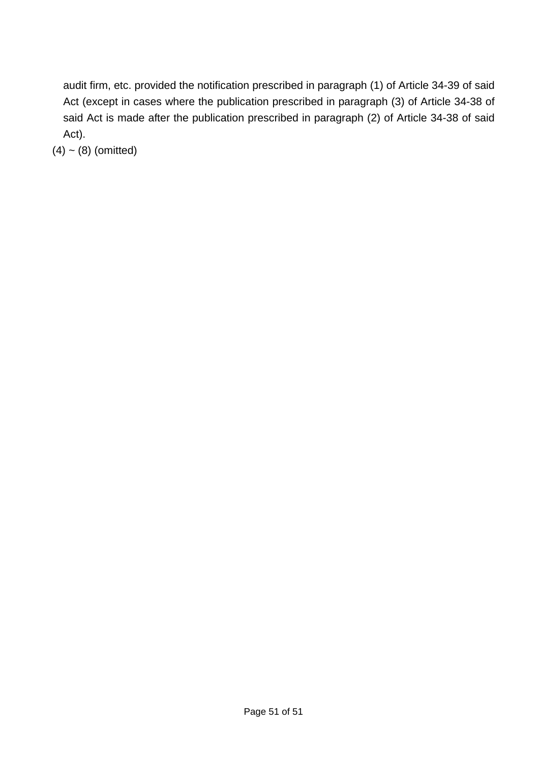audit firm, etc. provided the notification prescribed in paragraph (1) of Article 34-39 of said Act (except in cases where the publication prescribed in paragraph (3) of Article 34-38 of said Act is made after the publication prescribed in paragraph (2) of Article 34-38 of said Act).

(4) ~ (8) (omitted)